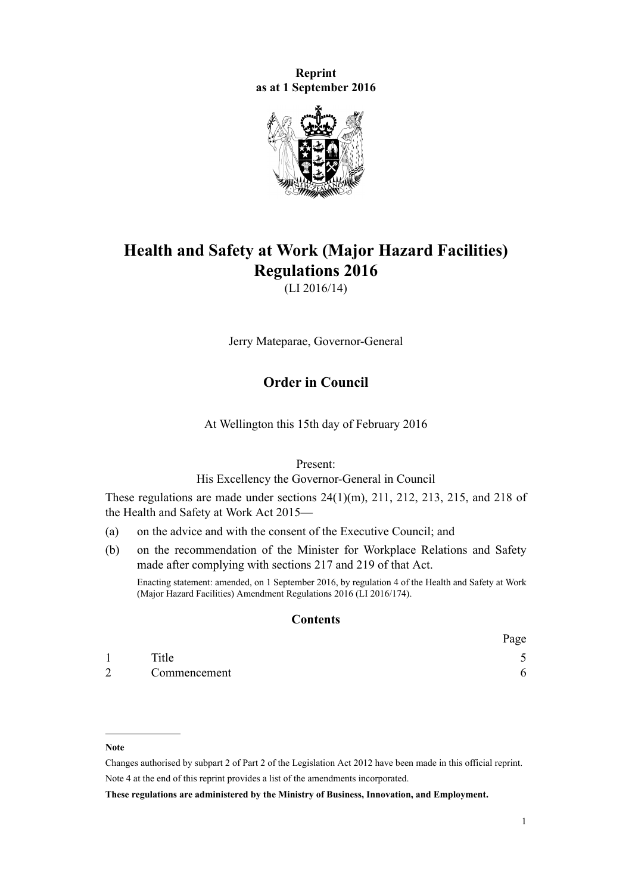**Reprint**
**as at 1 September 2016**

# Health and Safety at Work (Major Hazard Facilities) Regulations 2016

(LI 2016/14)

Jerry Mateparae, Governor-General

## Order in Council

At Wellington this 15th day of February 2016

Present:
His Excellency the Governor-General in Council

These regulations are made under sections 24(1)(m), 211, 212, 213, 215, and 218 of the Health and Safety at Work Act 2015—

(a) on the advice and with the consent of the Executive Council; and

(b) on the recommendation of the Minister for Workplace Relations and Safety made after complying with sections 217 and 219 of that Act.

Enacting statement: amended, on 1 September 2016, by regulation 4 of the Health and Safety at Work (Major Hazard Facilities) Amendment Regulations 2016 (LI 2016/174).

### Contents

| | | Page |
|---|---|---|
| 1 | Title | 5 |
| 2 | Commencement | 6 |

**Note**

Changes authorised by subpart 2 of Part 2 of the Legislation Act 2012 have been made in this official reprint.
Note 4 at the end of this reprint provides a list of the amendments incorporated.

**These regulations are administered by the Ministry of Business, Innovation, and Employment.**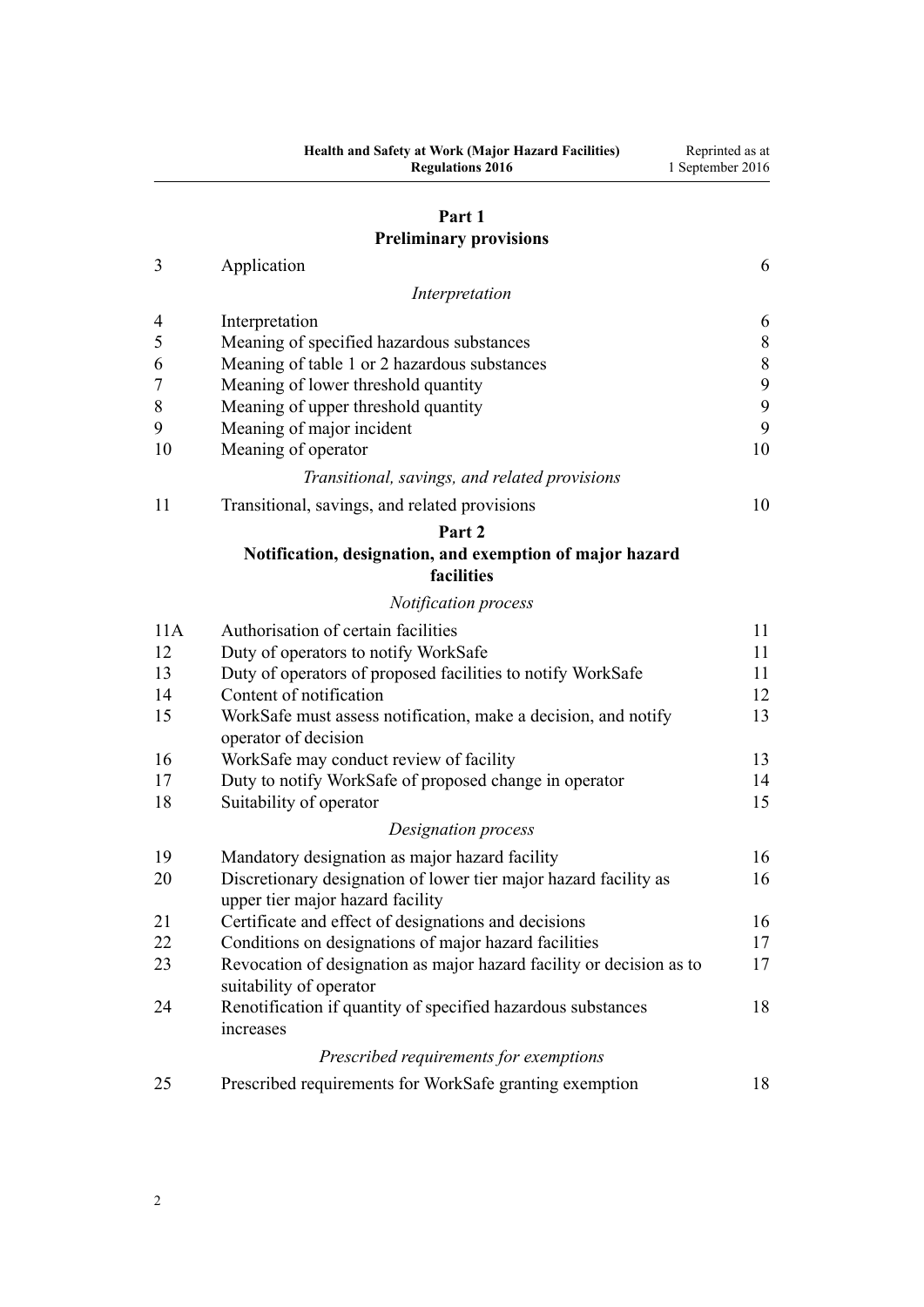## Part 1
## Preliminary provisions

| | | |
|---|---|---|
| 3 | Application | 6 |
| | *Interpretation* | |
| 4 | Interpretation | 6 |
| 5 | Meaning of specified hazardous substances | 8 |
| 6 | Meaning of table 1 or 2 hazardous substances | 8 |
| 7 | Meaning of lower threshold quantity | 9 |
| 8 | Meaning of upper threshold quantity | 9 |
| 9 | Meaning of major incident | 9 |
| 10 | Meaning of operator | 10 |
| | *Transitional, savings, and related provisions* | |
| 11 | Transitional, savings, and related provisions | 10 |

## Part 2
## Notification, designation, and exemption of major hazard facilities

| | | |
|---|---|---|
| | *Notification process* | |
| 11A | Authorisation of certain facilities | 11 |
| 12 | Duty of operators to notify WorkSafe | 11 |
| 13 | Duty of operators of proposed facilities to notify WorkSafe | 11 |
| 14 | Content of notification | 12 |
| 15 | WorkSafe must assess notification, make a decision, and notify operator of decision | 13 |
| 16 | WorkSafe may conduct review of facility | 13 |
| 17 | Duty to notify WorkSafe of proposed change in operator | 14 |
| 18 | Suitability of operator | 15 |
| | *Designation process* | |
| 19 | Mandatory designation as major hazard facility | 16 |
| 20 | Discretionary designation of lower tier major hazard facility as upper tier major hazard facility | 16 |
| 21 | Certificate and effect of designations and decisions | 16 |
| 22 | Conditions on designations of major hazard facilities | 17 |
| 23 | Revocation of designation as major hazard facility or decision as to suitability of operator | 17 |
| 24 | Renotification if quantity of specified hazardous substances increases | 18 |
| | *Prescribed requirements for exemptions* | |
| 25 | Prescribed requirements for WorkSafe granting exemption | 18 |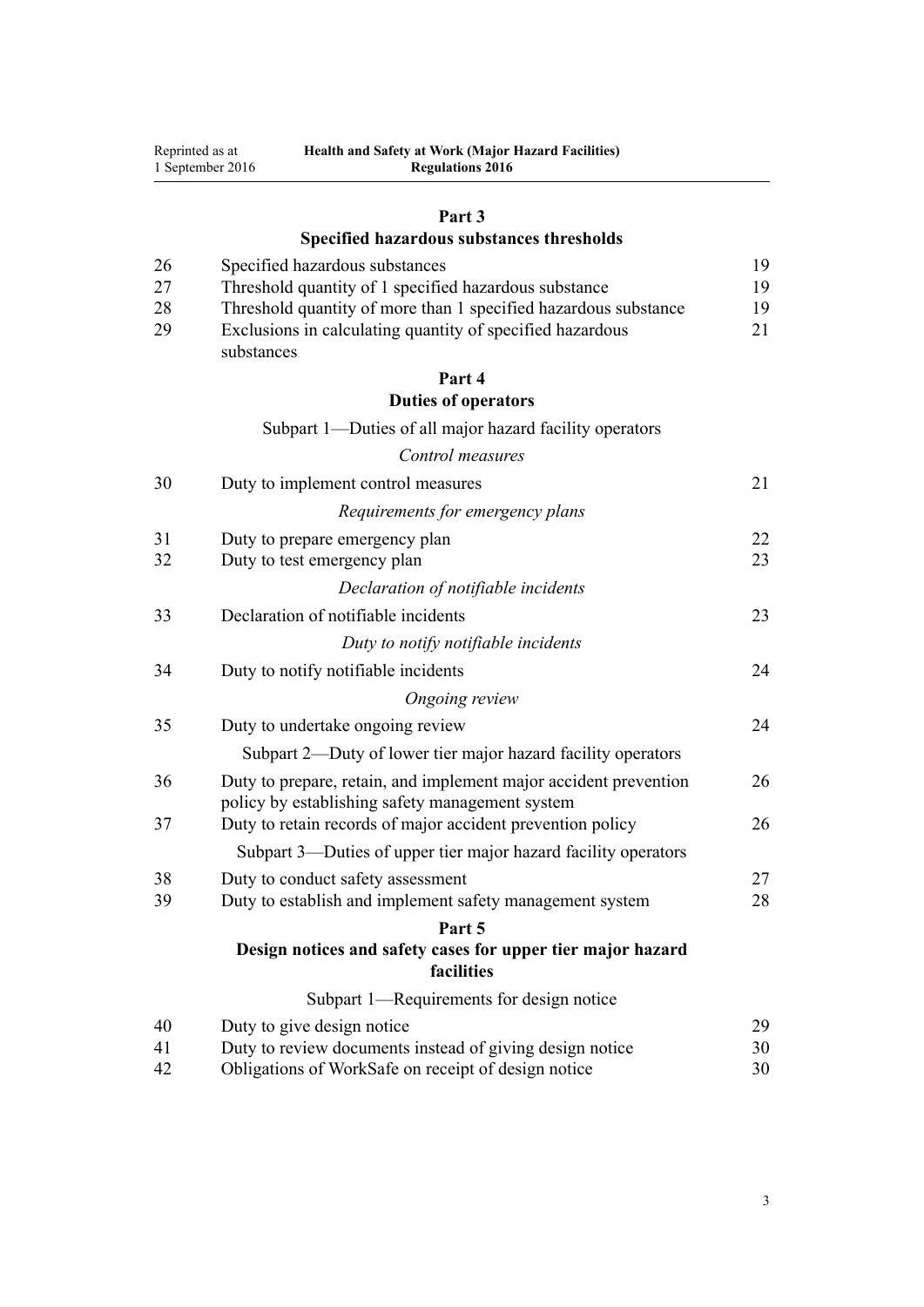## Part 3
## Specified hazardous substances thresholds

| | | |
|---|---|---|
| 26 | Specified hazardous substances | 19 |
| 27 | Threshold quantity of 1 specified hazardous substance | 19 |
| 28 | Threshold quantity of more than 1 specified hazardous substance | 19 |
| 29 | Exclusions in calculating quantity of specified hazardous substances | 21 |

## Part 4
## Duties of operators

### Subpart 1—Duties of all major hazard facility operators

*Control measures*

| | | |
|---|---|---|
| 30 | Duty to implement control measures | 21 |

*Requirements for emergency plans*

| | | |
|---|---|---|
| 31 | Duty to prepare emergency plan | 22 |
| 32 | Duty to test emergency plan | 23 |

*Declaration of notifiable incidents*

| | | |
|---|---|---|
| 33 | Declaration of notifiable incidents | 23 |

*Duty to notify notifiable incidents*

| | | |
|---|---|---|
| 34 | Duty to notify notifiable incidents | 24 |

*Ongoing review*

| | | |
|---|---|---|
| 35 | Duty to undertake ongoing review | 24 |

### Subpart 2—Duty of lower tier major hazard facility operators

| | | |
|---|---|---|
| 36 | Duty to prepare, retain, and implement major accident prevention policy by establishing safety management system | 26 |
| 37 | Duty to retain records of major accident prevention policy | 26 |

### Subpart 3—Duties of upper tier major hazard facility operators

| | | |
|---|---|---|
| 38 | Duty to conduct safety assessment | 27 |
| 39 | Duty to establish and implement safety management system | 28 |

## Part 5
## Design notices and safety cases for upper tier major hazard facilities

### Subpart 1—Requirements for design notice

| | | |
|---|---|---|
| 40 | Duty to give design notice | 29 |
| 41 | Duty to review documents instead of giving design notice | 30 |
| 42 | Obligations of WorkSafe on receipt of design notice | 30 |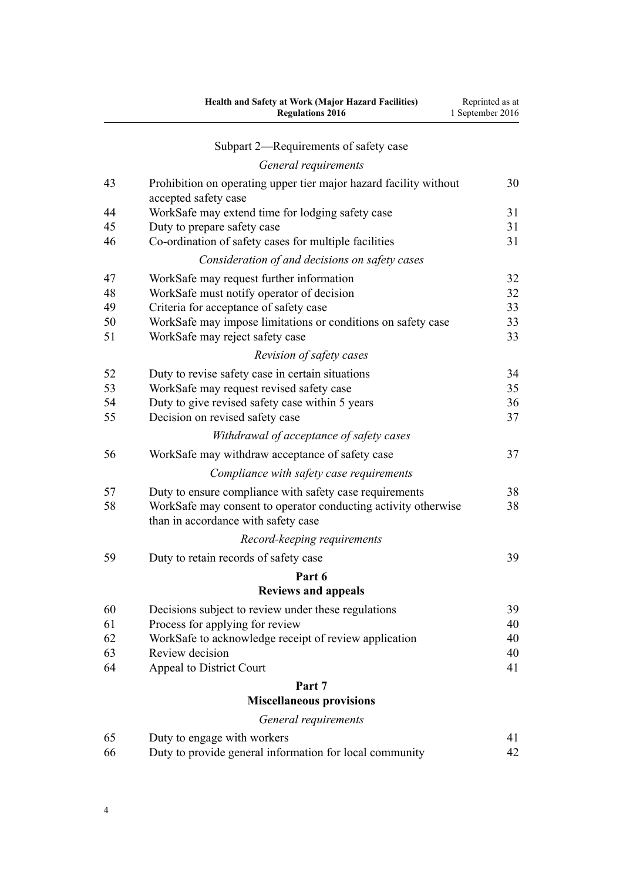Subpart 2—Requirements of safety case

*General requirements*

| | | |
|---|---|---|
| 43 | Prohibition on operating upper tier major hazard facility without accepted safety case | 30 |
| 44 | WorkSafe may extend time for lodging safety case | 31 |
| 45 | Duty to prepare safety case | 31 |
| 46 | Co-ordination of safety cases for multiple facilities | 31 |

*Consideration of and decisions on safety cases*

| | | |
|---|---|---|
| 47 | WorkSafe may request further information | 32 |
| 48 | WorkSafe must notify operator of decision | 32 |
| 49 | Criteria for acceptance of safety case | 33 |
| 50 | WorkSafe may impose limitations or conditions on safety case | 33 |
| 51 | WorkSafe may reject safety case | 33 |

*Revision of safety cases*

| | | |
|---|---|---|
| 52 | Duty to revise safety case in certain situations | 34 |
| 53 | WorkSafe may request revised safety case | 35 |
| 54 | Duty to give revised safety case within 5 years | 36 |
| 55 | Decision on revised safety case | 37 |

*Withdrawal of acceptance of safety cases*

| | | |
|---|---|---|
| 56 | WorkSafe may withdraw acceptance of safety case | 37 |

*Compliance with safety case requirements*

| | | |
|---|---|---|
| 57 | Duty to ensure compliance with safety case requirements | 38 |
| 58 | WorkSafe may consent to operator conducting activity otherwise than in accordance with safety case | 38 |

*Record-keeping requirements*

| | | |
|---|---|---|
| 59 | Duty to retain records of safety case | 39 |

**Part 6**
**Reviews and appeals**

| | | |
|---|---|---|
| 60 | Decisions subject to review under these regulations | 39 |
| 61 | Process for applying for review | 40 |
| 62 | WorkSafe to acknowledge receipt of review application | 40 |
| 63 | Review decision | 40 |
| 64 | Appeal to District Court | 41 |

**Part 7**
**Miscellaneous provisions**

*General requirements*

| | | |
|---|---|---|
| 65 | Duty to engage with workers | 41 |
| 66 | Duty to provide general information for local community | 42 |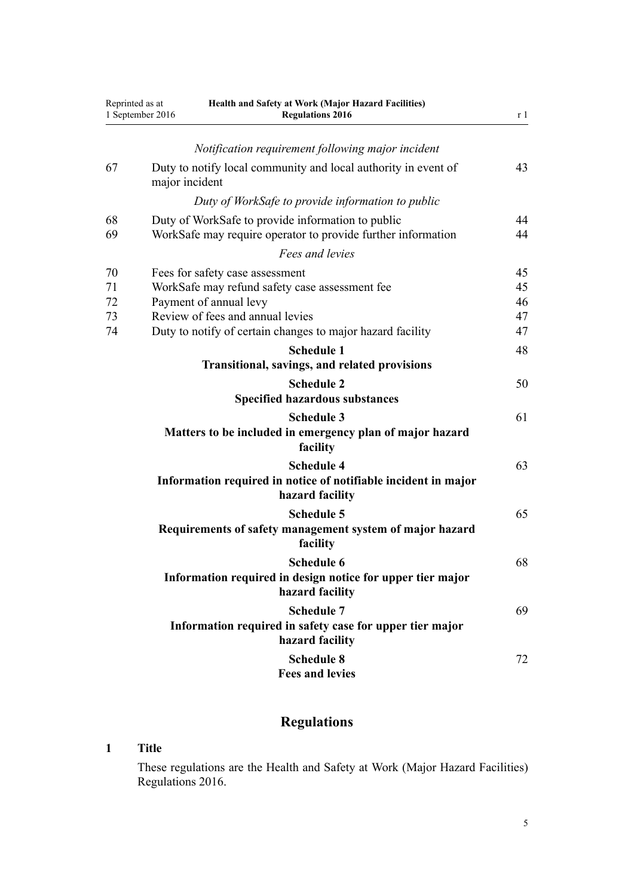*Notification requirement following major incident*

| | | |
|---|---|---|
| 67 | Duty to notify local community and local authority in event of major incident | 43 |

*Duty of WorkSafe to provide information to public*

| | | |
|---|---|---|
| 68 | Duty of WorkSafe to provide information to public | 44 |
| 69 | WorkSafe may require operator to provide further information | 44 |

*Fees and levies*

| | | |
|---|---|---|
| 70 | Fees for safety case assessment | 45 |
| 71 | WorkSafe may refund safety case assessment fee | 45 |
| 72 | Payment of annual levy | 46 |
| 73 | Review of fees and annual levies | 47 |
| 74 | Duty to notify of certain changes to major hazard facility | 47 |

**Schedule 1** — 48
**Transitional, savings, and related provisions**

**Schedule 2** — 50
**Specified hazardous substances**

**Schedule 3** — 61
**Matters to be included in emergency plan of major hazard facility**

**Schedule 4** — 63
**Information required in notice of notifiable incident in major hazard facility**

**Schedule 5** — 65
**Requirements of safety management system of major hazard facility**

**Schedule 6** — 68
**Information required in design notice for upper tier major hazard facility**

**Schedule 7** — 69
**Information required in safety case for upper tier major hazard facility**

**Schedule 8** — 72
**Fees and levies**

# Regulations

## 1 Title

These regulations are the Health and Safety at Work (Major Hazard Facilities) Regulations 2016.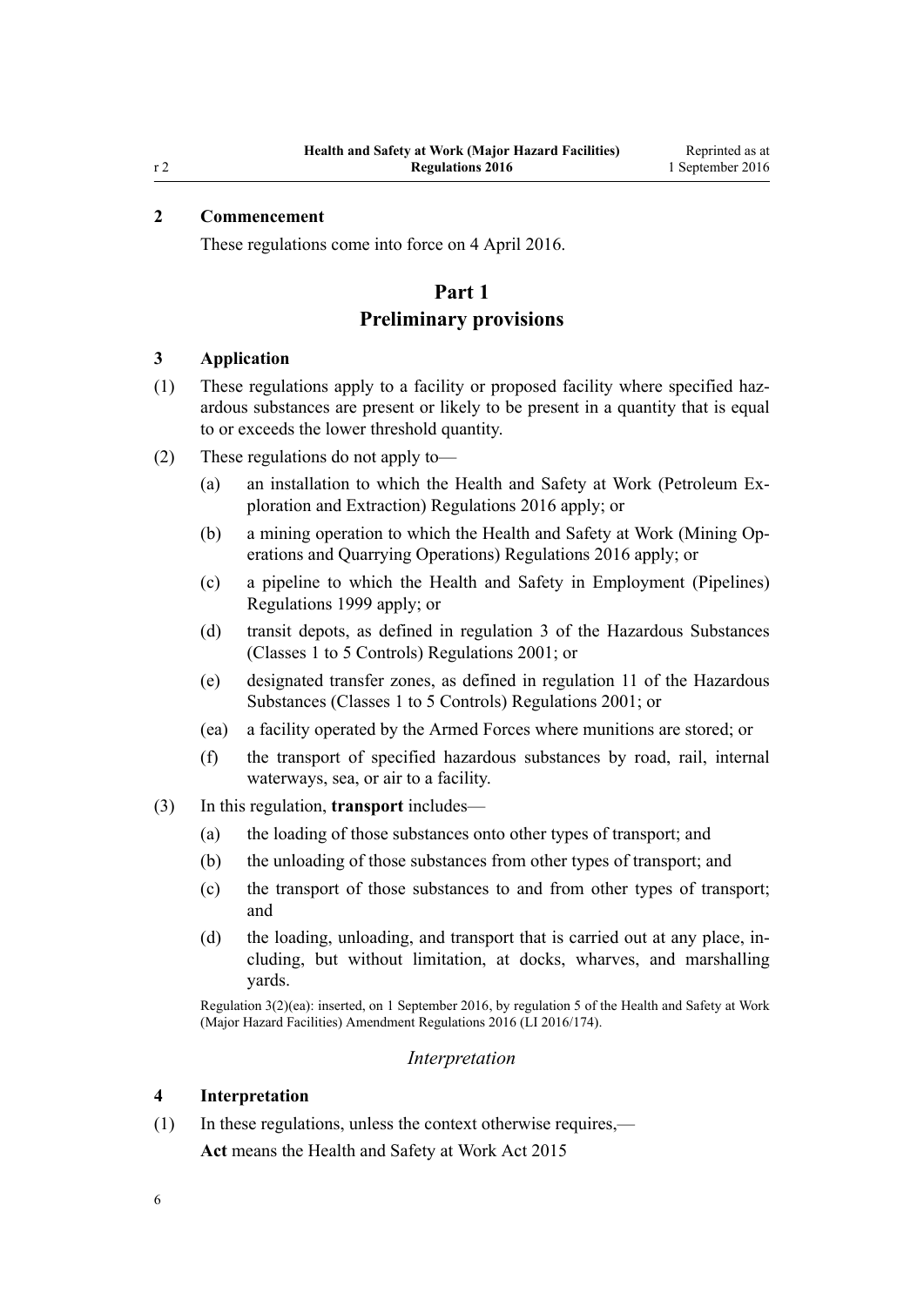### 2 Commencement

These regulations come into force on 4 April 2016.

## Part 1
## Preliminary provisions

### 3 Application

(1) These regulations apply to a facility or proposed facility where specified hazardous substances are present or likely to be present in a quantity that is equal to or exceeds the lower threshold quantity.

(2) These regulations do not apply to—

- (a) an installation to which the Health and Safety at Work (Petroleum Exploration and Extraction) Regulations 2016 apply; or
- (b) a mining operation to which the Health and Safety at Work (Mining Operations and Quarrying Operations) Regulations 2016 apply; or
- (c) a pipeline to which the Health and Safety in Employment (Pipelines) Regulations 1999 apply; or
- (d) transit depots, as defined in regulation 3 of the Hazardous Substances (Classes 1 to 5 Controls) Regulations 2001; or
- (e) designated transfer zones, as defined in regulation 11 of the Hazardous Substances (Classes 1 to 5 Controls) Regulations 2001; or
- (ea) a facility operated by the Armed Forces where munitions are stored; or
- (f) the transport of specified hazardous substances by road, rail, internal waterways, sea, or air to a facility.

(3) In this regulation, **transport** includes—

- (a) the loading of those substances onto other types of transport; and
- (b) the unloading of those substances from other types of transport; and
- (c) the transport of those substances to and from other types of transport; and
- (d) the loading, unloading, and transport that is carried out at any place, including, but without limitation, at docks, wharves, and marshalling yards.

Regulation 3(2)(ea): inserted, on 1 September 2016, by regulation 5 of the Health and Safety at Work (Major Hazard Facilities) Amendment Regulations 2016 (LI 2016/174).

*Interpretation*

### 4 Interpretation

(1) In these regulations, unless the context otherwise requires,—

**Act** means the Health and Safety at Work Act 2015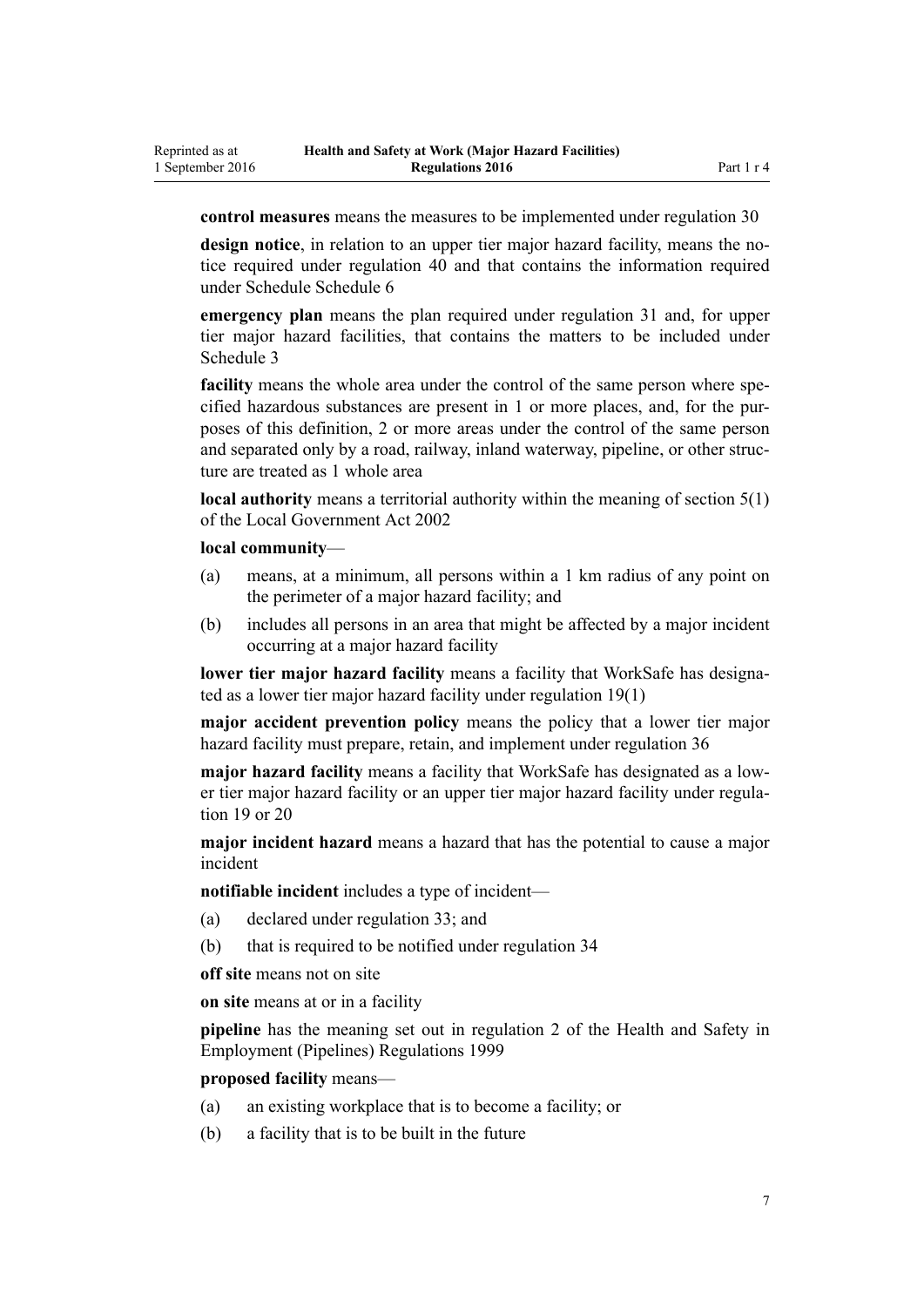**control measures** means the measures to be implemented under regulation 30

**design notice**, in relation to an upper tier major hazard facility, means the notice required under regulation 40 and that contains the information required under Schedule Schedule 6

**emergency plan** means the plan required under regulation 31 and, for upper tier major hazard facilities, that contains the matters to be included under Schedule 3

**facility** means the whole area under the control of the same person where specified hazardous substances are present in 1 or more places, and, for the purposes of this definition, 2 or more areas under the control of the same person and separated only by a road, railway, inland waterway, pipeline, or other structure are treated as 1 whole area

**local authority** means a territorial authority within the meaning of section 5(1) of the Local Government Act 2002

**local community**—

- (a) means, at a minimum, all persons within a 1 km radius of any point on the perimeter of a major hazard facility; and
- (b) includes all persons in an area that might be affected by a major incident occurring at a major hazard facility

**lower tier major hazard facility** means a facility that WorkSafe has designated as a lower tier major hazard facility under regulation 19(1)

**major accident prevention policy** means the policy that a lower tier major hazard facility must prepare, retain, and implement under regulation 36

**major hazard facility** means a facility that WorkSafe has designated as a lower tier major hazard facility or an upper tier major hazard facility under regulation 19 or 20

**major incident hazard** means a hazard that has the potential to cause a major incident

**notifiable incident** includes a type of incident—

- (a) declared under regulation 33; and
- (b) that is required to be notified under regulation 34

**off site** means not on site

**on site** means at or in a facility

**pipeline** has the meaning set out in regulation 2 of the Health and Safety in Employment (Pipelines) Regulations 1999

**proposed facility** means—

- (a) an existing workplace that is to become a facility; or
- (b) a facility that is to be built in the future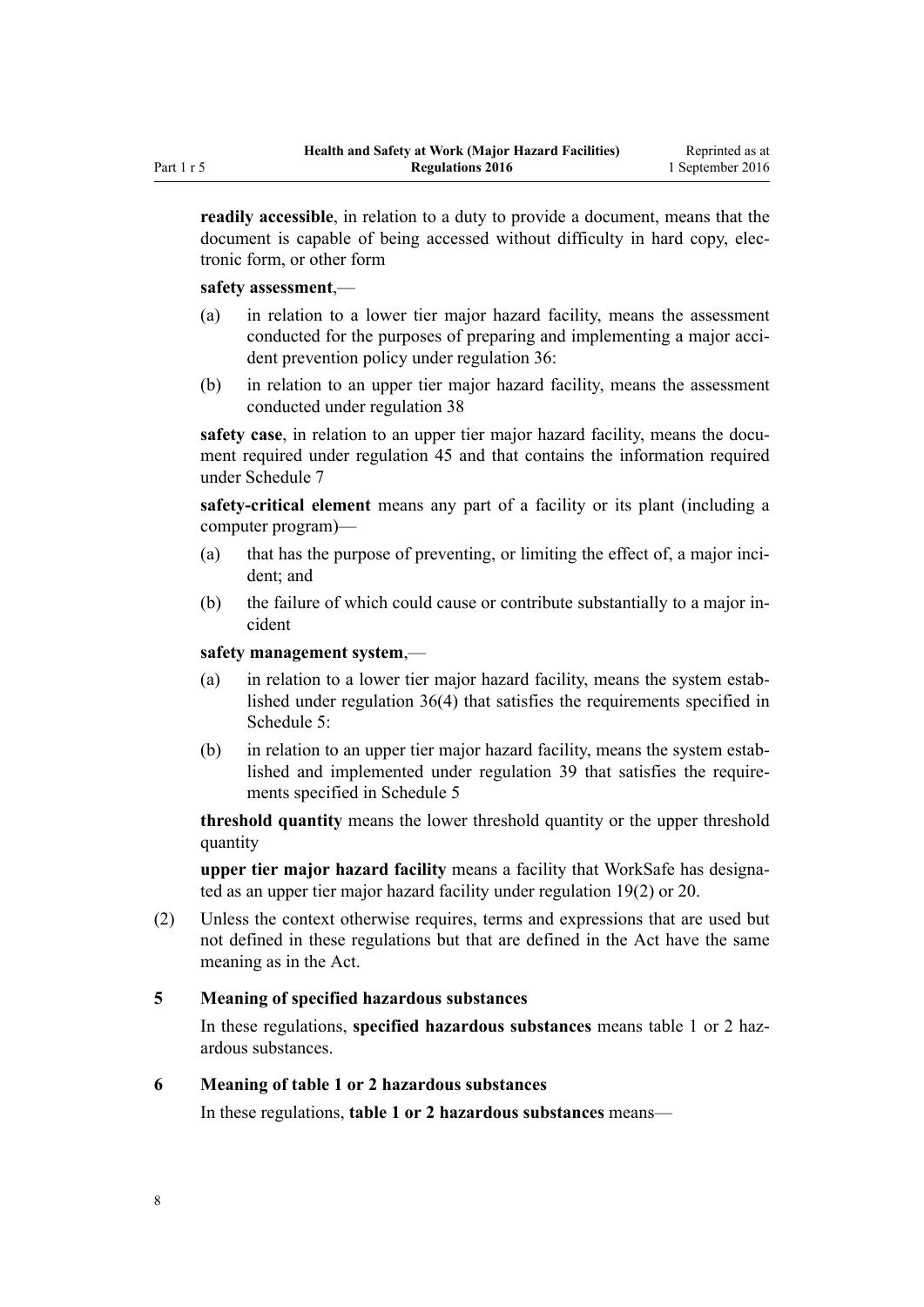**readily accessible**, in relation to a duty to provide a document, means that the document is capable of being accessed without difficulty in hard copy, electronic form, or other form

**safety assessment**,—

(a) in relation to a lower tier major hazard facility, means the assessment conducted for the purposes of preparing and implementing a major accident prevention policy under regulation 36:

(b) in relation to an upper tier major hazard facility, means the assessment conducted under regulation 38

**safety case**, in relation to an upper tier major hazard facility, means the document required under regulation 45 and that contains the information required under Schedule 7

**safety-critical element** means any part of a facility or its plant (including a computer program)—

(a) that has the purpose of preventing, or limiting the effect of, a major incident; and

(b) the failure of which could cause or contribute substantially to a major incident

**safety management system**,—

(a) in relation to a lower tier major hazard facility, means the system established under regulation 36(4) that satisfies the requirements specified in Schedule 5:

(b) in relation to an upper tier major hazard facility, means the system established and implemented under regulation 39 that satisfies the requirements specified in Schedule 5

**threshold quantity** means the lower threshold quantity or the upper threshold quantity

**upper tier major hazard facility** means a facility that WorkSafe has designated as an upper tier major hazard facility under regulation 19(2) or 20.

(2) Unless the context otherwise requires, terms and expressions that are used but not defined in these regulations but that are defined in the Act have the same meaning as in the Act.

### 5 Meaning of specified hazardous substances

In these regulations, **specified hazardous substances** means table 1 or 2 hazardous substances.

### 6 Meaning of table 1 or 2 hazardous substances

In these regulations, **table 1 or 2 hazardous substances** means—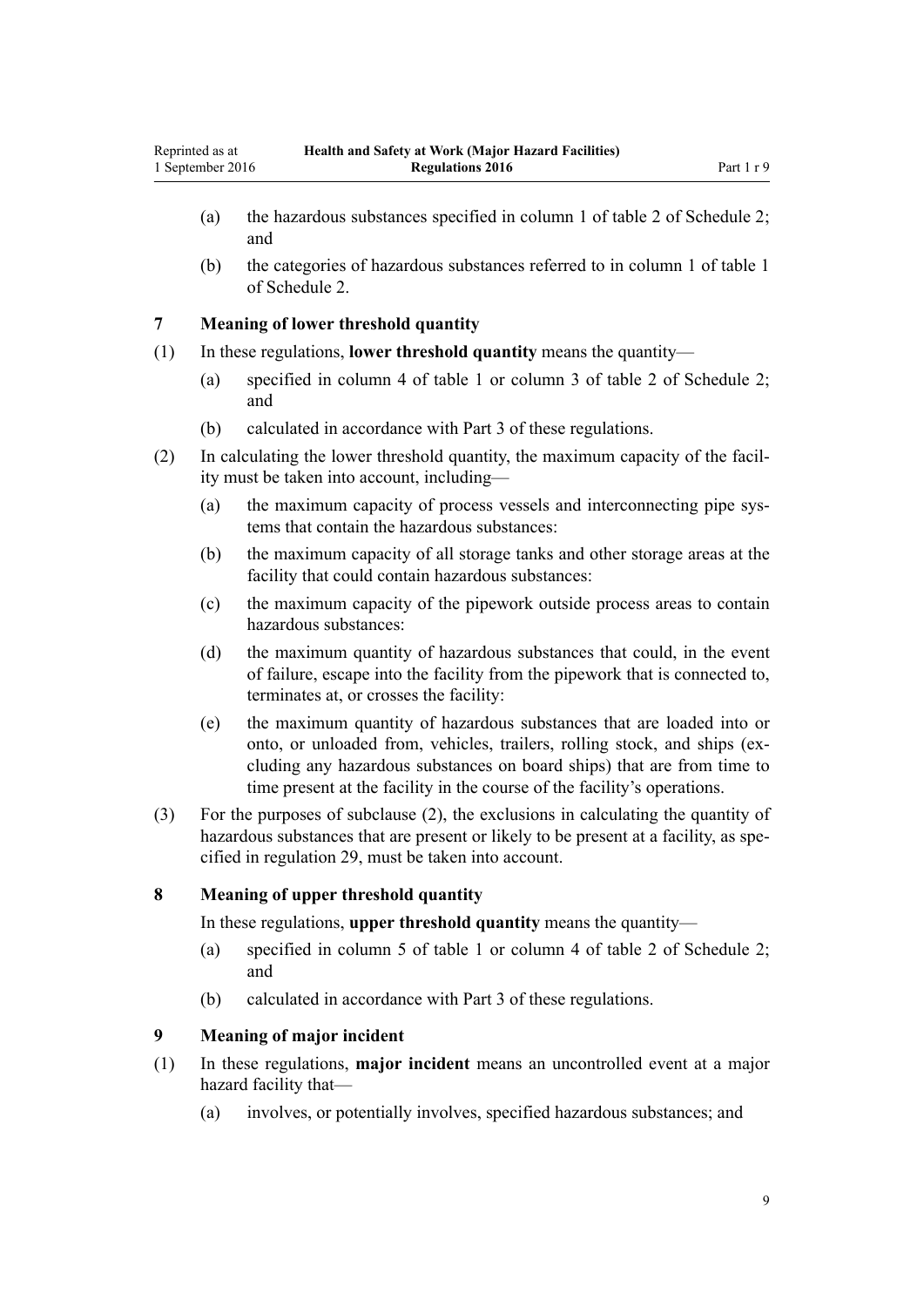(a) the hazardous substances specified in column 1 of table 2 of Schedule 2; and

(b) the categories of hazardous substances referred to in column 1 of table 1 of Schedule 2.

### 7 Meaning of lower threshold quantity

(1) In these regulations, **lower threshold quantity** means the quantity—

(a) specified in column 4 of table 1 or column 3 of table 2 of Schedule 2; and

(b) calculated in accordance with Part 3 of these regulations.

(2) In calculating the lower threshold quantity, the maximum capacity of the facility must be taken into account, including—

(a) the maximum capacity of process vessels and interconnecting pipe systems that contain the hazardous substances:

(b) the maximum capacity of all storage tanks and other storage areas at the facility that could contain hazardous substances:

(c) the maximum capacity of the pipework outside process areas to contain hazardous substances:

(d) the maximum quantity of hazardous substances that could, in the event of failure, escape into the facility from the pipework that is connected to, terminates at, or crosses the facility:

(e) the maximum quantity of hazardous substances that are loaded into or onto, or unloaded from, vehicles, trailers, rolling stock, and ships (excluding any hazardous substances on board ships) that are from time to time present at the facility in the course of the facility's operations.

(3) For the purposes of subclause (2), the exclusions in calculating the quantity of hazardous substances that are present or likely to be present at a facility, as specified in regulation 29, must be taken into account.

### 8 Meaning of upper threshold quantity

In these regulations, **upper threshold quantity** means the quantity—

(a) specified in column 5 of table 1 or column 4 of table 2 of Schedule 2; and

(b) calculated in accordance with Part 3 of these regulations.

### 9 Meaning of major incident

(1) In these regulations, **major incident** means an uncontrolled event at a major hazard facility that—

(a) involves, or potentially involves, specified hazardous substances; and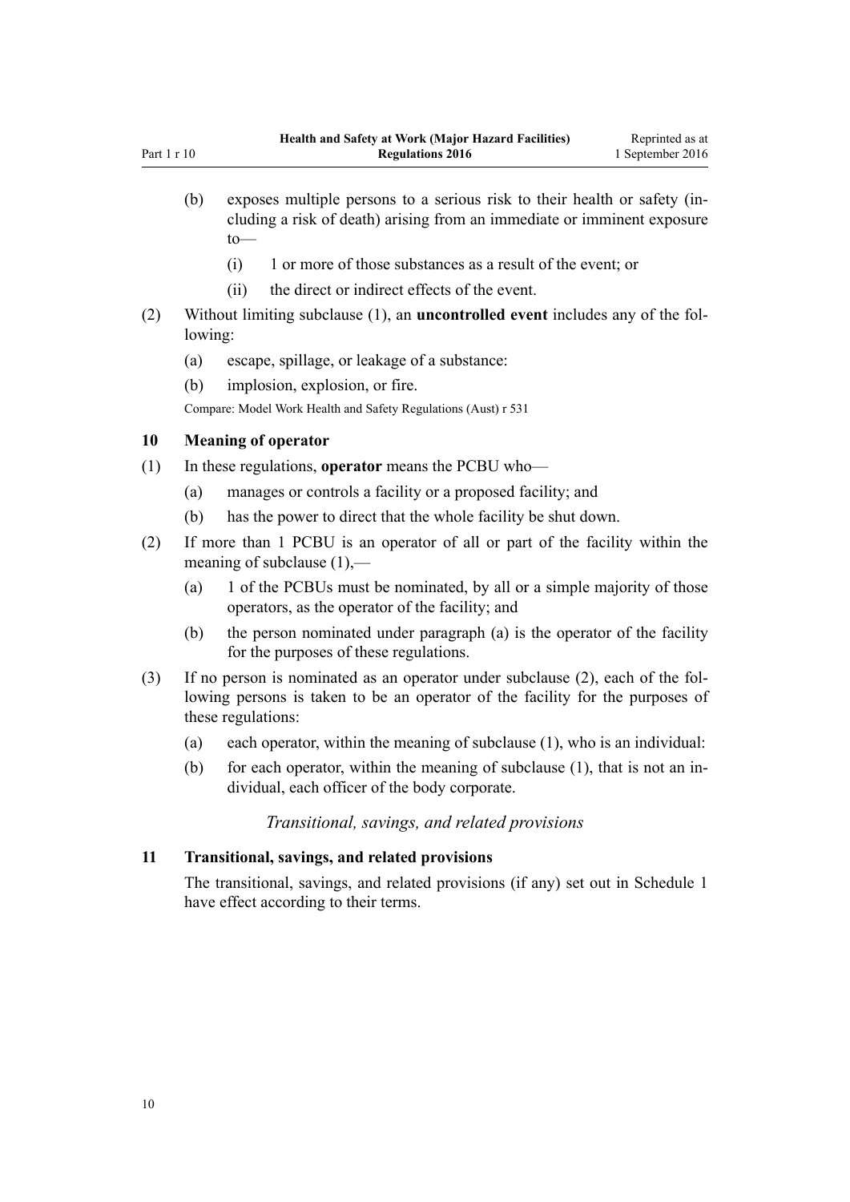(b) exposes multiple persons to a serious risk to their health or safety (including a risk of death) arising from an immediate or imminent exposure to—

  (i) 1 or more of those substances as a result of the event; or

  (ii) the direct or indirect effects of the event.

(2) Without limiting subclause (1), an **uncontrolled event** includes any of the following:

  (a) escape, spillage, or leakage of a substance:

  (b) implosion, explosion, or fire.

Compare: Model Work Health and Safety Regulations (Aust) r 531

### 10 Meaning of operator

(1) In these regulations, **operator** means the PCBU who—

  (a) manages or controls a facility or a proposed facility; and

  (b) has the power to direct that the whole facility be shut down.

(2) If more than 1 PCBU is an operator of all or part of the facility within the meaning of subclause (1),—

  (a) 1 of the PCBUs must be nominated, by all or a simple majority of those operators, as the operator of the facility; and

  (b) the person nominated under paragraph (a) is the operator of the facility for the purposes of these regulations.

(3) If no person is nominated as an operator under subclause (2), each of the following persons is taken to be an operator of the facility for the purposes of these regulations:

  (a) each operator, within the meaning of subclause (1), who is an individual:

  (b) for each operator, within the meaning of subclause (1), that is not an individual, each officer of the body corporate.

*Transitional, savings, and related provisions*

### 11 Transitional, savings, and related provisions

The transitional, savings, and related provisions (if any) set out in Schedule 1 have effect according to their terms.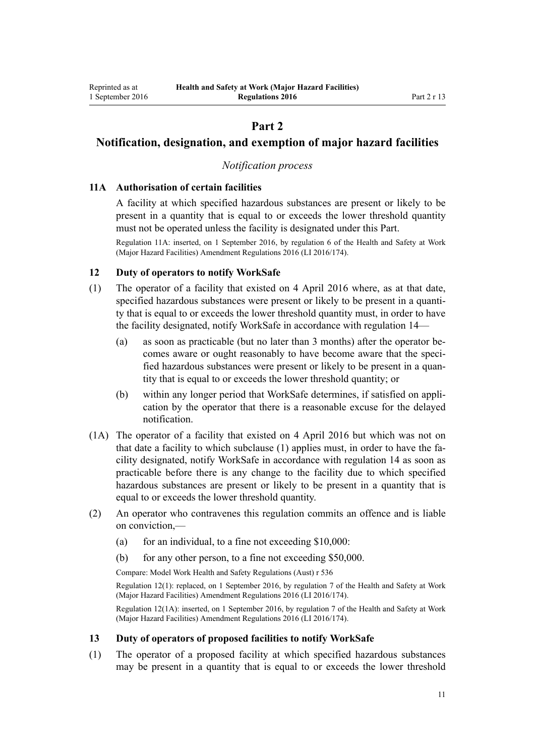# Part 2

## Notification, designation, and exemption of major hazard facilities

*Notification process*

### 11A Authorisation of certain facilities

A facility at which specified hazardous substances are present or likely to be present in a quantity that is equal to or exceeds the lower threshold quantity must not be operated unless the facility is designated under this Part.

Regulation 11A: inserted, on 1 September 2016, by regulation 6 of the Health and Safety at Work (Major Hazard Facilities) Amendment Regulations 2016 (LI 2016/174).

### 12 Duty of operators to notify WorkSafe

(1) The operator of a facility that existed on 4 April 2016 where, as at that date, specified hazardous substances were present or likely to be present in a quantity that is equal to or exceeds the lower threshold quantity must, in order to have the facility designated, notify WorkSafe in accordance with regulation 14—

- (a) as soon as practicable (but no later than 3 months) after the operator becomes aware or ought reasonably to have become aware that the specified hazardous substances were present or likely to be present in a quantity that is equal to or exceeds the lower threshold quantity; or
- (b) within any longer period that WorkSafe determines, if satisfied on application by the operator that there is a reasonable excuse for the delayed notification.

(1A) The operator of a facility that existed on 4 April 2016 but which was not on that date a facility to which subclause (1) applies must, in order to have the facility designated, notify WorkSafe in accordance with regulation 14 as soon as practicable before there is any change to the facility due to which specified hazardous substances are present or likely to be present in a quantity that is equal to or exceeds the lower threshold quantity.

(2) An operator who contravenes this regulation commits an offence and is liable on conviction,—

- (a) for an individual, to a fine not exceeding $10,000:
- (b) for any other person, to a fine not exceeding $50,000.

Compare: Model Work Health and Safety Regulations (Aust) r 536

Regulation 12(1): replaced, on 1 September 2016, by regulation 7 of the Health and Safety at Work (Major Hazard Facilities) Amendment Regulations 2016 (LI 2016/174).

Regulation 12(1A): inserted, on 1 September 2016, by regulation 7 of the Health and Safety at Work (Major Hazard Facilities) Amendment Regulations 2016 (LI 2016/174).

### 13 Duty of operators of proposed facilities to notify WorkSafe

(1) The operator of a proposed facility at which specified hazardous substances may be present in a quantity that is equal to or exceeds the lower threshold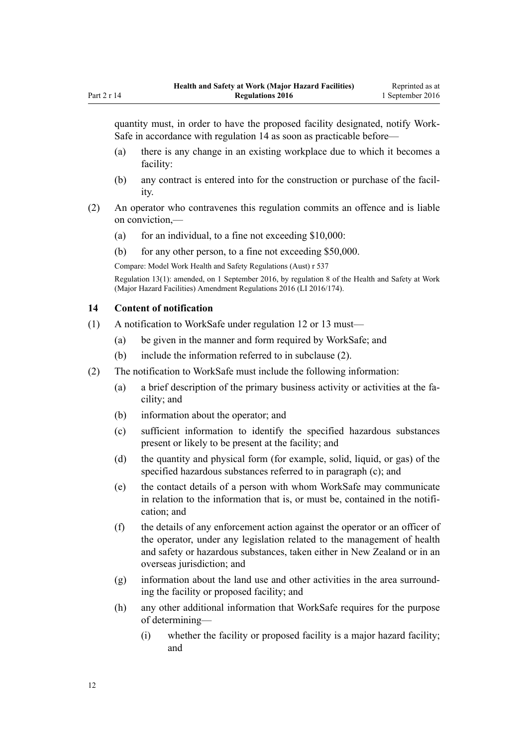quantity must, in order to have the proposed facility designated, notify WorkSafe in accordance with regulation 14 as soon as practicable before—

(a) there is any change in an existing workplace due to which it becomes a facility:

(b) any contract is entered into for the construction or purchase of the facility.

(2) An operator who contravenes this regulation commits an offence and is liable on conviction,—

(a) for an individual, to a fine not exceeding $10,000:

(b) for any other person, to a fine not exceeding $50,000.

Compare: Model Work Health and Safety Regulations (Aust) r 537

Regulation 13(1): amended, on 1 September 2016, by regulation 8 of the Health and Safety at Work (Major Hazard Facilities) Amendment Regulations 2016 (LI 2016/174).

### 14 Content of notification

(1) A notification to WorkSafe under regulation 12 or 13 must—

(a) be given in the manner and form required by WorkSafe; and

(b) include the information referred to in subclause (2).

(2) The notification to WorkSafe must include the following information:

(a) a brief description of the primary business activity or activities at the facility; and

(b) information about the operator; and

(c) sufficient information to identify the specified hazardous substances present or likely to be present at the facility; and

(d) the quantity and physical form (for example, solid, liquid, or gas) of the specified hazardous substances referred to in paragraph (c); and

(e) the contact details of a person with whom WorkSafe may communicate in relation to the information that is, or must be, contained in the notification; and

(f) the details of any enforcement action against the operator or an officer of the operator, under any legislation related to the management of health and safety or hazardous substances, taken either in New Zealand or in an overseas jurisdiction; and

(g) information about the land use and other activities in the area surrounding the facility or proposed facility; and

(h) any other additional information that WorkSafe requires for the purpose of determining—

(i) whether the facility or proposed facility is a major hazard facility; and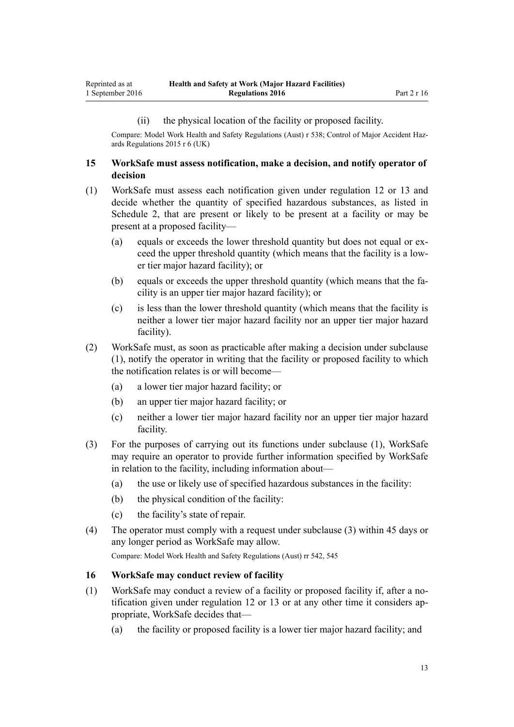(ii) the physical location of the facility or proposed facility.

Compare: Model Work Health and Safety Regulations (Aust) r 538; Control of Major Accident Hazards Regulations 2015 r 6 (UK)

### 15 WorkSafe must assess notification, make a decision, and notify operator of decision

(1) WorkSafe must assess each notification given under regulation 12 or 13 and decide whether the quantity of specified hazardous substances, as listed in Schedule 2, that are present or likely to be present at a facility or may be present at a proposed facility—

- (a) equals or exceeds the lower threshold quantity but does not equal or exceed the upper threshold quantity (which means that the facility is a lower tier major hazard facility); or
- (b) equals or exceeds the upper threshold quantity (which means that the facility is an upper tier major hazard facility); or
- (c) is less than the lower threshold quantity (which means that the facility is neither a lower tier major hazard facility nor an upper tier major hazard facility).

(2) WorkSafe must, as soon as practicable after making a decision under subclause (1), notify the operator in writing that the facility or proposed facility to which the notification relates is or will become—

- (a) a lower tier major hazard facility; or
- (b) an upper tier major hazard facility; or
- (c) neither a lower tier major hazard facility nor an upper tier major hazard facility.

(3) For the purposes of carrying out its functions under subclause (1), WorkSafe may require an operator to provide further information specified by WorkSafe in relation to the facility, including information about—

- (a) the use or likely use of specified hazardous substances in the facility:
- (b) the physical condition of the facility:
- (c) the facility's state of repair.

(4) The operator must comply with a request under subclause (3) within 45 days or any longer period as WorkSafe may allow.

Compare: Model Work Health and Safety Regulations (Aust) rr 542, 545

### 16 WorkSafe may conduct review of facility

(1) WorkSafe may conduct a review of a facility or proposed facility if, after a notification given under regulation 12 or 13 or at any other time it considers appropriate, WorkSafe decides that—

- (a) the facility or proposed facility is a lower tier major hazard facility; and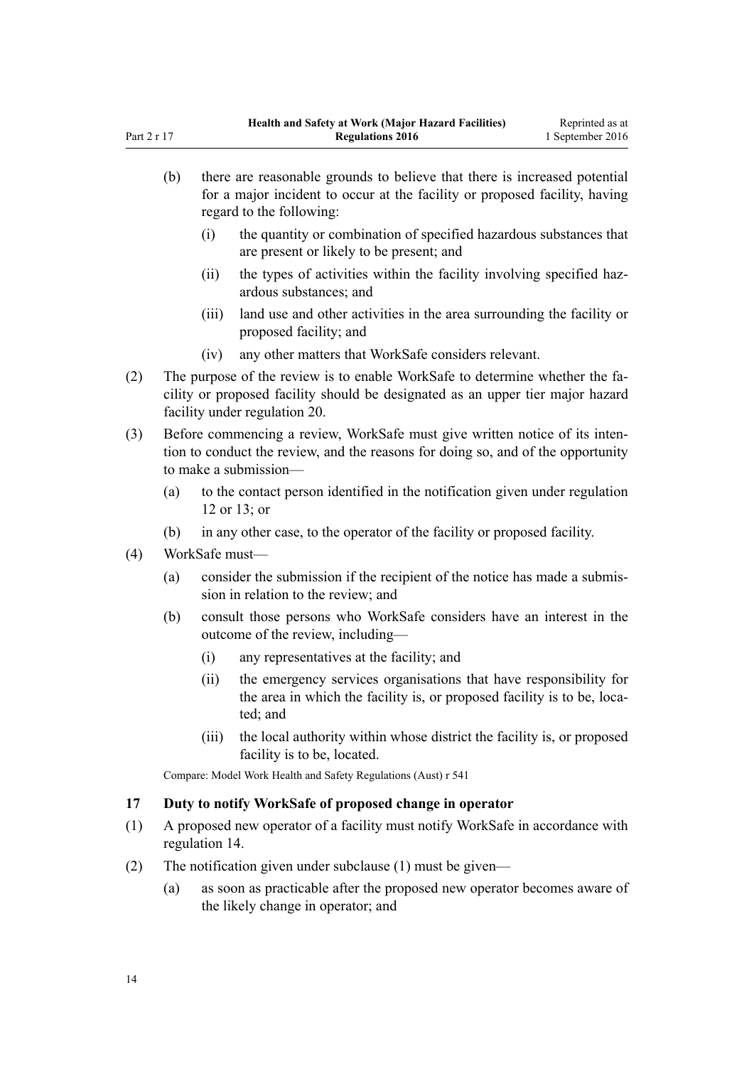(b) there are reasonable grounds to believe that there is increased potential for a major incident to occur at the facility or proposed facility, having regard to the following:

  (i) the quantity or combination of specified hazardous substances that are present or likely to be present; and

  (ii) the types of activities within the facility involving specified hazardous substances; and

  (iii) land use and other activities in the area surrounding the facility or proposed facility; and

  (iv) any other matters that WorkSafe considers relevant.

(2) The purpose of the review is to enable WorkSafe to determine whether the facility or proposed facility should be designated as an upper tier major hazard facility under regulation 20.

(3) Before commencing a review, WorkSafe must give written notice of its intention to conduct the review, and the reasons for doing so, and of the opportunity to make a submission—

  (a) to the contact person identified in the notification given under regulation 12 or 13; or

  (b) in any other case, to the operator of the facility or proposed facility.

(4) WorkSafe must—

  (a) consider the submission if the recipient of the notice has made a submission in relation to the review; and

  (b) consult those persons who WorkSafe considers have an interest in the outcome of the review, including—

    (i) any representatives at the facility; and

    (ii) the emergency services organisations that have responsibility for the area in which the facility is, or proposed facility is to be, located; and

    (iii) the local authority within whose district the facility is, or proposed facility is to be, located.

Compare: Model Work Health and Safety Regulations (Aust) r 541

### 17 Duty to notify WorkSafe of proposed change in operator

(1) A proposed new operator of a facility must notify WorkSafe in accordance with regulation 14.

(2) The notification given under subclause (1) must be given—

  (a) as soon as practicable after the proposed new operator becomes aware of the likely change in operator; and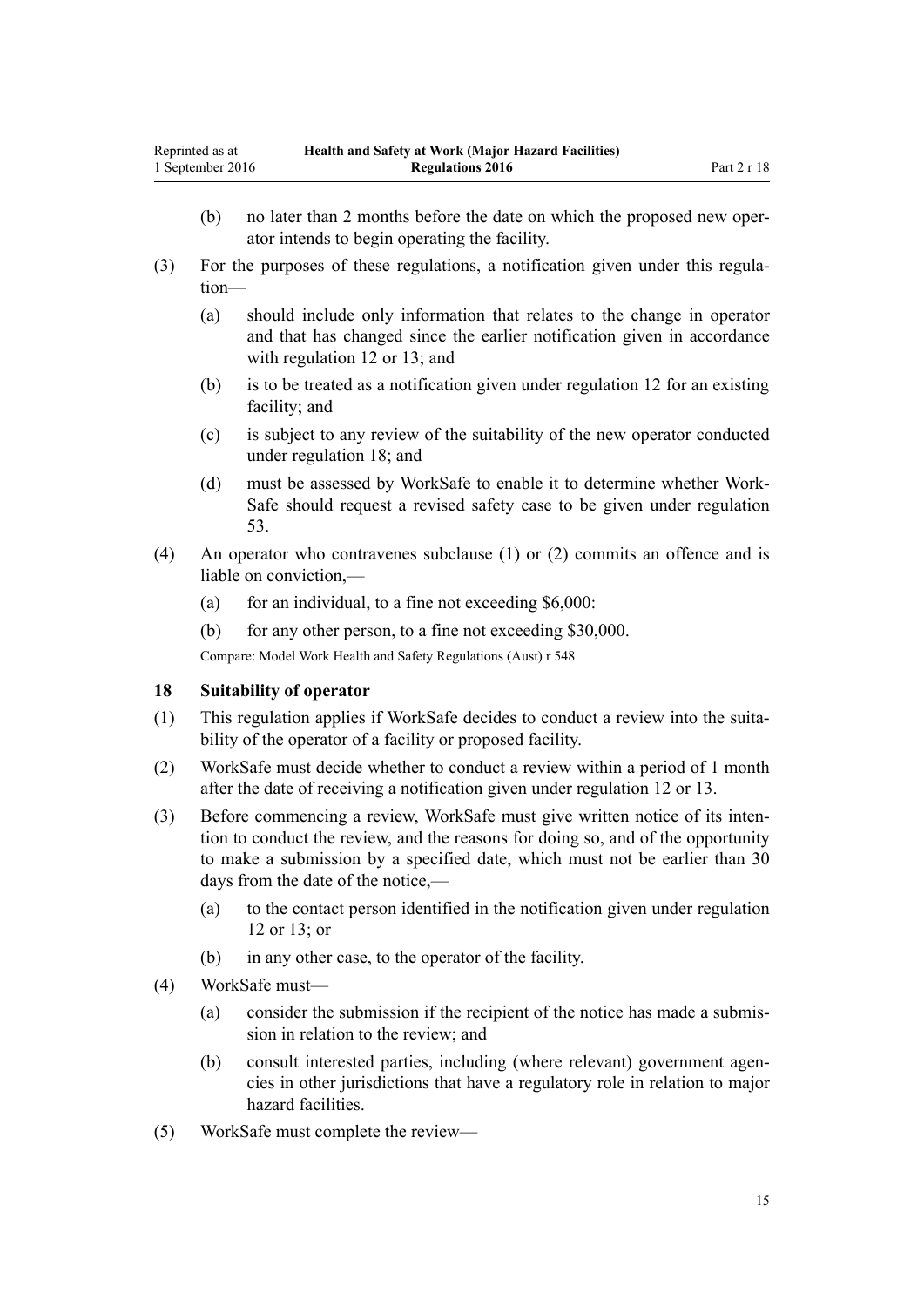(b) no later than 2 months before the date on which the proposed new operator intends to begin operating the facility.

(3) For the purposes of these regulations, a notification given under this regulation—

(a) should include only information that relates to the change in operator and that has changed since the earlier notification given in accordance with regulation 12 or 13; and

(b) is to be treated as a notification given under regulation 12 for an existing facility; and

(c) is subject to any review of the suitability of the new operator conducted under regulation 18; and

(d) must be assessed by WorkSafe to enable it to determine whether WorkSafe should request a revised safety case to be given under regulation 53.

(4) An operator who contravenes subclause (1) or (2) commits an offence and is liable on conviction,—

(a) for an individual, to a fine not exceeding $6,000:

(b) for any other person, to a fine not exceeding $30,000.

Compare: Model Work Health and Safety Regulations (Aust) r 548

### 18 Suitability of operator

(1) This regulation applies if WorkSafe decides to conduct a review into the suitability of the operator of a facility or proposed facility.

(2) WorkSafe must decide whether to conduct a review within a period of 1 month after the date of receiving a notification given under regulation 12 or 13.

(3) Before commencing a review, WorkSafe must give written notice of its intention to conduct the review, and the reasons for doing so, and of the opportunity to make a submission by a specified date, which must not be earlier than 30 days from the date of the notice,—

(a) to the contact person identified in the notification given under regulation 12 or 13; or

(b) in any other case, to the operator of the facility.

(4) WorkSafe must—

(a) consider the submission if the recipient of the notice has made a submission in relation to the review; and

(b) consult interested parties, including (where relevant) government agencies in other jurisdictions that have a regulatory role in relation to major hazard facilities.

(5) WorkSafe must complete the review—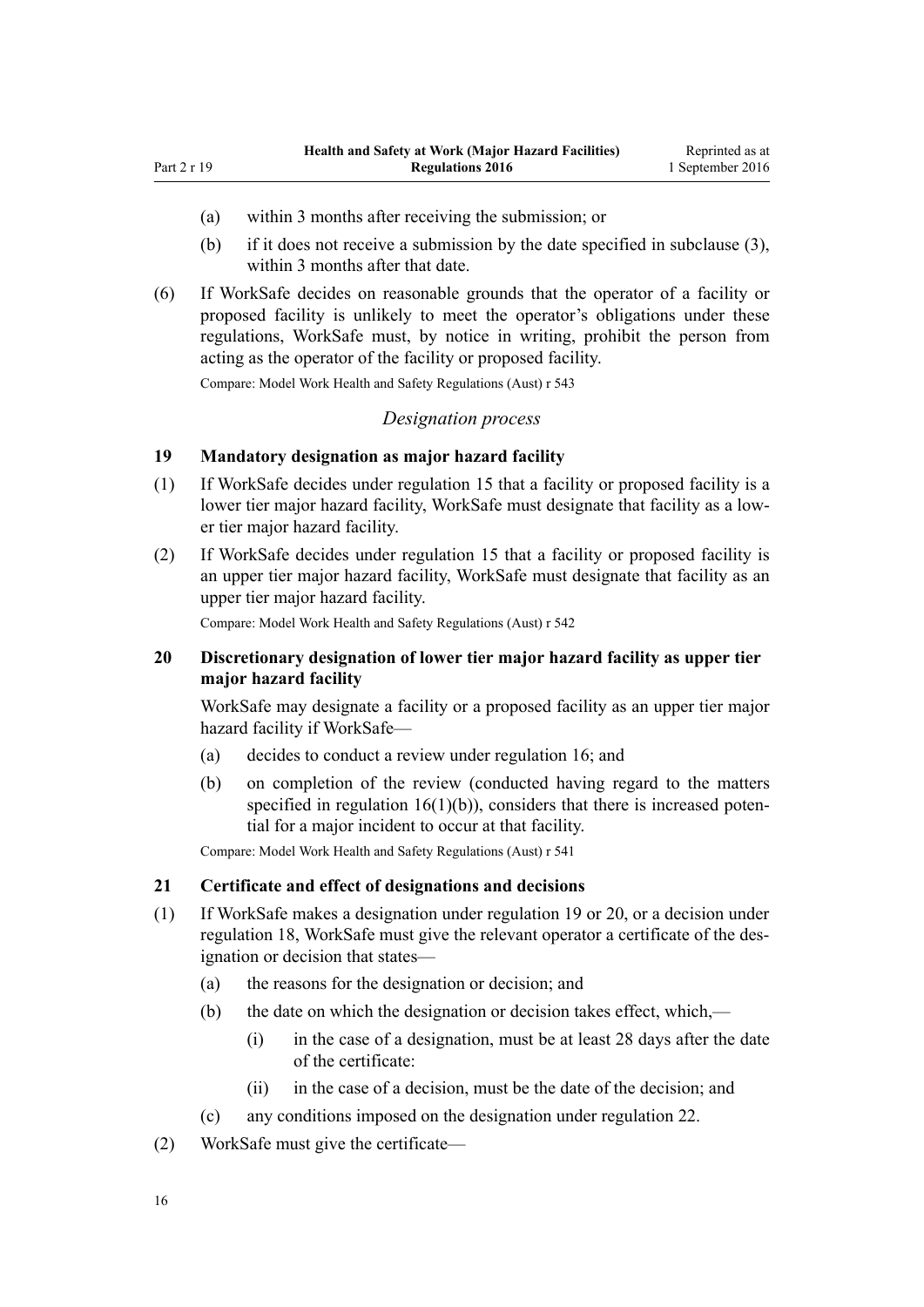(a) within 3 months after receiving the submission; or

(b) if it does not receive a submission by the date specified in subclause (3), within 3 months after that date.

(6) If WorkSafe decides on reasonable grounds that the operator of a facility or proposed facility is unlikely to meet the operator's obligations under these regulations, WorkSafe must, by notice in writing, prohibit the person from acting as the operator of the facility or proposed facility.

Compare: Model Work Health and Safety Regulations (Aust) r 543

*Designation process*

### 19 Mandatory designation as major hazard facility

(1) If WorkSafe decides under regulation 15 that a facility or proposed facility is a lower tier major hazard facility, WorkSafe must designate that facility as a lower tier major hazard facility.

(2) If WorkSafe decides under regulation 15 that a facility or proposed facility is an upper tier major hazard facility, WorkSafe must designate that facility as an upper tier major hazard facility.

Compare: Model Work Health and Safety Regulations (Aust) r 542

### 20 Discretionary designation of lower tier major hazard facility as upper tier major hazard facility

WorkSafe may designate a facility or a proposed facility as an upper tier major hazard facility if WorkSafe—

(a) decides to conduct a review under regulation 16; and

(b) on completion of the review (conducted having regard to the matters specified in regulation 16(1)(b)), considers that there is increased potential for a major incident to occur at that facility.

Compare: Model Work Health and Safety Regulations (Aust) r 541

### 21 Certificate and effect of designations and decisions

(1) If WorkSafe makes a designation under regulation 19 or 20, or a decision under regulation 18, WorkSafe must give the relevant operator a certificate of the designation or decision that states—

(a) the reasons for the designation or decision; and

(b) the date on which the designation or decision takes effect, which,—

(i) in the case of a designation, must be at least 28 days after the date of the certificate:

(ii) in the case of a decision, must be the date of the decision; and

(c) any conditions imposed on the designation under regulation 22.

(2) WorkSafe must give the certificate—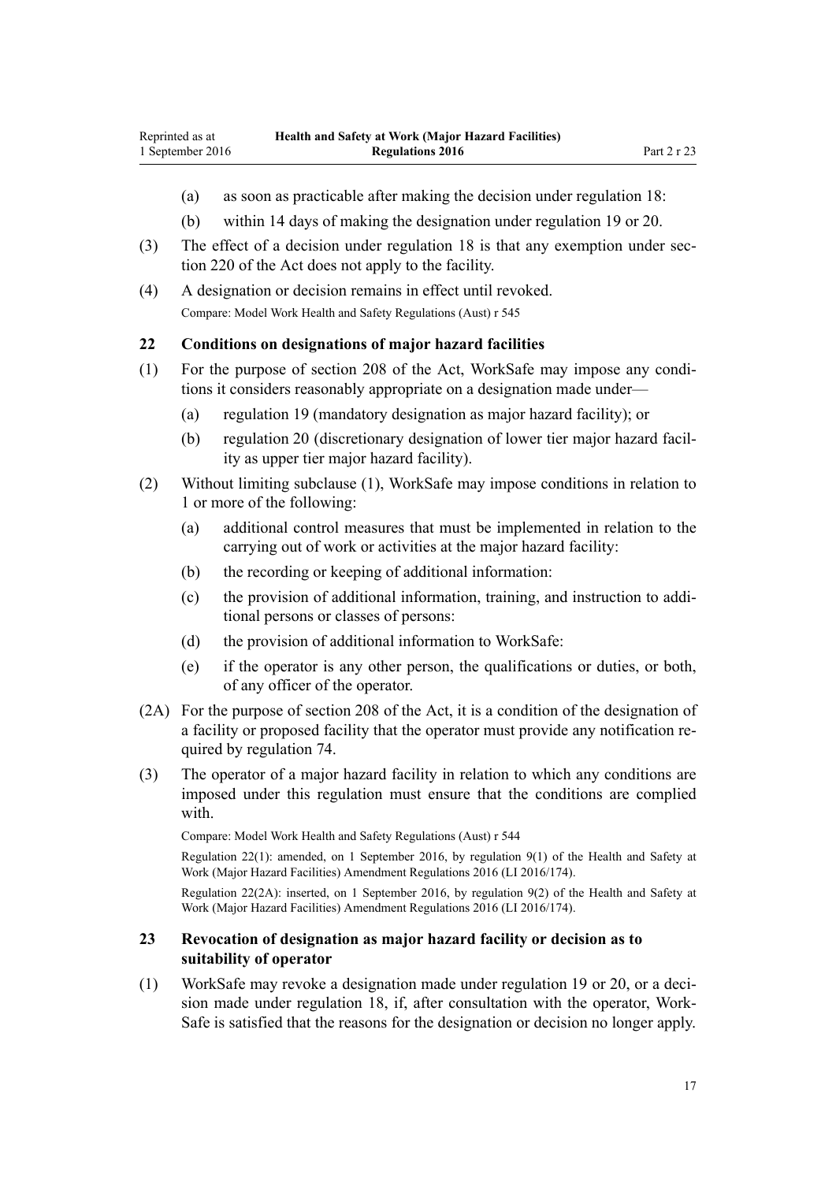(a) as soon as practicable after making the decision under regulation 18:

(b) within 14 days of making the designation under regulation 19 or 20.

(3) The effect of a decision under regulation 18 is that any exemption under section 220 of the Act does not apply to the facility.

(4) A designation or decision remains in effect until revoked.

Compare: Model Work Health and Safety Regulations (Aust) r 545

### 22 Conditions on designations of major hazard facilities

(1) For the purpose of section 208 of the Act, WorkSafe may impose any conditions it considers reasonably appropriate on a designation made under—

(a) regulation 19 (mandatory designation as major hazard facility); or

(b) regulation 20 (discretionary designation of lower tier major hazard facility as upper tier major hazard facility).

(2) Without limiting subclause (1), WorkSafe may impose conditions in relation to 1 or more of the following:

(a) additional control measures that must be implemented in relation to the carrying out of work or activities at the major hazard facility:

(b) the recording or keeping of additional information:

(c) the provision of additional information, training, and instruction to additional persons or classes of persons:

(d) the provision of additional information to WorkSafe:

(e) if the operator is any other person, the qualifications or duties, or both, of any officer of the operator.

(2A) For the purpose of section 208 of the Act, it is a condition of the designation of a facility or proposed facility that the operator must provide any notification required by regulation 74.

(3) The operator of a major hazard facility in relation to which any conditions are imposed under this regulation must ensure that the conditions are complied with.

Compare: Model Work Health and Safety Regulations (Aust) r 544

Regulation 22(1): amended, on 1 September 2016, by regulation 9(1) of the Health and Safety at Work (Major Hazard Facilities) Amendment Regulations 2016 (LI 2016/174).

Regulation 22(2A): inserted, on 1 September 2016, by regulation 9(2) of the Health and Safety at Work (Major Hazard Facilities) Amendment Regulations 2016 (LI 2016/174).

### 23 Revocation of designation as major hazard facility or decision as to suitability of operator

(1) WorkSafe may revoke a designation made under regulation 19 or 20, or a decision made under regulation 18, if, after consultation with the operator, WorkSafe is satisfied that the reasons for the designation or decision no longer apply.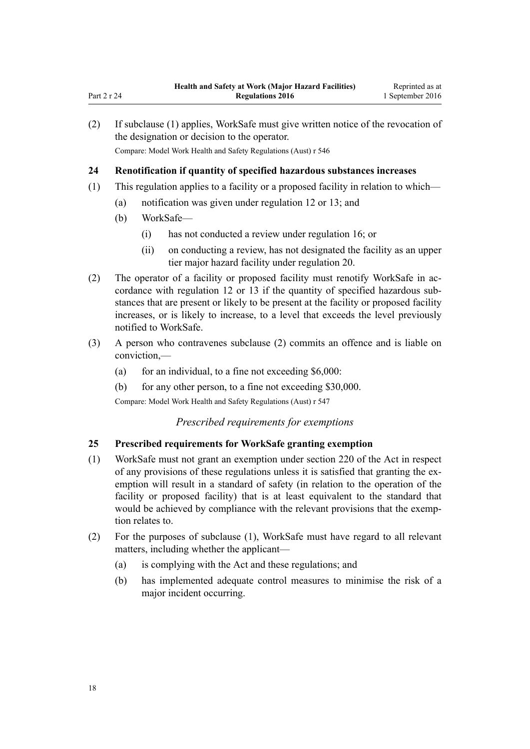(2) If subclause (1) applies, WorkSafe must give written notice of the revocation of the designation or decision to the operator.

Compare: Model Work Health and Safety Regulations (Aust) r 546

### 24 Renotification if quantity of specified hazardous substances increases

(1) This regulation applies to a facility or a proposed facility in relation to which—

- (a) notification was given under regulation 12 or 13; and
- (b) WorkSafe—
  - (i) has not conducted a review under regulation 16; or
  - (ii) on conducting a review, has not designated the facility as an upper tier major hazard facility under regulation 20.

(2) The operator of a facility or proposed facility must renotify WorkSafe in accordance with regulation 12 or 13 if the quantity of specified hazardous substances that are present or likely to be present at the facility or proposed facility increases, or is likely to increase, to a level that exceeds the level previously notified to WorkSafe.

(3) A person who contravenes subclause (2) commits an offence and is liable on conviction,—

- (a) for an individual, to a fine not exceeding $6,000:
- (b) for any other person, to a fine not exceeding $30,000.

Compare: Model Work Health and Safety Regulations (Aust) r 547

*Prescribed requirements for exemptions*

### 25 Prescribed requirements for WorkSafe granting exemption

(1) WorkSafe must not grant an exemption under section 220 of the Act in respect of any provisions of these regulations unless it is satisfied that granting the exemption will result in a standard of safety (in relation to the operation of the facility or proposed facility) that is at least equivalent to the standard that would be achieved by compliance with the relevant provisions that the exemption relates to.

(2) For the purposes of subclause (1), WorkSafe must have regard to all relevant matters, including whether the applicant—

- (a) is complying with the Act and these regulations; and
- (b) has implemented adequate control measures to minimise the risk of a major incident occurring.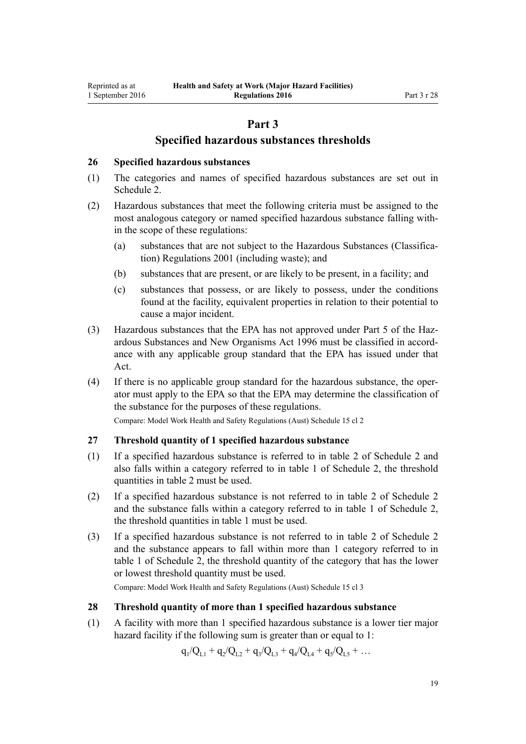# Part 3

## Specified hazardous substances thresholds

### 26 Specified hazardous substances

(1) The categories and names of specified hazardous substances are set out in Schedule 2.

(2) Hazardous substances that meet the following criteria must be assigned to the most analogous category or named specified hazardous substance falling within the scope of these regulations:

- (a) substances that are not subject to the Hazardous Substances (Classification) Regulations 2001 (including waste); and
- (b) substances that are present, or are likely to be present, in a facility; and
- (c) substances that possess, or are likely to possess, under the conditions found at the facility, equivalent properties in relation to their potential to cause a major incident.

(3) Hazardous substances that the EPA has not approved under Part 5 of the Hazardous Substances and New Organisms Act 1996 must be classified in accordance with any applicable group standard that the EPA has issued under that Act.

(4) If there is no applicable group standard for the hazardous substance, the operator must apply to the EPA so that the EPA may determine the classification of the substance for the purposes of these regulations.

Compare: Model Work Health and Safety Regulations (Aust) Schedule 15 cl 2

### 27 Threshold quantity of 1 specified hazardous substance

(1) If a specified hazardous substance is referred to in table 2 of Schedule 2 and also falls within a category referred to in table 1 of Schedule 2, the threshold quantities in table 2 must be used.

(2) If a specified hazardous substance is not referred to in table 2 of Schedule 2 and the substance falls within a category referred to in table 1 of Schedule 2, the threshold quantities in table 1 must be used.

(3) If a specified hazardous substance is not referred to in table 2 of Schedule 2 and the substance appears to fall within more than 1 category referred to in table 1 of Schedule 2, the threshold quantity of the category that has the lower or lowest threshold quantity must be used.

Compare: Model Work Health and Safety Regulations (Aust) Schedule 15 cl 3

### 28 Threshold quantity of more than 1 specified hazardous substance

(1) A facility with more than 1 specified hazardous substance is a lower tier major hazard facility if the following sum is greater than or equal to 1:

$$q_1/Q_{L1} + q_2/Q_{L2} + q_3/Q_{L3} + q_4/Q_{L4} + q_5/Q_{L5} + \ldots$$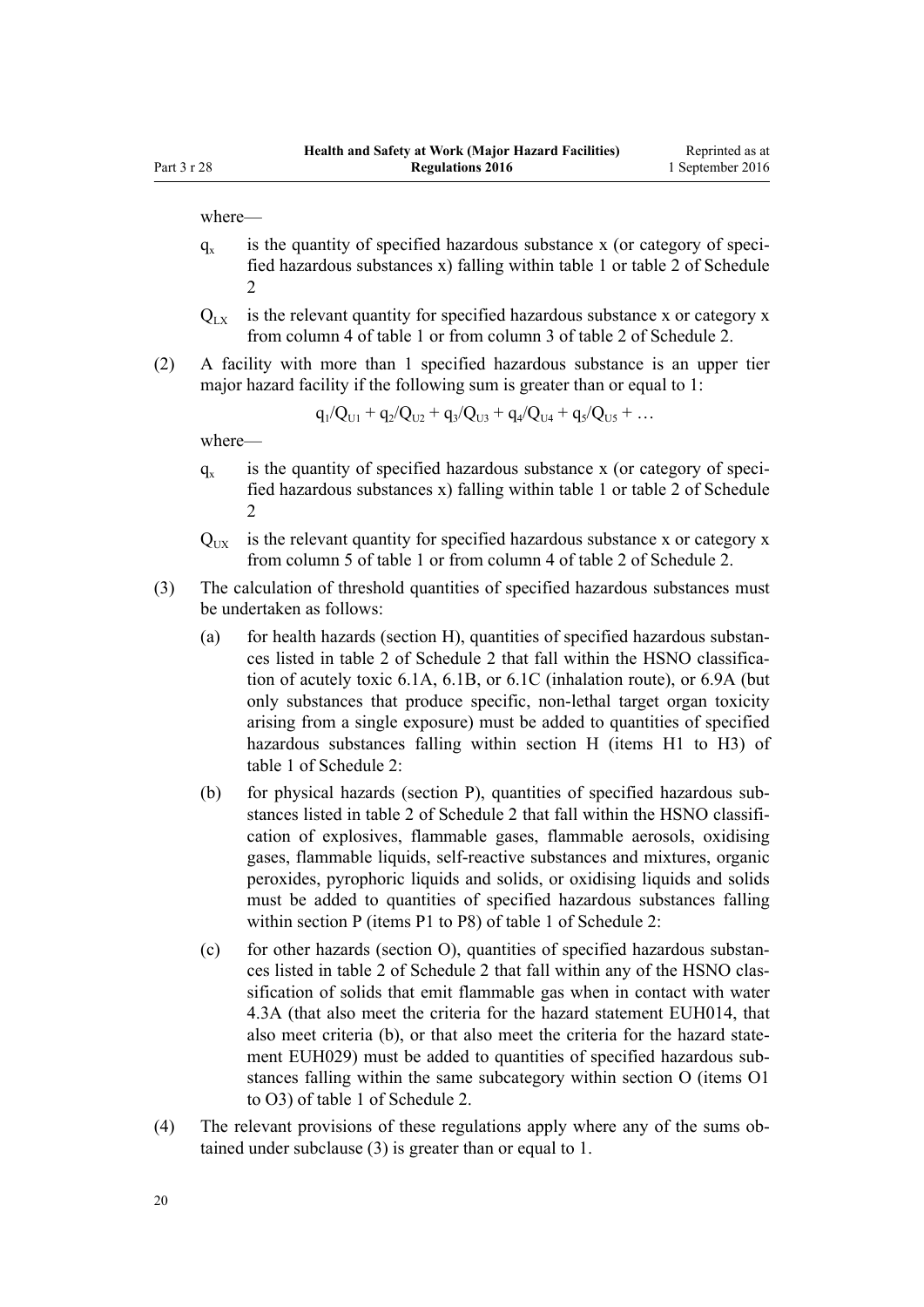where—

$q_x$ is the quantity of specified hazardous substance x (or category of specified hazardous substances x) falling within table 1 or table 2 of Schedule 2

$Q_{LX}$ is the relevant quantity for specified hazardous substance x or category x from column 4 of table 1 or from column 3 of table 2 of Schedule 2.

(2) A facility with more than 1 specified hazardous substance is an upper tier major hazard facility if the following sum is greater than or equal to 1:

$$q_1/Q_{U1} + q_2/Q_{U2} + q_3/Q_{U3} + q_4/Q_{U4} + q_5/Q_{U5} + \ldots$$

where—

$q_x$ is the quantity of specified hazardous substance x (or category of specified hazardous substances x) falling within table 1 or table 2 of Schedule 2

$Q_{UX}$ is the relevant quantity for specified hazardous substance x or category x from column 5 of table 1 or from column 4 of table 2 of Schedule 2.

(3) The calculation of threshold quantities of specified hazardous substances must be undertaken as follows:

(a) for health hazards (section H), quantities of specified hazardous substances listed in table 2 of Schedule 2 that fall within the HSNO classification of acutely toxic 6.1A, 6.1B, or 6.1C (inhalation route), or 6.9A (but only substances that produce specific, non-lethal target organ toxicity arising from a single exposure) must be added to quantities of specified hazardous substances falling within section H (items H1 to H3) of table 1 of Schedule 2:

(b) for physical hazards (section P), quantities of specified hazardous substances listed in table 2 of Schedule 2 that fall within the HSNO classification of explosives, flammable gases, flammable aerosols, oxidising gases, flammable liquids, self-reactive substances and mixtures, organic peroxides, pyrophoric liquids and solids, or oxidising liquids and solids must be added to quantities of specified hazardous substances falling within section P (items P1 to P8) of table 1 of Schedule 2:

(c) for other hazards (section O), quantities of specified hazardous substances listed in table 2 of Schedule 2 that fall within any of the HSNO classification of solids that emit flammable gas when in contact with water 4.3A (that also meet the criteria for the hazard statement EUH014, that also meet criteria (b), or that also meet the criteria for the hazard statement EUH029) must be added to quantities of specified hazardous substances falling within the same subcategory within section O (items O1 to O3) of table 1 of Schedule 2.

(4) The relevant provisions of these regulations apply where any of the sums obtained under subclause (3) is greater than or equal to 1.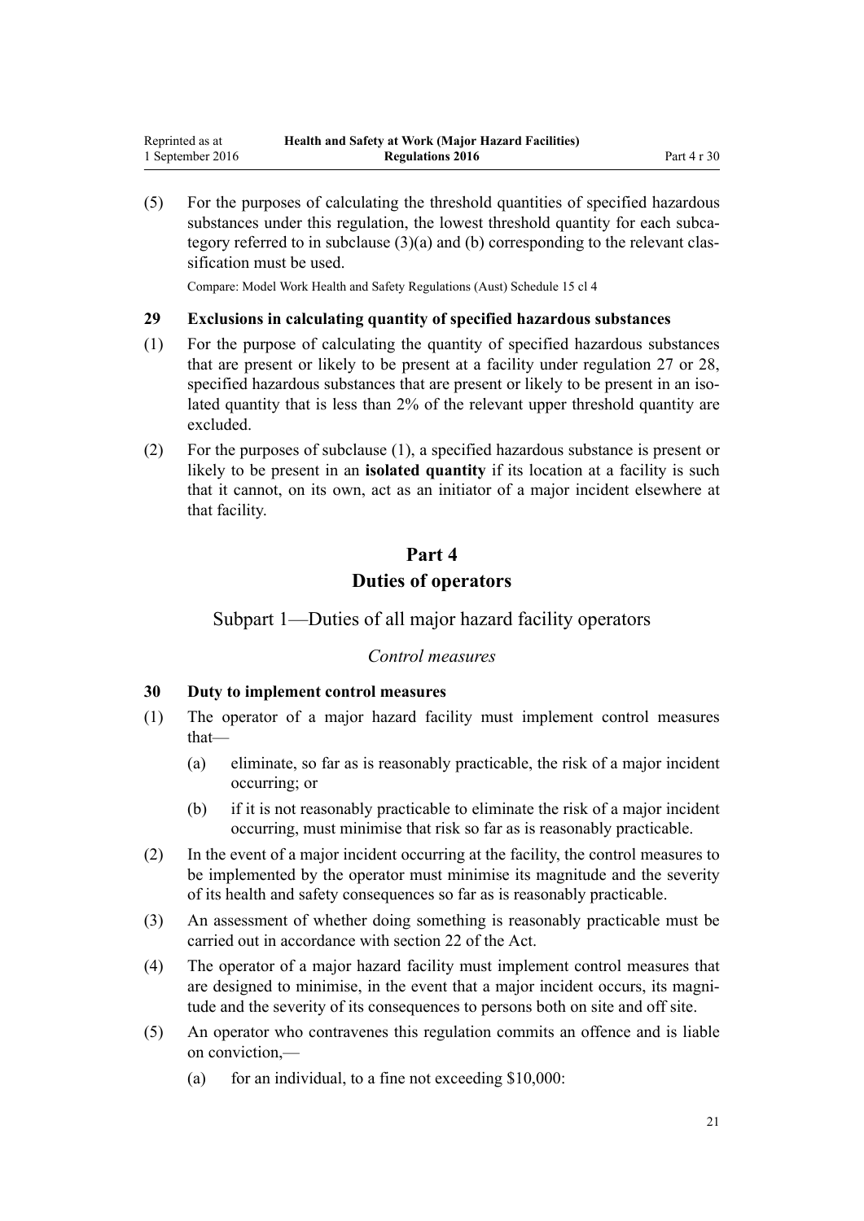(5) For the purposes of calculating the threshold quantities of specified hazardous substances under this regulation, the lowest threshold quantity for each subcategory referred to in subclause (3)(a) and (b) corresponding to the relevant classification must be used.

Compare: Model Work Health and Safety Regulations (Aust) Schedule 15 cl 4

### 29 Exclusions in calculating quantity of specified hazardous substances

(1) For the purpose of calculating the quantity of specified hazardous substances that are present or likely to be present at a facility under regulation 27 or 28, specified hazardous substances that are present or likely to be present in an isolated quantity that is less than 2% of the relevant upper threshold quantity are excluded.

(2) For the purposes of subclause (1), a specified hazardous substance is present or likely to be present in an **isolated quantity** if its location at a facility is such that it cannot, on its own, act as an initiator of a major incident elsewhere at that facility.

# Part 4
# Duties of operators

## Subpart 1—Duties of all major hazard facility operators

*Control measures*

### 30 Duty to implement control measures

(1) The operator of a major hazard facility must implement control measures that—

   (a) eliminate, so far as is reasonably practicable, the risk of a major incident occurring; or

   (b) if it is not reasonably practicable to eliminate the risk of a major incident occurring, must minimise that risk so far as is reasonably practicable.

(2) In the event of a major incident occurring at the facility, the control measures to be implemented by the operator must minimise its magnitude and the severity of its health and safety consequences so far as is reasonably practicable.

(3) An assessment of whether doing something is reasonably practicable must be carried out in accordance with section 22 of the Act.

(4) The operator of a major hazard facility must implement control measures that are designed to minimise, in the event that a major incident occurs, its magnitude and the severity of its consequences to persons both on site and off site.

(5) An operator who contravenes this regulation commits an offence and is liable on conviction,—

   (a) for an individual, to a fine not exceeding $10,000: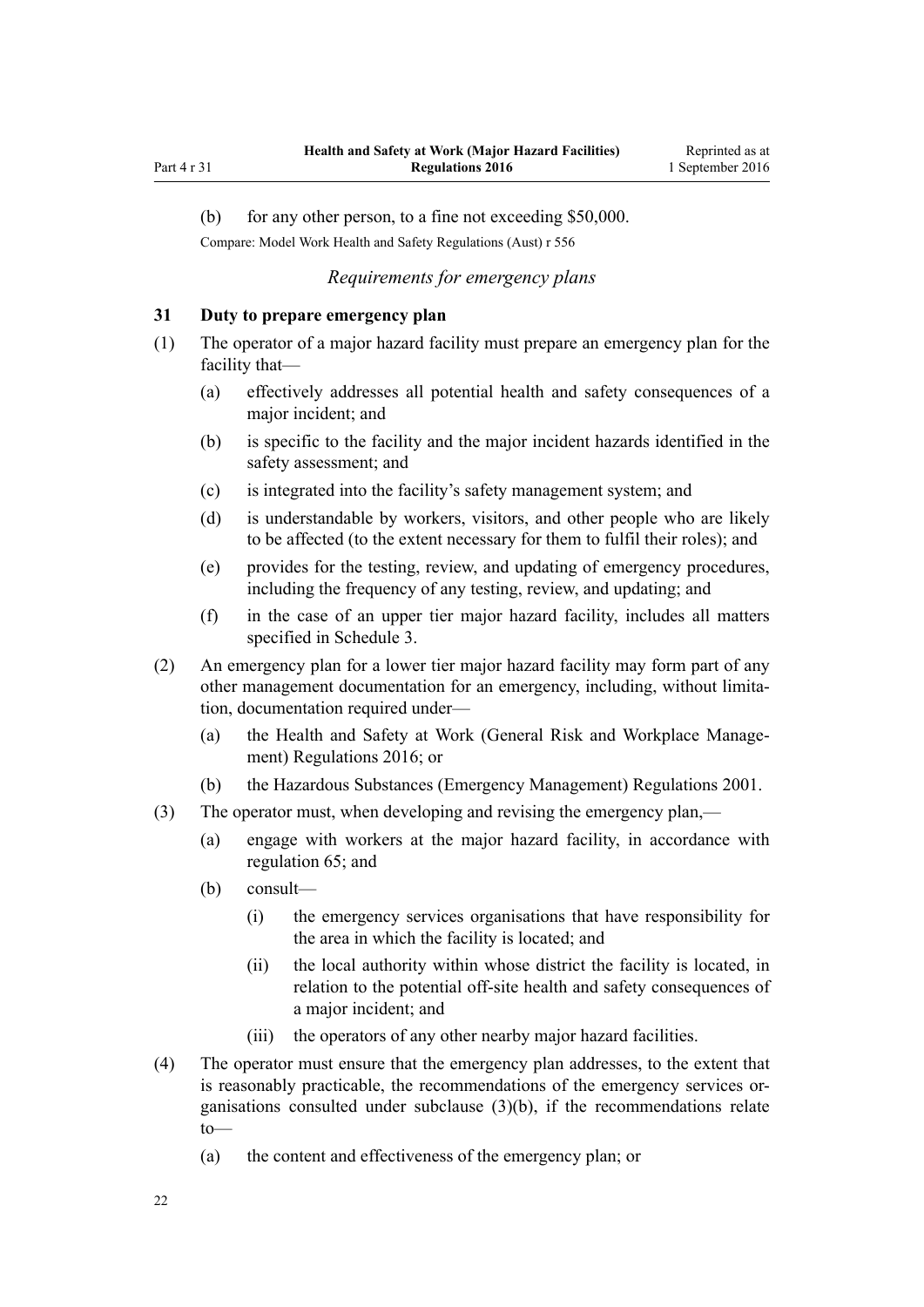(b) for any other person, to a fine not exceeding $50,000.

Compare: Model Work Health and Safety Regulations (Aust) r 556

*Requirements for emergency plans*

### 31 Duty to prepare emergency plan

(1) The operator of a major hazard facility must prepare an emergency plan for the facility that—

  (a) effectively addresses all potential health and safety consequences of a major incident; and

  (b) is specific to the facility and the major incident hazards identified in the safety assessment; and

  (c) is integrated into the facility's safety management system; and

  (d) is understandable by workers, visitors, and other people who are likely to be affected (to the extent necessary for them to fulfil their roles); and

  (e) provides for the testing, review, and updating of emergency procedures, including the frequency of any testing, review, and updating; and

  (f) in the case of an upper tier major hazard facility, includes all matters specified in Schedule 3.

(2) An emergency plan for a lower tier major hazard facility may form part of any other management documentation for an emergency, including, without limitation, documentation required under—

  (a) the Health and Safety at Work (General Risk and Workplace Management) Regulations 2016; or

  (b) the Hazardous Substances (Emergency Management) Regulations 2001.

(3) The operator must, when developing and revising the emergency plan,—

  (a) engage with workers at the major hazard facility, in accordance with regulation 65; and

  (b) consult—

    (i) the emergency services organisations that have responsibility for the area in which the facility is located; and

    (ii) the local authority within whose district the facility is located, in relation to the potential off-site health and safety consequences of a major incident; and

    (iii) the operators of any other nearby major hazard facilities.

(4) The operator must ensure that the emergency plan addresses, to the extent that is reasonably practicable, the recommendations of the emergency services organisations consulted under subclause (3)(b), if the recommendations relate to—

  (a) the content and effectiveness of the emergency plan; or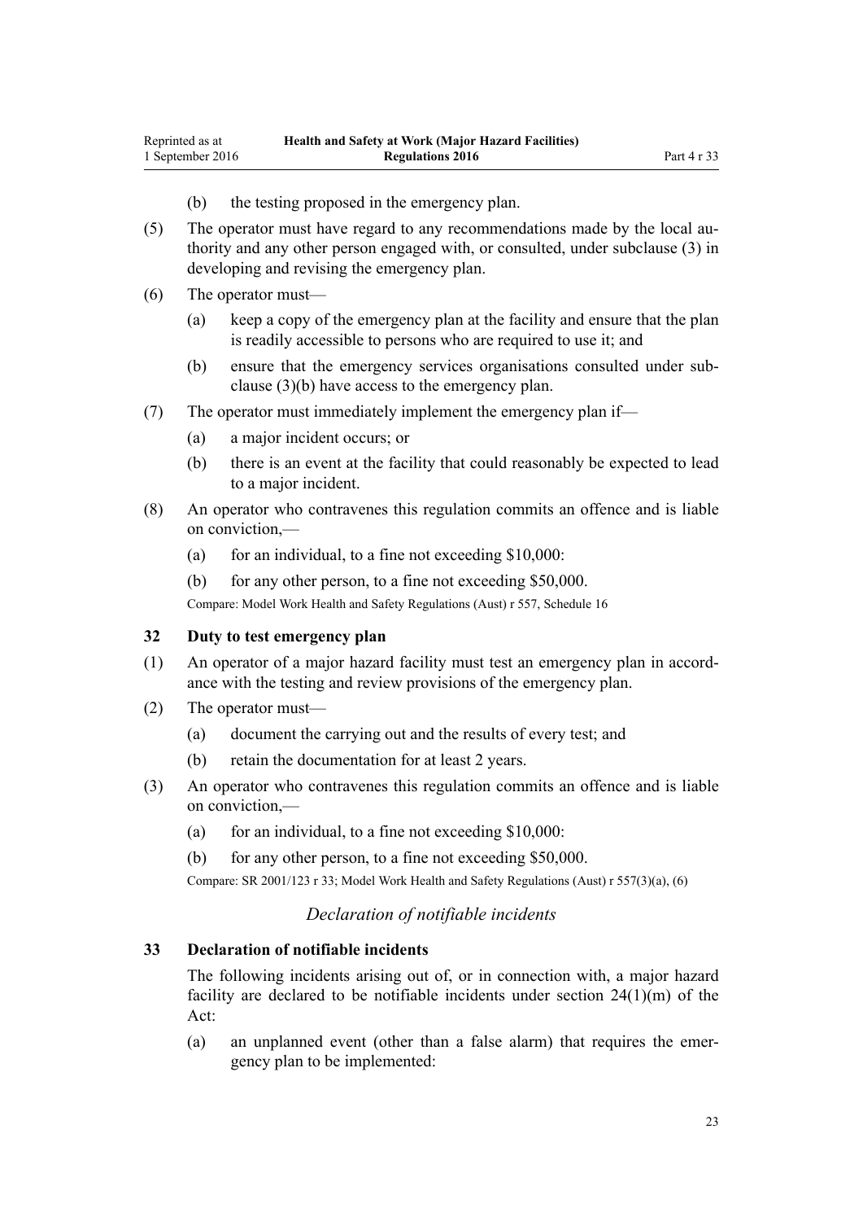(b) the testing proposed in the emergency plan.

(5) The operator must have regard to any recommendations made by the local authority and any other person engaged with, or consulted, under subclause (3) in developing and revising the emergency plan.

(6) The operator must—

(a) keep a copy of the emergency plan at the facility and ensure that the plan is readily accessible to persons who are required to use it; and

(b) ensure that the emergency services organisations consulted under subclause (3)(b) have access to the emergency plan.

(7) The operator must immediately implement the emergency plan if—

(a) a major incident occurs; or

(b) there is an event at the facility that could reasonably be expected to lead to a major incident.

(8) An operator who contravenes this regulation commits an offence and is liable on conviction,—

(a) for an individual, to a fine not exceeding $10,000:

(b) for any other person, to a fine not exceeding $50,000.

Compare: Model Work Health and Safety Regulations (Aust) r 557, Schedule 16

### 32 Duty to test emergency plan

(1) An operator of a major hazard facility must test an emergency plan in accordance with the testing and review provisions of the emergency plan.

(2) The operator must—

(a) document the carrying out and the results of every test; and

(b) retain the documentation for at least 2 years.

(3) An operator who contravenes this regulation commits an offence and is liable on conviction,—

(a) for an individual, to a fine not exceeding $10,000:

(b) for any other person, to a fine not exceeding $50,000.

Compare: SR 2001/123 r 33; Model Work Health and Safety Regulations (Aust) r 557(3)(a), (6)

*Declaration of notifiable incidents*

### 33 Declaration of notifiable incidents

The following incidents arising out of, or in connection with, a major hazard facility are declared to be notifiable incidents under section 24(1)(m) of the Act:

(a) an unplanned event (other than a false alarm) that requires the emergency plan to be implemented: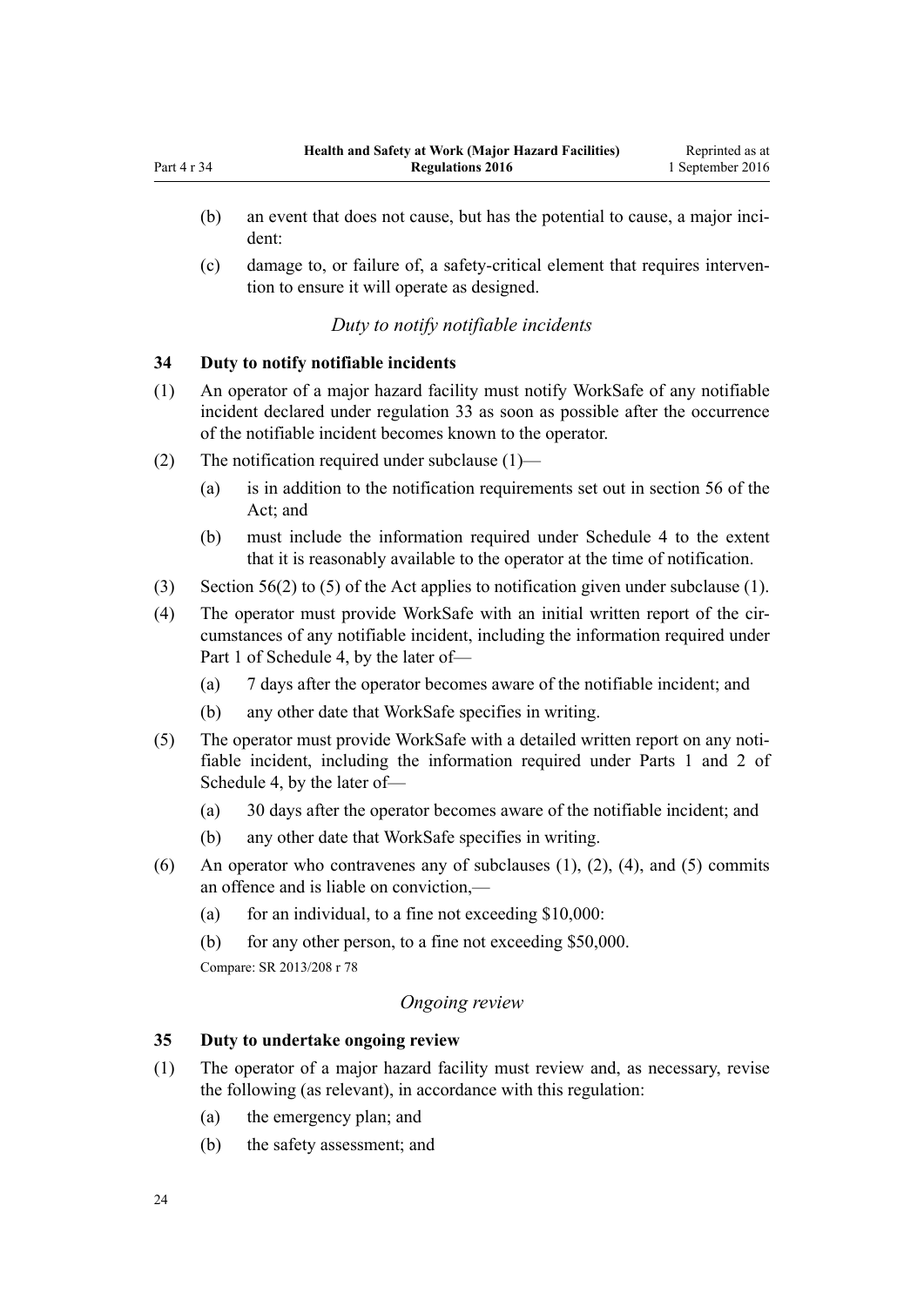(b) an event that does not cause, but has the potential to cause, a major incident:

(c) damage to, or failure of, a safety-critical element that requires intervention to ensure it will operate as designed.

*Duty to notify notifiable incidents*

### 34 Duty to notify notifiable incidents

(1) An operator of a major hazard facility must notify WorkSafe of any notifiable incident declared under regulation 33 as soon as possible after the occurrence of the notifiable incident becomes known to the operator.

(2) The notification required under subclause (1)—

(a) is in addition to the notification requirements set out in section 56 of the Act; and

(b) must include the information required under Schedule 4 to the extent that it is reasonably available to the operator at the time of notification.

(3) Section 56(2) to (5) of the Act applies to notification given under subclause (1).

(4) The operator must provide WorkSafe with an initial written report of the circumstances of any notifiable incident, including the information required under Part 1 of Schedule 4, by the later of—

(a) 7 days after the operator becomes aware of the notifiable incident; and

(b) any other date that WorkSafe specifies in writing.

(5) The operator must provide WorkSafe with a detailed written report on any notifiable incident, including the information required under Parts 1 and 2 of Schedule 4, by the later of—

(a) 30 days after the operator becomes aware of the notifiable incident; and

(b) any other date that WorkSafe specifies in writing.

(6) An operator who contravenes any of subclauses (1), (2), (4), and (5) commits an offence and is liable on conviction,—

(a) for an individual, to a fine not exceeding $10,000:

(b) for any other person, to a fine not exceeding $50,000.

Compare: SR 2013/208 r 78

*Ongoing review*

### 35 Duty to undertake ongoing review

(1) The operator of a major hazard facility must review and, as necessary, revise the following (as relevant), in accordance with this regulation:

(a) the emergency plan; and

(b) the safety assessment; and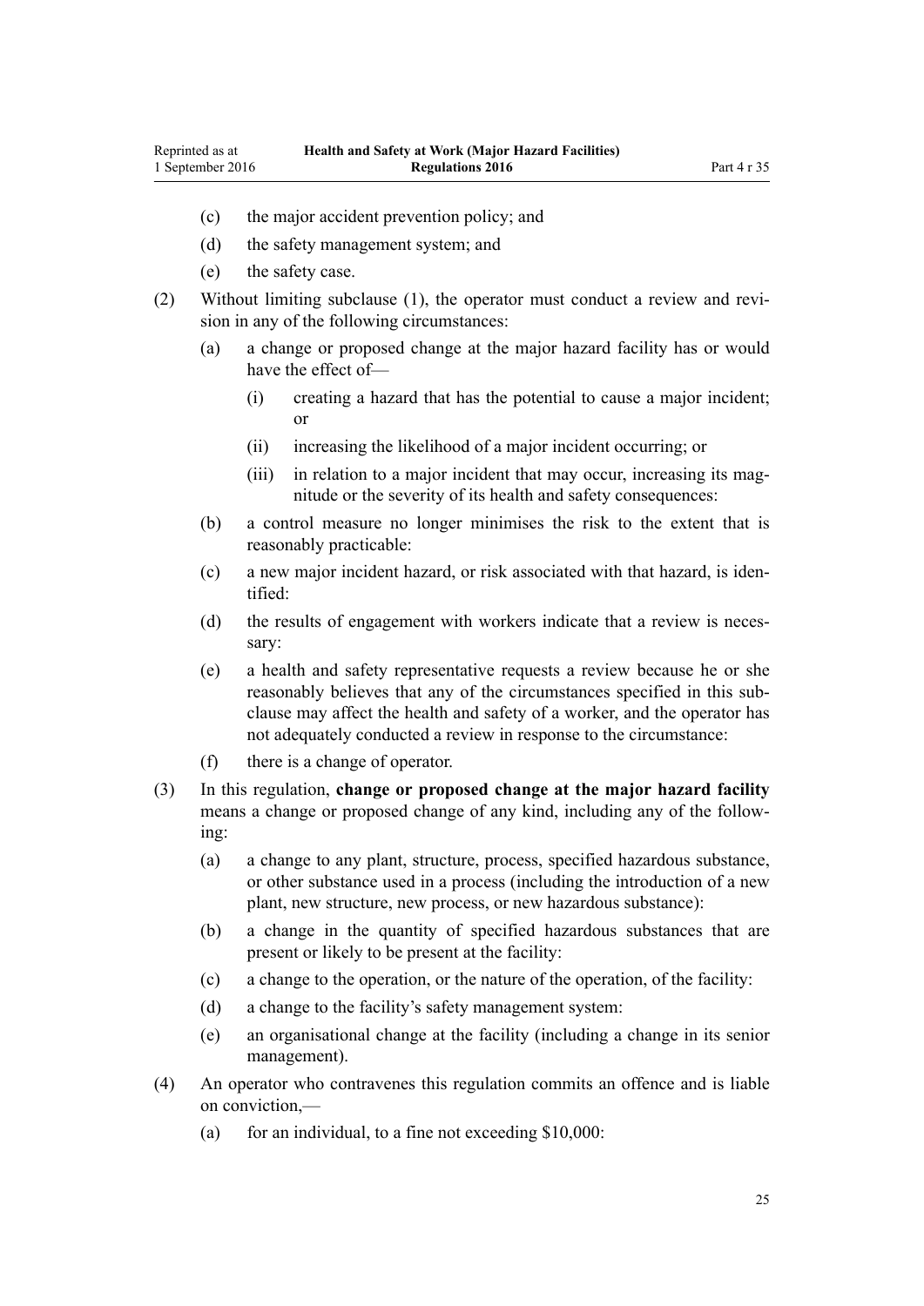(c) the major accident prevention policy; and

(d) the safety management system; and

(e) the safety case.

(2) Without limiting subclause (1), the operator must conduct a review and revision in any of the following circumstances:

(a) a change or proposed change at the major hazard facility has or would have the effect of—

(i) creating a hazard that has the potential to cause a major incident; or

(ii) increasing the likelihood of a major incident occurring; or

(iii) in relation to a major incident that may occur, increasing its magnitude or the severity of its health and safety consequences:

(b) a control measure no longer minimises the risk to the extent that is reasonably practicable:

(c) a new major incident hazard, or risk associated with that hazard, is identified:

(d) the results of engagement with workers indicate that a review is necessary:

(e) a health and safety representative requests a review because he or she reasonably believes that any of the circumstances specified in this subclause may affect the health and safety of a worker, and the operator has not adequately conducted a review in response to the circumstance:

(f) there is a change of operator.

(3) In this regulation, **change or proposed change at the major hazard facility** means a change or proposed change of any kind, including any of the following:

(a) a change to any plant, structure, process, specified hazardous substance, or other substance used in a process (including the introduction of a new plant, new structure, new process, or new hazardous substance):

(b) a change in the quantity of specified hazardous substances that are present or likely to be present at the facility:

(c) a change to the operation, or the nature of the operation, of the facility:

(d) a change to the facility's safety management system:

(e) an organisational change at the facility (including a change in its senior management).

(4) An operator who contravenes this regulation commits an offence and is liable on conviction,—

(a) for an individual, to a fine not exceeding $10,000: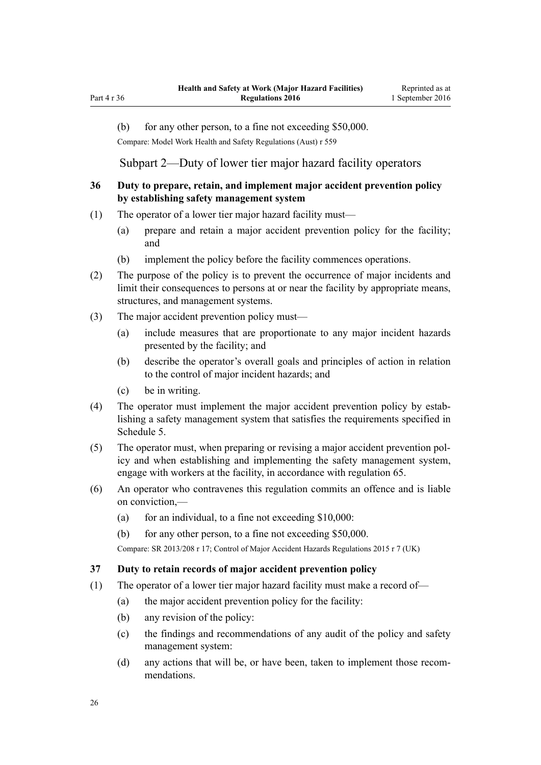(b) for any other person, to a fine not exceeding $50,000.

Compare: Model Work Health and Safety Regulations (Aust) r 559

## Subpart 2—Duty of lower tier major hazard facility operators

### 36 Duty to prepare, retain, and implement major accident prevention policy by establishing safety management system

(1) The operator of a lower tier major hazard facility must—

- (a) prepare and retain a major accident prevention policy for the facility; and
- (b) implement the policy before the facility commences operations.

(2) The purpose of the policy is to prevent the occurrence of major incidents and limit their consequences to persons at or near the facility by appropriate means, structures, and management systems.

(3) The major accident prevention policy must—

- (a) include measures that are proportionate to any major incident hazards presented by the facility; and
- (b) describe the operator's overall goals and principles of action in relation to the control of major incident hazards; and
- (c) be in writing.

(4) The operator must implement the major accident prevention policy by establishing a safety management system that satisfies the requirements specified in Schedule 5.

(5) The operator must, when preparing or revising a major accident prevention policy and when establishing and implementing the safety management system, engage with workers at the facility, in accordance with regulation 65.

(6) An operator who contravenes this regulation commits an offence and is liable on conviction,—

- (a) for an individual, to a fine not exceeding $10,000:
- (b) for any other person, to a fine not exceeding $50,000.

Compare: SR 2013/208 r 17; Control of Major Accident Hazards Regulations 2015 r 7 (UK)

### 37 Duty to retain records of major accident prevention policy

(1) The operator of a lower tier major hazard facility must make a record of—

- (a) the major accident prevention policy for the facility:
- (b) any revision of the policy:
- (c) the findings and recommendations of any audit of the policy and safety management system:
- (d) any actions that will be, or have been, taken to implement those recommendations.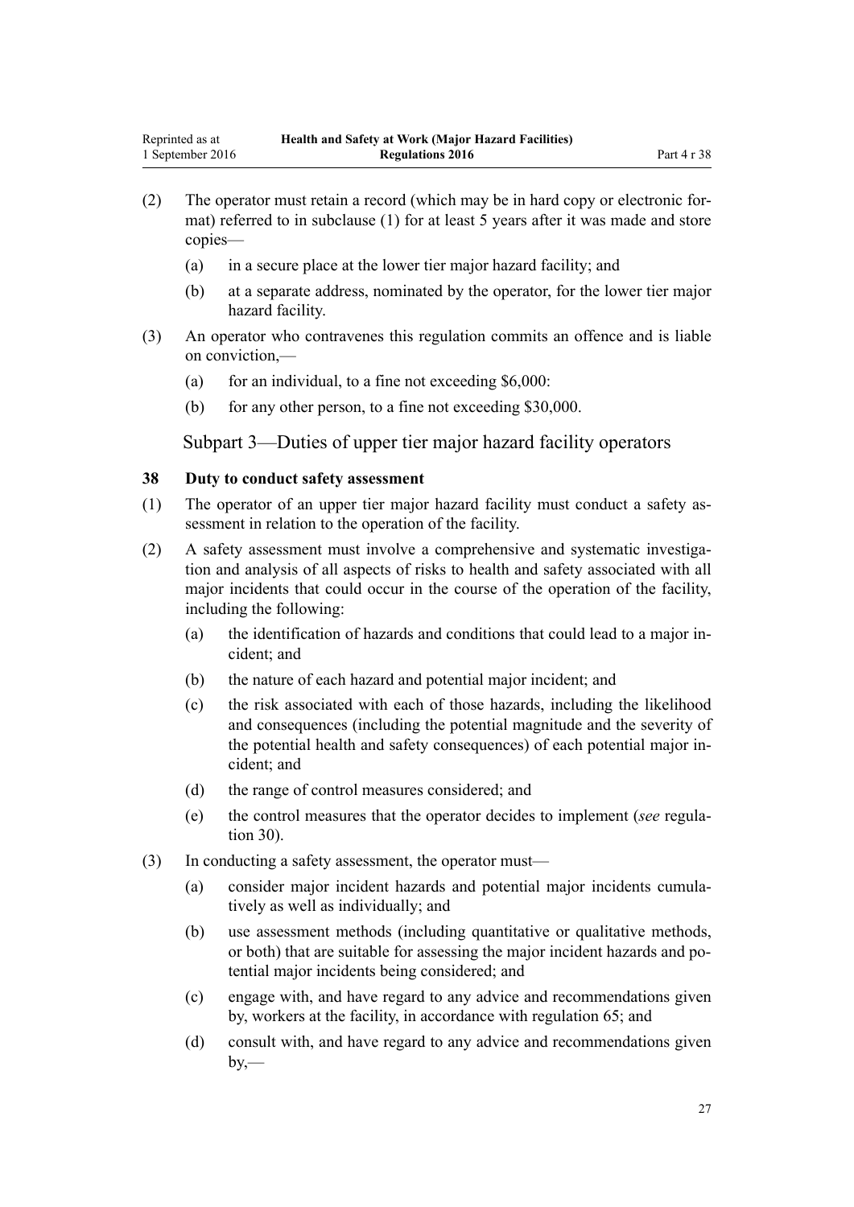(2) The operator must retain a record (which may be in hard copy or electronic format) referred to in subclause (1) for at least 5 years after it was made and store copies—

- (a) in a secure place at the lower tier major hazard facility; and
- (b) at a separate address, nominated by the operator, for the lower tier major hazard facility.

(3) An operator who contravenes this regulation commits an offence and is liable on conviction,—

- (a) for an individual, to a fine not exceeding $6,000:
- (b) for any other person, to a fine not exceeding $30,000.

## Subpart 3—Duties of upper tier major hazard facility operators

### 38 Duty to conduct safety assessment

(1) The operator of an upper tier major hazard facility must conduct a safety assessment in relation to the operation of the facility.

(2) A safety assessment must involve a comprehensive and systematic investigation and analysis of all aspects of risks to health and safety associated with all major incidents that could occur in the course of the operation of the facility, including the following:

- (a) the identification of hazards and conditions that could lead to a major incident; and
- (b) the nature of each hazard and potential major incident; and
- (c) the risk associated with each of those hazards, including the likelihood and consequences (including the potential magnitude and the severity of the potential health and safety consequences) of each potential major incident; and
- (d) the range of control measures considered; and
- (e) the control measures that the operator decides to implement (*see* regulation 30).

(3) In conducting a safety assessment, the operator must—

- (a) consider major incident hazards and potential major incidents cumulatively as well as individually; and
- (b) use assessment methods (including quantitative or qualitative methods, or both) that are suitable for assessing the major incident hazards and potential major incidents being considered; and
- (c) engage with, and have regard to any advice and recommendations given by, workers at the facility, in accordance with regulation 65; and
- (d) consult with, and have regard to any advice and recommendations given by,—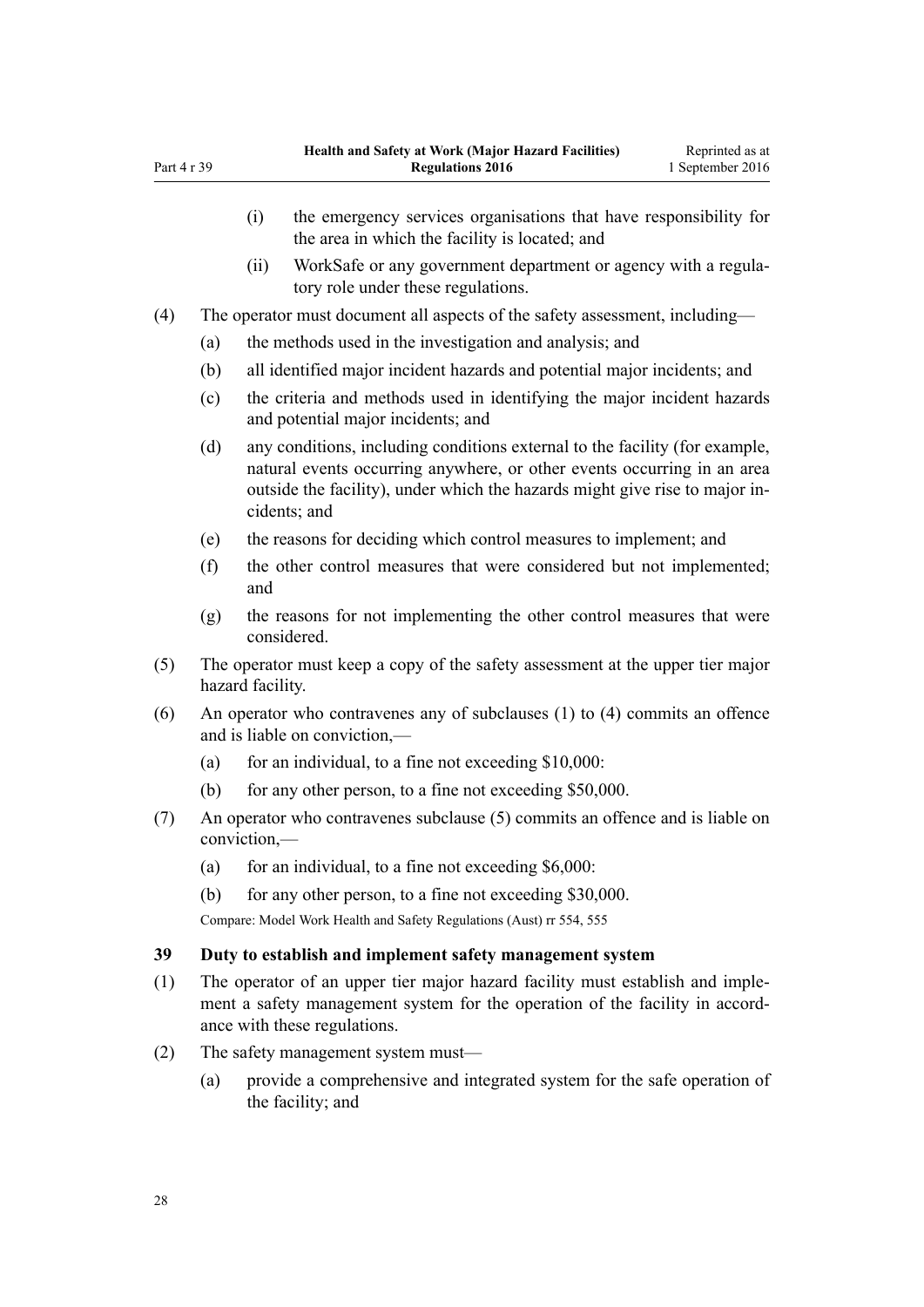(i) the emergency services organisations that have responsibility for the area in which the facility is located; and

(ii) WorkSafe or any government department or agency with a regulatory role under these regulations.

(4) The operator must document all aspects of the safety assessment, including—

(a) the methods used in the investigation and analysis; and

(b) all identified major incident hazards and potential major incidents; and

(c) the criteria and methods used in identifying the major incident hazards and potential major incidents; and

(d) any conditions, including conditions external to the facility (for example, natural events occurring anywhere, or other events occurring in an area outside the facility), under which the hazards might give rise to major incidents; and

(e) the reasons for deciding which control measures to implement; and

(f) the other control measures that were considered but not implemented; and

(g) the reasons for not implementing the other control measures that were considered.

(5) The operator must keep a copy of the safety assessment at the upper tier major hazard facility.

(6) An operator who contravenes any of subclauses (1) to (4) commits an offence and is liable on conviction,—

(a) for an individual, to a fine not exceeding $10,000:

(b) for any other person, to a fine not exceeding $50,000.

(7) An operator who contravenes subclause (5) commits an offence and is liable on conviction,—

(a) for an individual, to a fine not exceeding $6,000:

(b) for any other person, to a fine not exceeding $30,000.

Compare: Model Work Health and Safety Regulations (Aust) rr 554, 555

### 39 Duty to establish and implement safety management system

(1) The operator of an upper tier major hazard facility must establish and implement a safety management system for the operation of the facility in accordance with these regulations.

(2) The safety management system must—

(a) provide a comprehensive and integrated system for the safe operation of the facility; and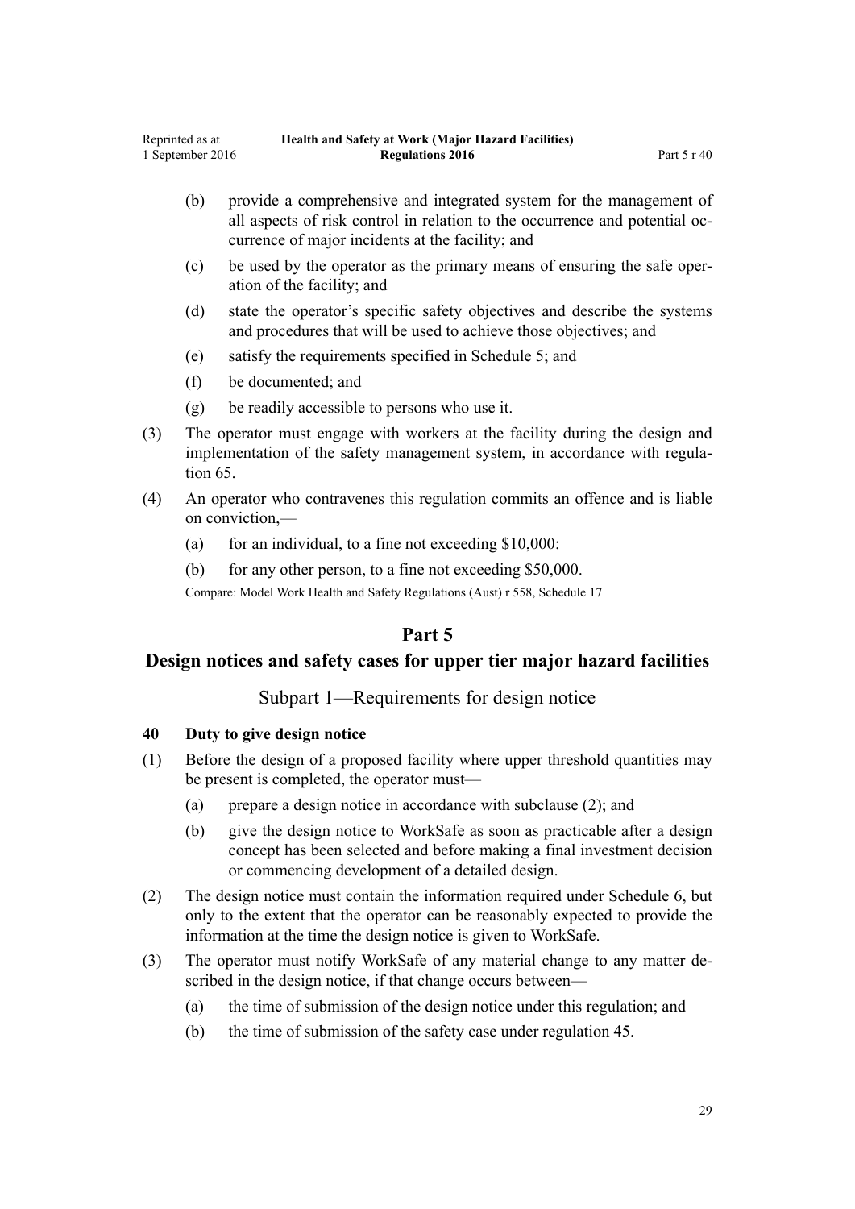(b) provide a comprehensive and integrated system for the management of all aspects of risk control in relation to the occurrence and potential occurrence of major incidents at the facility; and

(c) be used by the operator as the primary means of ensuring the safe operation of the facility; and

(d) state the operator's specific safety objectives and describe the systems and procedures that will be used to achieve those objectives; and

(e) satisfy the requirements specified in Schedule 5; and

(f) be documented; and

(g) be readily accessible to persons who use it.

(3) The operator must engage with workers at the facility during the design and implementation of the safety management system, in accordance with regulation 65.

(4) An operator who contravenes this regulation commits an offence and is liable on conviction,—

(a) for an individual, to a fine not exceeding $10,000:

(b) for any other person, to a fine not exceeding $50,000.

Compare: Model Work Health and Safety Regulations (Aust) r 558, Schedule 17

# Part 5

# Design notices and safety cases for upper tier major hazard facilities

## Subpart 1—Requirements for design notice

### 40 Duty to give design notice

(1) Before the design of a proposed facility where upper threshold quantities may be present is completed, the operator must—

(a) prepare a design notice in accordance with subclause (2); and

(b) give the design notice to WorkSafe as soon as practicable after a design concept has been selected and before making a final investment decision or commencing development of a detailed design.

(2) The design notice must contain the information required under Schedule 6, but only to the extent that the operator can be reasonably expected to provide the information at the time the design notice is given to WorkSafe.

(3) The operator must notify WorkSafe of any material change to any matter described in the design notice, if that change occurs between—

(a) the time of submission of the design notice under this regulation; and

(b) the time of submission of the safety case under regulation 45.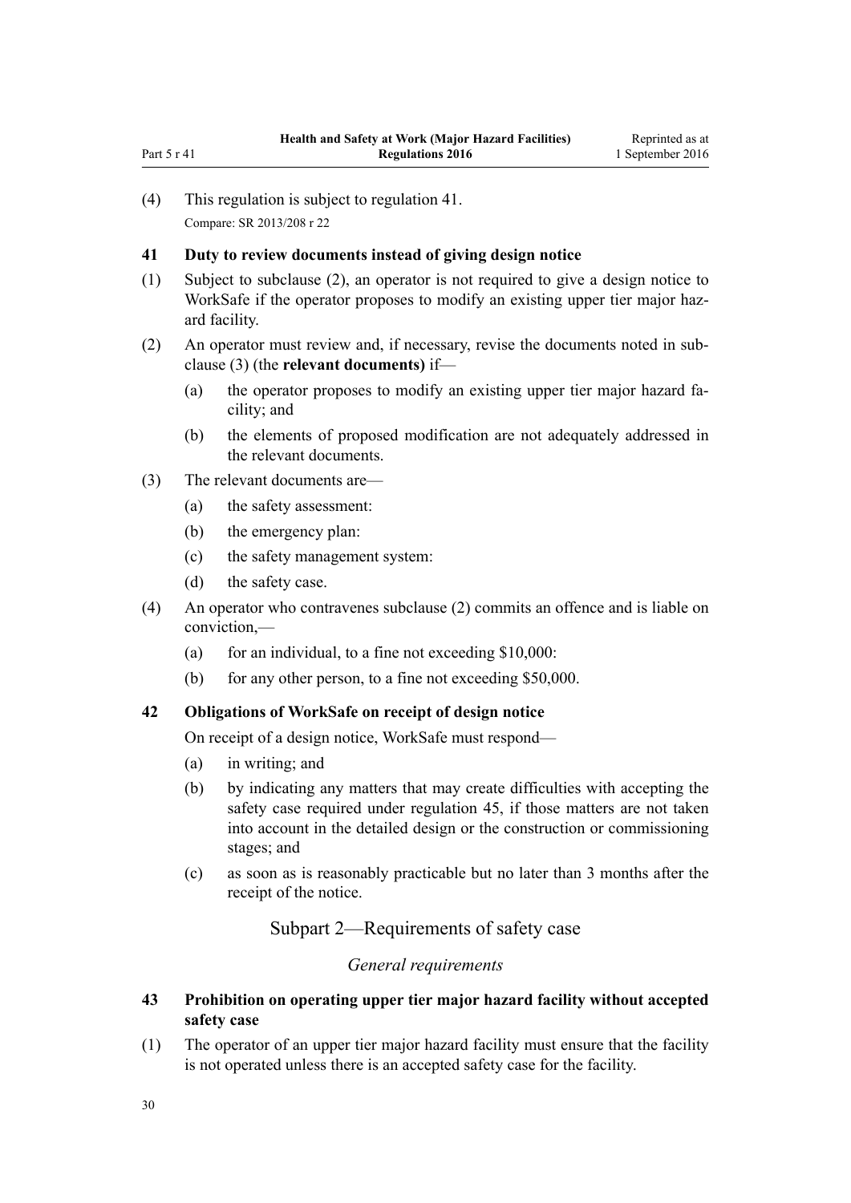(4) This regulation is subject to regulation 41.

Compare: SR 2013/208 r 22

### 41 Duty to review documents instead of giving design notice

(1) Subject to subclause (2), an operator is not required to give a design notice to WorkSafe if the operator proposes to modify an existing upper tier major hazard facility.

(2) An operator must review and, if necessary, revise the documents noted in subclause (3) (the **relevant documents)** if—

  (a) the operator proposes to modify an existing upper tier major hazard facility; and

  (b) the elements of proposed modification are not adequately addressed in the relevant documents.

(3) The relevant documents are—

  (a) the safety assessment:

  (b) the emergency plan:

  (c) the safety management system:

  (d) the safety case.

(4) An operator who contravenes subclause (2) commits an offence and is liable on conviction,—

  (a) for an individual, to a fine not exceeding $10,000:

  (b) for any other person, to a fine not exceeding $50,000.

### 42 Obligations of WorkSafe on receipt of design notice

On receipt of a design notice, WorkSafe must respond—

  (a) in writing; and

  (b) by indicating any matters that may create difficulties with accepting the safety case required under regulation 45, if those matters are not taken into account in the detailed design or the construction or commissioning stages; and

  (c) as soon as is reasonably practicable but no later than 3 months after the receipt of the notice.

## Subpart 2—Requirements of safety case

*General requirements*

### 43 Prohibition on operating upper tier major hazard facility without accepted safety case

(1) The operator of an upper tier major hazard facility must ensure that the facility is not operated unless there is an accepted safety case for the facility.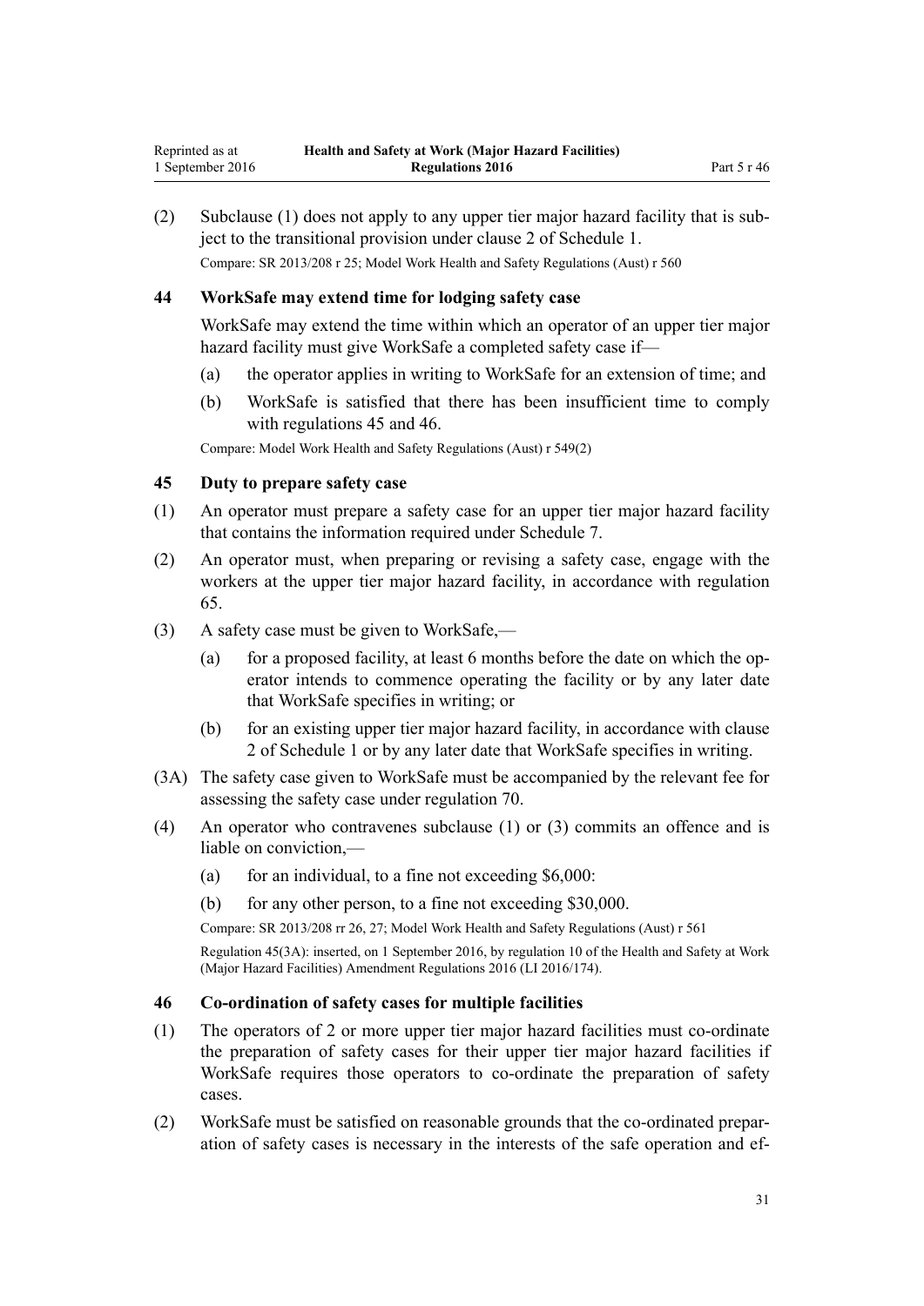(2) Subclause (1) does not apply to any upper tier major hazard facility that is subject to the transitional provision under clause 2 of Schedule 1.

Compare: SR 2013/208 r 25; Model Work Health and Safety Regulations (Aust) r 560

### 44 WorkSafe may extend time for lodging safety case

WorkSafe may extend the time within which an operator of an upper tier major hazard facility must give WorkSafe a completed safety case if—

(a) the operator applies in writing to WorkSafe for an extension of time; and

(b) WorkSafe is satisfied that there has been insufficient time to comply with regulations 45 and 46.

Compare: Model Work Health and Safety Regulations (Aust) r 549(2)

### 45 Duty to prepare safety case

(1) An operator must prepare a safety case for an upper tier major hazard facility that contains the information required under Schedule 7.

(2) An operator must, when preparing or revising a safety case, engage with the workers at the upper tier major hazard facility, in accordance with regulation 65.

(3) A safety case must be given to WorkSafe,—

(a) for a proposed facility, at least 6 months before the date on which the operator intends to commence operating the facility or by any later date that WorkSafe specifies in writing; or

(b) for an existing upper tier major hazard facility, in accordance with clause 2 of Schedule 1 or by any later date that WorkSafe specifies in writing.

(3A) The safety case given to WorkSafe must be accompanied by the relevant fee for assessing the safety case under regulation 70.

(4) An operator who contravenes subclause (1) or (3) commits an offence and is liable on conviction,—

(a) for an individual, to a fine not exceeding $6,000:

(b) for any other person, to a fine not exceeding $30,000.

Compare: SR 2013/208 rr 26, 27; Model Work Health and Safety Regulations (Aust) r 561

Regulation 45(3A): inserted, on 1 September 2016, by regulation 10 of the Health and Safety at Work (Major Hazard Facilities) Amendment Regulations 2016 (LI 2016/174).

### 46 Co-ordination of safety cases for multiple facilities

(1) The operators of 2 or more upper tier major hazard facilities must co-ordinate the preparation of safety cases for their upper tier major hazard facilities if WorkSafe requires those operators to co-ordinate the preparation of safety cases.

(2) WorkSafe must be satisfied on reasonable grounds that the co-ordinated preparation of safety cases is necessary in the interests of the safe operation and ef-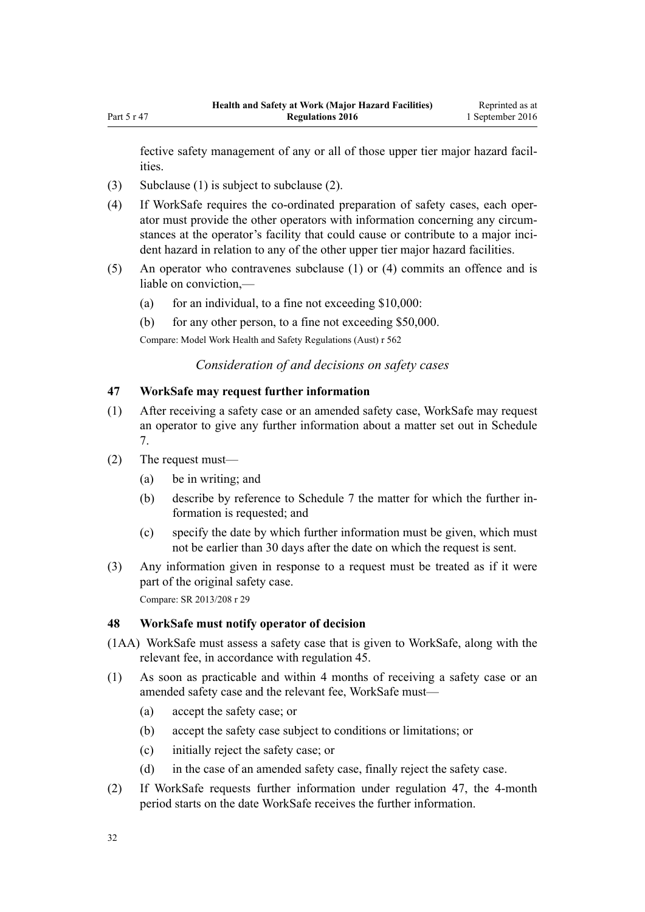fective safety management of any or all of those upper tier major hazard facilities.

(3) Subclause (1) is subject to subclause (2).

(4) If WorkSafe requires the co-ordinated preparation of safety cases, each operator must provide the other operators with information concerning any circumstances at the operator's facility that could cause or contribute to a major incident hazard in relation to any of the other upper tier major hazard facilities.

(5) An operator who contravenes subclause (1) or (4) commits an offence and is liable on conviction,—

  (a) for an individual, to a fine not exceeding $10,000:

  (b) for any other person, to a fine not exceeding $50,000.

Compare: Model Work Health and Safety Regulations (Aust) r 562

### *Consideration of and decisions on safety cases*

### 47 WorkSafe may request further information

(1) After receiving a safety case or an amended safety case, WorkSafe may request an operator to give any further information about a matter set out in Schedule 7.

(2) The request must—

  (a) be in writing; and

  (b) describe by reference to Schedule 7 the matter for which the further information is requested; and

  (c) specify the date by which further information must be given, which must not be earlier than 30 days after the date on which the request is sent.

(3) Any information given in response to a request must be treated as if it were part of the original safety case.

Compare: SR 2013/208 r 29

### 48 WorkSafe must notify operator of decision

(1AA) WorkSafe must assess a safety case that is given to WorkSafe, along with the relevant fee, in accordance with regulation 45.

(1) As soon as practicable and within 4 months of receiving a safety case or an amended safety case and the relevant fee, WorkSafe must—

  (a) accept the safety case; or

  (b) accept the safety case subject to conditions or limitations; or

  (c) initially reject the safety case; or

  (d) in the case of an amended safety case, finally reject the safety case.

(2) If WorkSafe requests further information under regulation 47, the 4-month period starts on the date WorkSafe receives the further information.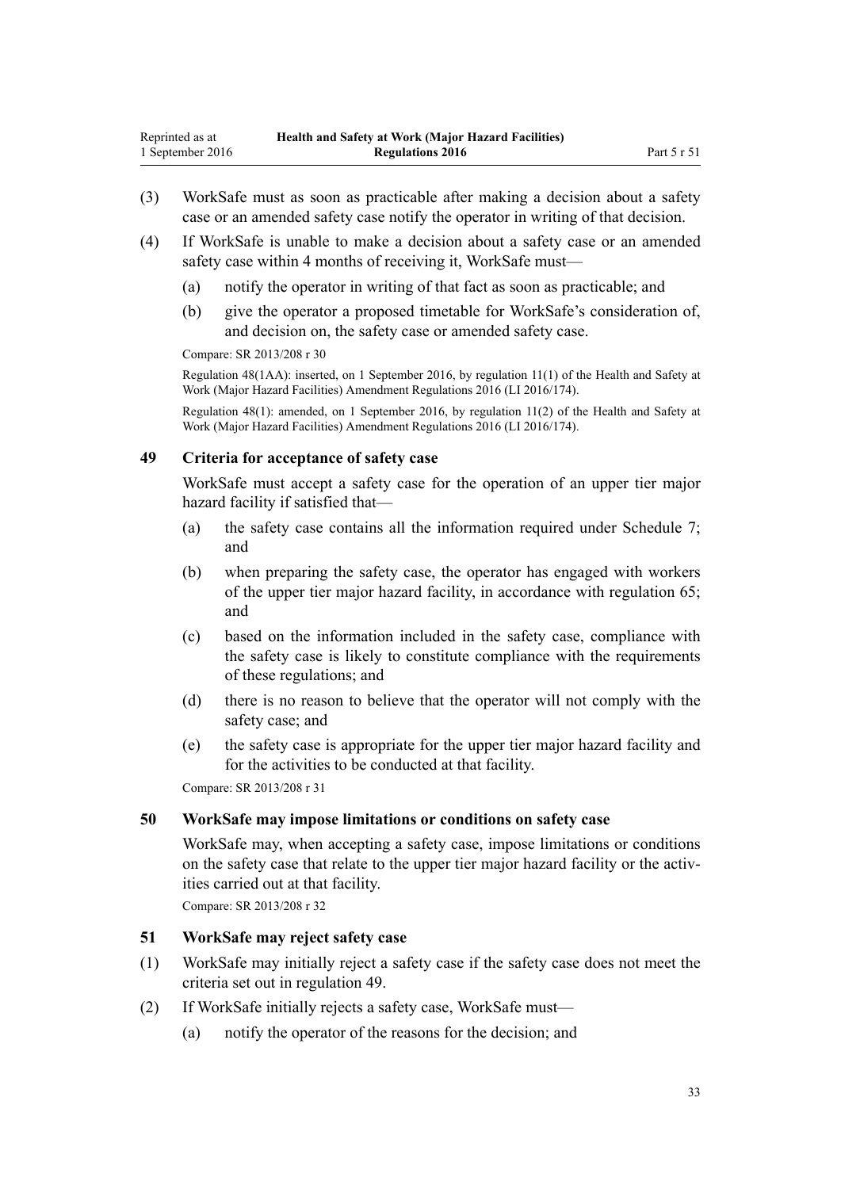(3) WorkSafe must as soon as practicable after making a decision about a safety case or an amended safety case notify the operator in writing of that decision.

(4) If WorkSafe is unable to make a decision about a safety case or an amended safety case within 4 months of receiving it, WorkSafe must—

(a) notify the operator in writing of that fact as soon as practicable; and

(b) give the operator a proposed timetable for WorkSafe's consideration of, and decision on, the safety case or amended safety case.

Compare: SR 2013/208 r 30

Regulation 48(1AA): inserted, on 1 September 2016, by regulation 11(1) of the Health and Safety at Work (Major Hazard Facilities) Amendment Regulations 2016 (LI 2016/174).

Regulation 48(1): amended, on 1 September 2016, by regulation 11(2) of the Health and Safety at Work (Major Hazard Facilities) Amendment Regulations 2016 (LI 2016/174).

### 49 Criteria for acceptance of safety case

WorkSafe must accept a safety case for the operation of an upper tier major hazard facility if satisfied that—

(a) the safety case contains all the information required under Schedule 7; and

(b) when preparing the safety case, the operator has engaged with workers of the upper tier major hazard facility, in accordance with regulation 65; and

(c) based on the information included in the safety case, compliance with the safety case is likely to constitute compliance with the requirements of these regulations; and

(d) there is no reason to believe that the operator will not comply with the safety case; and

(e) the safety case is appropriate for the upper tier major hazard facility and for the activities to be conducted at that facility.

Compare: SR 2013/208 r 31

### 50 WorkSafe may impose limitations or conditions on safety case

WorkSafe may, when accepting a safety case, impose limitations or conditions on the safety case that relate to the upper tier major hazard facility or the activities carried out at that facility.

Compare: SR 2013/208 r 32

### 51 WorkSafe may reject safety case

(1) WorkSafe may initially reject a safety case if the safety case does not meet the criteria set out in regulation 49.

(2) If WorkSafe initially rejects a safety case, WorkSafe must—

(a) notify the operator of the reasons for the decision; and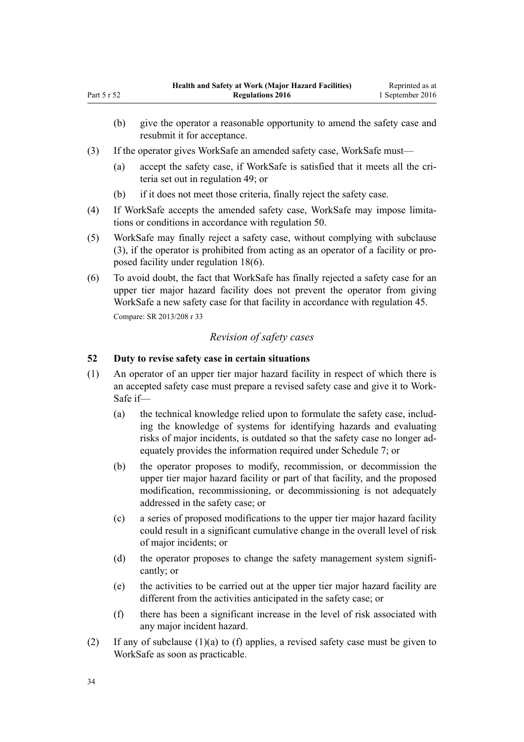(b) give the operator a reasonable opportunity to amend the safety case and resubmit it for acceptance.

(3) If the operator gives WorkSafe an amended safety case, WorkSafe must—

(a) accept the safety case, if WorkSafe is satisfied that it meets all the criteria set out in regulation 49; or

(b) if it does not meet those criteria, finally reject the safety case.

(4) If WorkSafe accepts the amended safety case, WorkSafe may impose limitations or conditions in accordance with regulation 50.

(5) WorkSafe may finally reject a safety case, without complying with subclause (3), if the operator is prohibited from acting as an operator of a facility or proposed facility under regulation 18(6).

(6) To avoid doubt, the fact that WorkSafe has finally rejected a safety case for an upper tier major hazard facility does not prevent the operator from giving WorkSafe a new safety case for that facility in accordance with regulation 45.

Compare: SR 2013/208 r 33

*Revision of safety cases*

### 52 Duty to revise safety case in certain situations

(1) An operator of an upper tier major hazard facility in respect of which there is an accepted safety case must prepare a revised safety case and give it to WorkSafe if—

(a) the technical knowledge relied upon to formulate the safety case, including the knowledge of systems for identifying hazards and evaluating risks of major incidents, is outdated so that the safety case no longer adequately provides the information required under Schedule 7; or

(b) the operator proposes to modify, recommission, or decommission the upper tier major hazard facility or part of that facility, and the proposed modification, recommissioning, or decommissioning is not adequately addressed in the safety case; or

(c) a series of proposed modifications to the upper tier major hazard facility could result in a significant cumulative change in the overall level of risk of major incidents; or

(d) the operator proposes to change the safety management system significantly; or

(e) the activities to be carried out at the upper tier major hazard facility are different from the activities anticipated in the safety case; or

(f) there has been a significant increase in the level of risk associated with any major incident hazard.

(2) If any of subclause (1)(a) to (f) applies, a revised safety case must be given to WorkSafe as soon as practicable.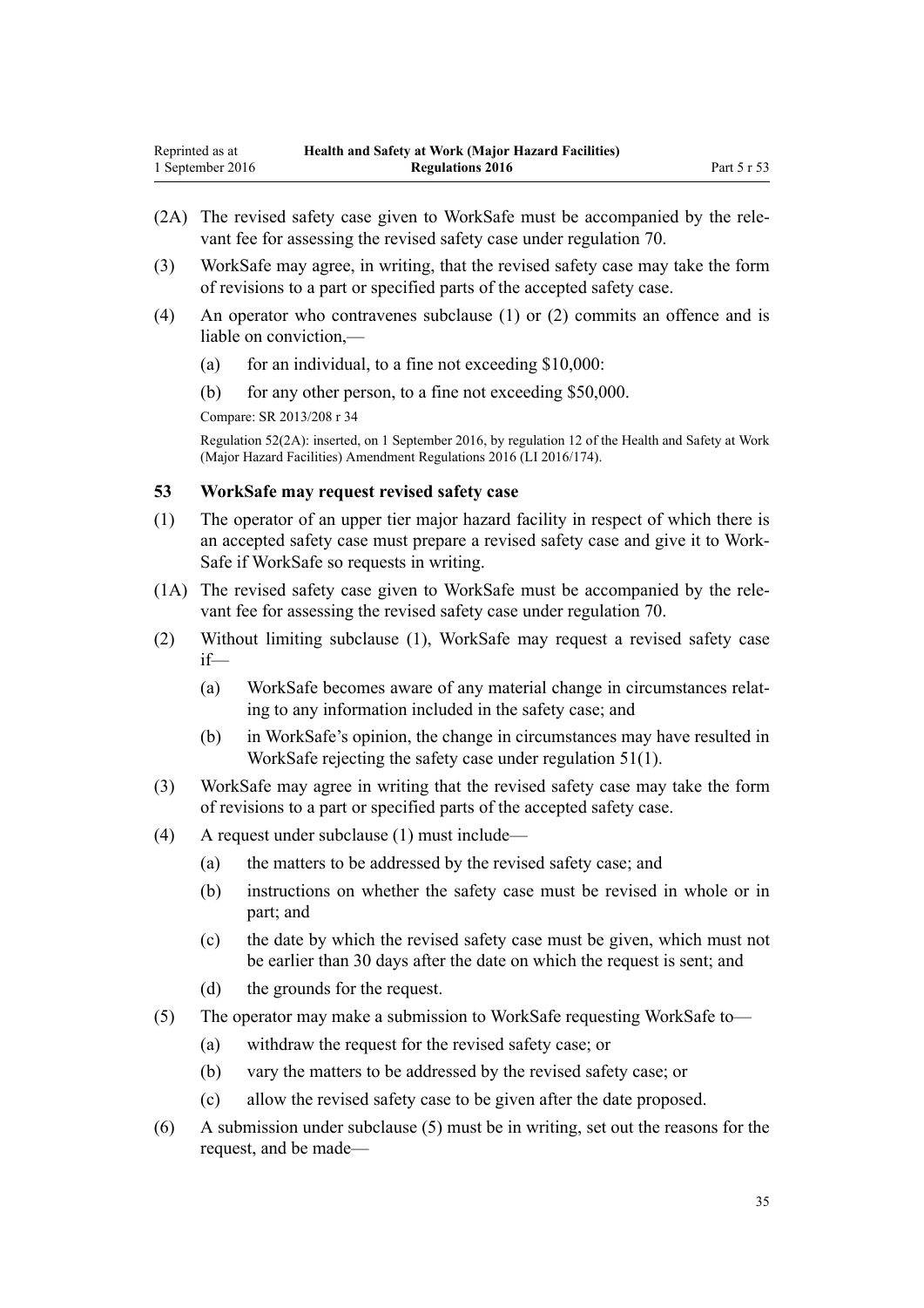(2A) The revised safety case given to WorkSafe must be accompanied by the relevant fee for assessing the revised safety case under regulation 70.

(3) WorkSafe may agree, in writing, that the revised safety case may take the form of revisions to a part or specified parts of the accepted safety case.

(4) An operator who contravenes subclause (1) or (2) commits an offence and is liable on conviction,—

(a) for an individual, to a fine not exceeding $10,000:

(b) for any other person, to a fine not exceeding $50,000.

Compare: SR 2013/208 r 34

Regulation 52(2A): inserted, on 1 September 2016, by regulation 12 of the Health and Safety at Work (Major Hazard Facilities) Amendment Regulations 2016 (LI 2016/174).

### 53 WorkSafe may request revised safety case

(1) The operator of an upper tier major hazard facility in respect of which there is an accepted safety case must prepare a revised safety case and give it to WorkSafe if WorkSafe so requests in writing.

(1A) The revised safety case given to WorkSafe must be accompanied by the relevant fee for assessing the revised safety case under regulation 70.

(2) Without limiting subclause (1), WorkSafe may request a revised safety case if—

(a) WorkSafe becomes aware of any material change in circumstances relating to any information included in the safety case; and

(b) in WorkSafe's opinion, the change in circumstances may have resulted in WorkSafe rejecting the safety case under regulation 51(1).

(3) WorkSafe may agree in writing that the revised safety case may take the form of revisions to a part or specified parts of the accepted safety case.

(4) A request under subclause (1) must include—

(a) the matters to be addressed by the revised safety case; and

(b) instructions on whether the safety case must be revised in whole or in part; and

(c) the date by which the revised safety case must be given, which must not be earlier than 30 days after the date on which the request is sent; and

(d) the grounds for the request.

(5) The operator may make a submission to WorkSafe requesting WorkSafe to—

(a) withdraw the request for the revised safety case; or

(b) vary the matters to be addressed by the revised safety case; or

(c) allow the revised safety case to be given after the date proposed.

(6) A submission under subclause (5) must be in writing, set out the reasons for the request, and be made—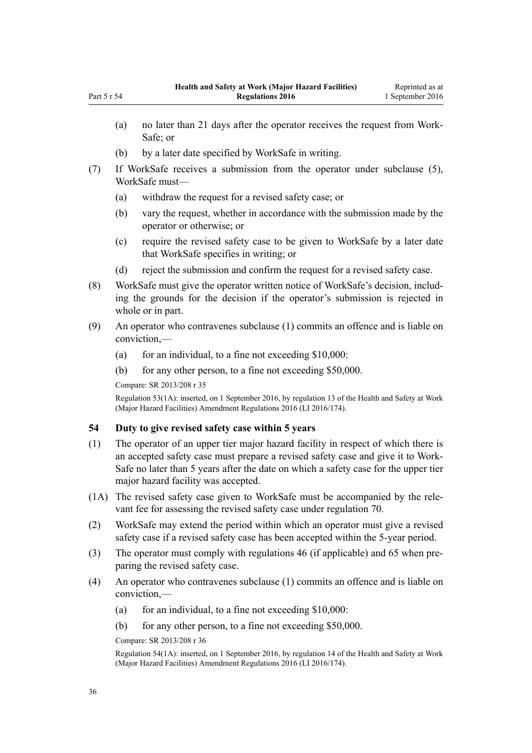(a) no later than 21 days after the operator receives the request from WorkSafe; or

(b) by a later date specified by WorkSafe in writing.

(7) If WorkSafe receives a submission from the operator under subclause (5), WorkSafe must—

(a) withdraw the request for a revised safety case; or

(b) vary the request, whether in accordance with the submission made by the operator or otherwise; or

(c) require the revised safety case to be given to WorkSafe by a later date that WorkSafe specifies in writing; or

(d) reject the submission and confirm the request for a revised safety case.

(8) WorkSafe must give the operator written notice of WorkSafe's decision, including the grounds for the decision if the operator's submission is rejected in whole or in part.

(9) An operator who contravenes subclause (1) commits an offence and is liable on conviction,—

(a) for an individual, to a fine not exceeding $10,000:

(b) for any other person, to a fine not exceeding $50,000.

Compare: SR 2013/208 r 35

Regulation 53(1A): inserted, on 1 September 2016, by regulation 13 of the Health and Safety at Work (Major Hazard Facilities) Amendment Regulations 2016 (LI 2016/174).

### 54 Duty to give revised safety case within 5 years

(1) The operator of an upper tier major hazard facility in respect of which there is an accepted safety case must prepare a revised safety case and give it to WorkSafe no later than 5 years after the date on which a safety case for the upper tier major hazard facility was accepted.

(1A) The revised safety case given to WorkSafe must be accompanied by the relevant fee for assessing the revised safety case under regulation 70.

(2) WorkSafe may extend the period within which an operator must give a revised safety case if a revised safety case has been accepted within the 5-year period.

(3) The operator must comply with regulations 46 (if applicable) and 65 when preparing the revised safety case.

(4) An operator who contravenes subclause (1) commits an offence and is liable on conviction,—

(a) for an individual, to a fine not exceeding $10,000:

(b) for any other person, to a fine not exceeding $50,000.

Compare: SR 2013/208 r 36

Regulation 54(1A): inserted, on 1 September 2016, by regulation 14 of the Health and Safety at Work (Major Hazard Facilities) Amendment Regulations 2016 (LI 2016/174).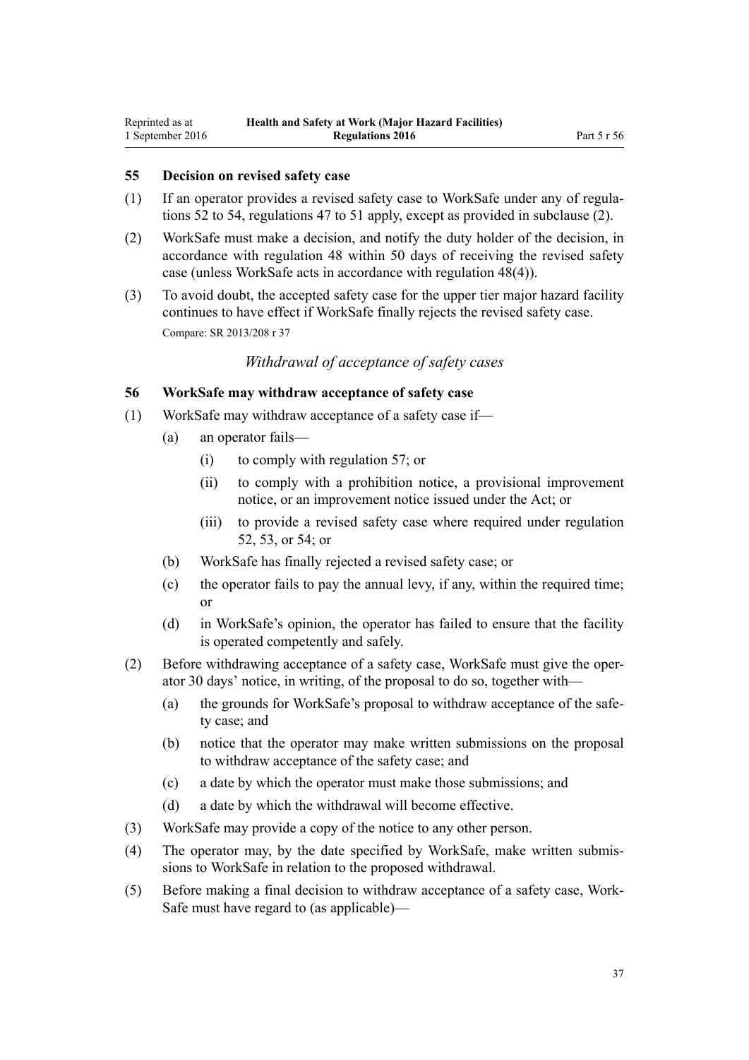### 55 Decision on revised safety case

(1) If an operator provides a revised safety case to WorkSafe under any of regulations 52 to 54, regulations 47 to 51 apply, except as provided in subclause (2).

(2) WorkSafe must make a decision, and notify the duty holder of the decision, in accordance with regulation 48 within 50 days of receiving the revised safety case (unless WorkSafe acts in accordance with regulation 48(4)).

(3) To avoid doubt, the accepted safety case for the upper tier major hazard facility continues to have effect if WorkSafe finally rejects the revised safety case.

Compare: SR 2013/208 r 37

*Withdrawal of acceptance of safety cases*

### 56 WorkSafe may withdraw acceptance of safety case

(1) WorkSafe may withdraw acceptance of a safety case if—

  (a) an operator fails—

    (i) to comply with regulation 57; or

    (ii) to comply with a prohibition notice, a provisional improvement notice, or an improvement notice issued under the Act; or

    (iii) to provide a revised safety case where required under regulation 52, 53, or 54; or

  (b) WorkSafe has finally rejected a revised safety case; or

  (c) the operator fails to pay the annual levy, if any, within the required time; or

  (d) in WorkSafe's opinion, the operator has failed to ensure that the facility is operated competently and safely.

(2) Before withdrawing acceptance of a safety case, WorkSafe must give the operator 30 days' notice, in writing, of the proposal to do so, together with—

  (a) the grounds for WorkSafe's proposal to withdraw acceptance of the safety case; and

  (b) notice that the operator may make written submissions on the proposal to withdraw acceptance of the safety case; and

  (c) a date by which the operator must make those submissions; and

  (d) a date by which the withdrawal will become effective.

(3) WorkSafe may provide a copy of the notice to any other person.

(4) The operator may, by the date specified by WorkSafe, make written submissions to WorkSafe in relation to the proposed withdrawal.

(5) Before making a final decision to withdraw acceptance of a safety case, WorkSafe must have regard to (as applicable)—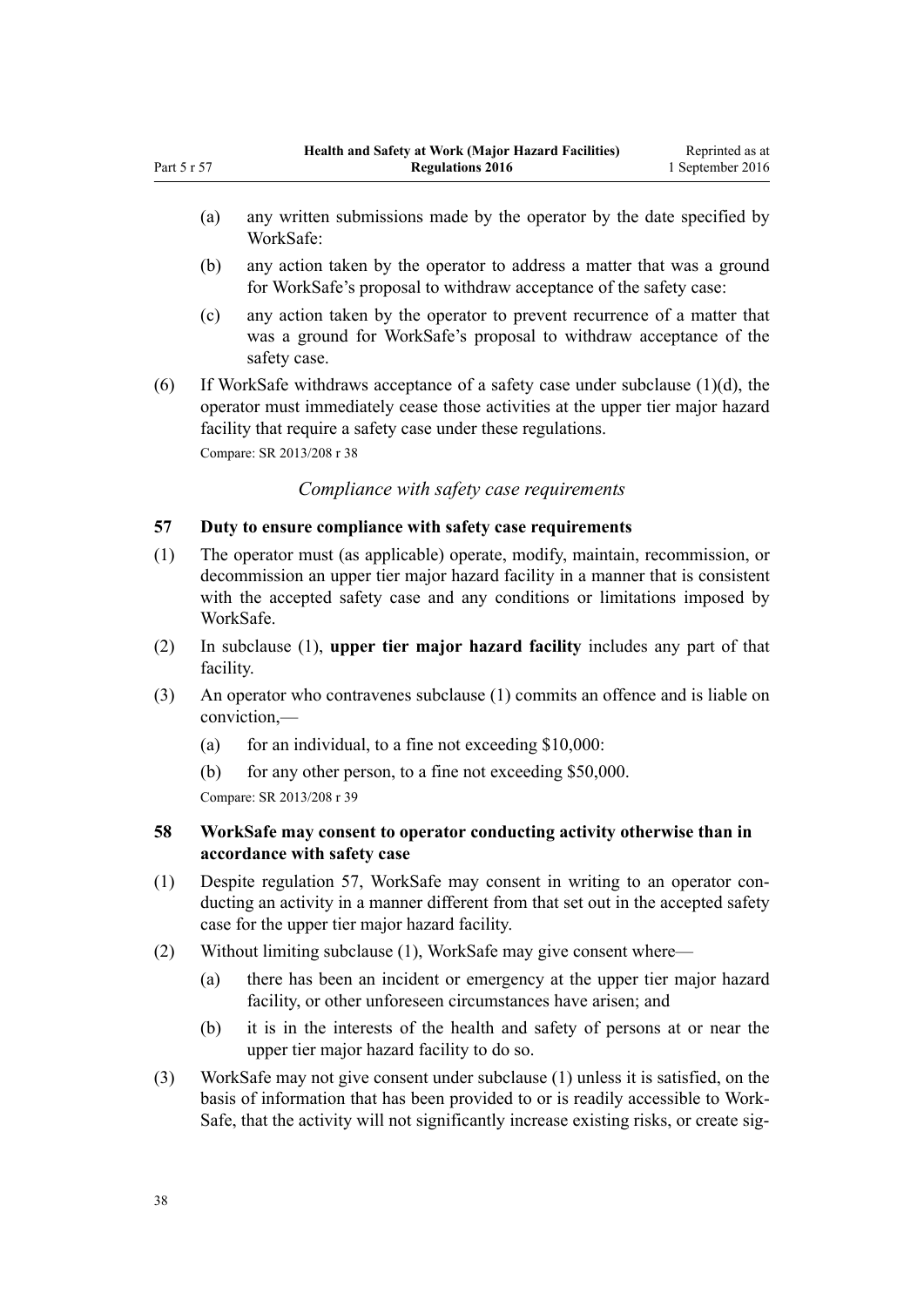(a) any written submissions made by the operator by the date specified by WorkSafe:

(b) any action taken by the operator to address a matter that was a ground for WorkSafe's proposal to withdraw acceptance of the safety case:

(c) any action taken by the operator to prevent recurrence of a matter that was a ground for WorkSafe's proposal to withdraw acceptance of the safety case.

(6) If WorkSafe withdraws acceptance of a safety case under subclause (1)(d), the operator must immediately cease those activities at the upper tier major hazard facility that require a safety case under these regulations.

Compare: SR 2013/208 r 38

*Compliance with safety case requirements*

### 57 Duty to ensure compliance with safety case requirements

(1) The operator must (as applicable) operate, modify, maintain, recommission, or decommission an upper tier major hazard facility in a manner that is consistent with the accepted safety case and any conditions or limitations imposed by WorkSafe.

(2) In subclause (1), **upper tier major hazard facility** includes any part of that facility.

(3) An operator who contravenes subclause (1) commits an offence and is liable on conviction,—

(a) for an individual, to a fine not exceeding $10,000:

(b) for any other person, to a fine not exceeding $50,000.

Compare: SR 2013/208 r 39

### 58 WorkSafe may consent to operator conducting activity otherwise than in accordance with safety case

(1) Despite regulation 57, WorkSafe may consent in writing to an operator conducting an activity in a manner different from that set out in the accepted safety case for the upper tier major hazard facility.

(2) Without limiting subclause (1), WorkSafe may give consent where—

(a) there has been an incident or emergency at the upper tier major hazard facility, or other unforeseen circumstances have arisen; and

(b) it is in the interests of the health and safety of persons at or near the upper tier major hazard facility to do so.

(3) WorkSafe may not give consent under subclause (1) unless it is satisfied, on the basis of information that has been provided to or is readily accessible to WorkSafe, that the activity will not significantly increase existing risks, or create sig-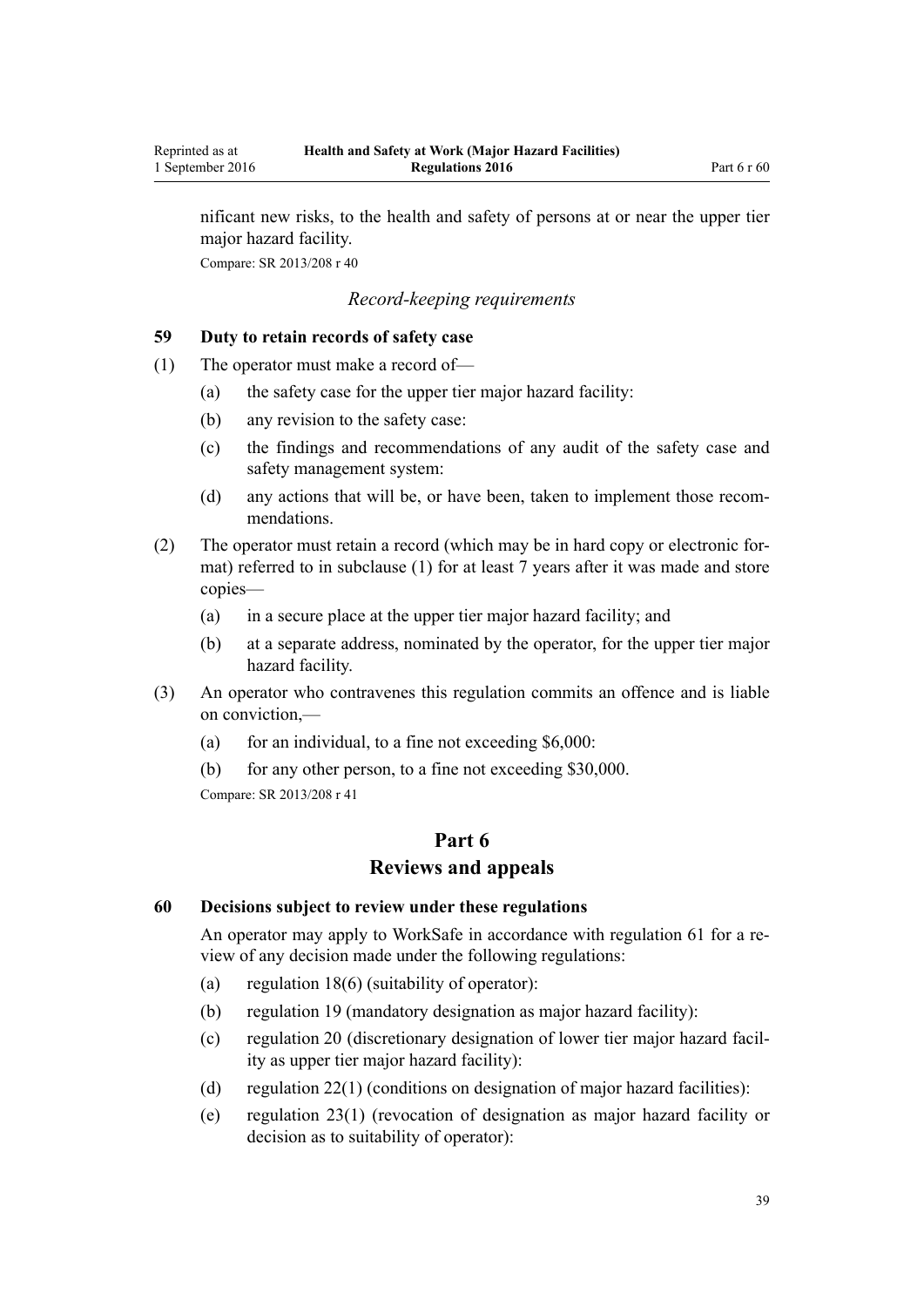nificant new risks, to the health and safety of persons at or near the upper tier major hazard facility.

Compare: SR 2013/208 r 40

*Record-keeping requirements*

### 59 Duty to retain records of safety case

(1) The operator must make a record of—

  (a) the safety case for the upper tier major hazard facility:

  (b) any revision to the safety case:

  (c) the findings and recommendations of any audit of the safety case and safety management system:

  (d) any actions that will be, or have been, taken to implement those recommendations.

(2) The operator must retain a record (which may be in hard copy or electronic format) referred to in subclause (1) for at least 7 years after it was made and store copies—

  (a) in a secure place at the upper tier major hazard facility; and

  (b) at a separate address, nominated by the operator, for the upper tier major hazard facility.

(3) An operator who contravenes this regulation commits an offence and is liable on conviction,—

  (a) for an individual, to a fine not exceeding $6,000:

  (b) for any other person, to a fine not exceeding $30,000.

Compare: SR 2013/208 r 41

# Part 6
# Reviews and appeals

### 60 Decisions subject to review under these regulations

An operator may apply to WorkSafe in accordance with regulation 61 for a review of any decision made under the following regulations:

  (a) regulation 18(6) (suitability of operator):

  (b) regulation 19 (mandatory designation as major hazard facility):

  (c) regulation 20 (discretionary designation of lower tier major hazard facility as upper tier major hazard facility):

  (d) regulation 22(1) (conditions on designation of major hazard facilities):

  (e) regulation 23(1) (revocation of designation as major hazard facility or decision as to suitability of operator):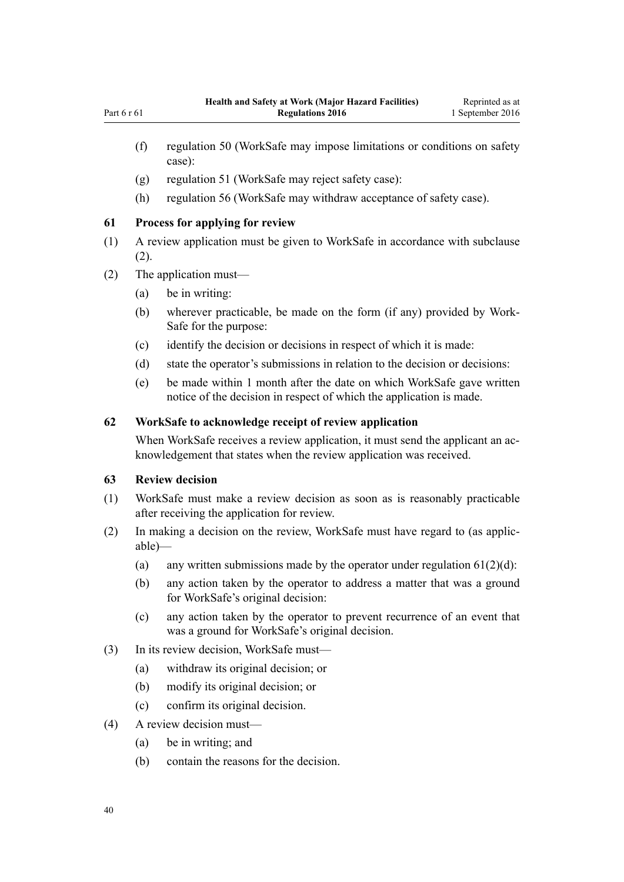(f) regulation 50 (WorkSafe may impose limitations or conditions on safety case):

(g) regulation 51 (WorkSafe may reject safety case):

(h) regulation 56 (WorkSafe may withdraw acceptance of safety case).

### 61 Process for applying for review

(1) A review application must be given to WorkSafe in accordance with subclause (2).

(2) The application must—

(a) be in writing:

(b) wherever practicable, be made on the form (if any) provided by WorkSafe for the purpose:

(c) identify the decision or decisions in respect of which it is made:

(d) state the operator's submissions in relation to the decision or decisions:

(e) be made within 1 month after the date on which WorkSafe gave written notice of the decision in respect of which the application is made.

### 62 WorkSafe to acknowledge receipt of review application

When WorkSafe receives a review application, it must send the applicant an acknowledgement that states when the review application was received.

### 63 Review decision

(1) WorkSafe must make a review decision as soon as is reasonably practicable after receiving the application for review.

(2) In making a decision on the review, WorkSafe must have regard to (as applicable)—

(a) any written submissions made by the operator under regulation 61(2)(d):

(b) any action taken by the operator to address a matter that was a ground for WorkSafe's original decision:

(c) any action taken by the operator to prevent recurrence of an event that was a ground for WorkSafe's original decision.

(3) In its review decision, WorkSafe must—

(a) withdraw its original decision; or

(b) modify its original decision; or

(c) confirm its original decision.

(4) A review decision must—

(a) be in writing; and

(b) contain the reasons for the decision.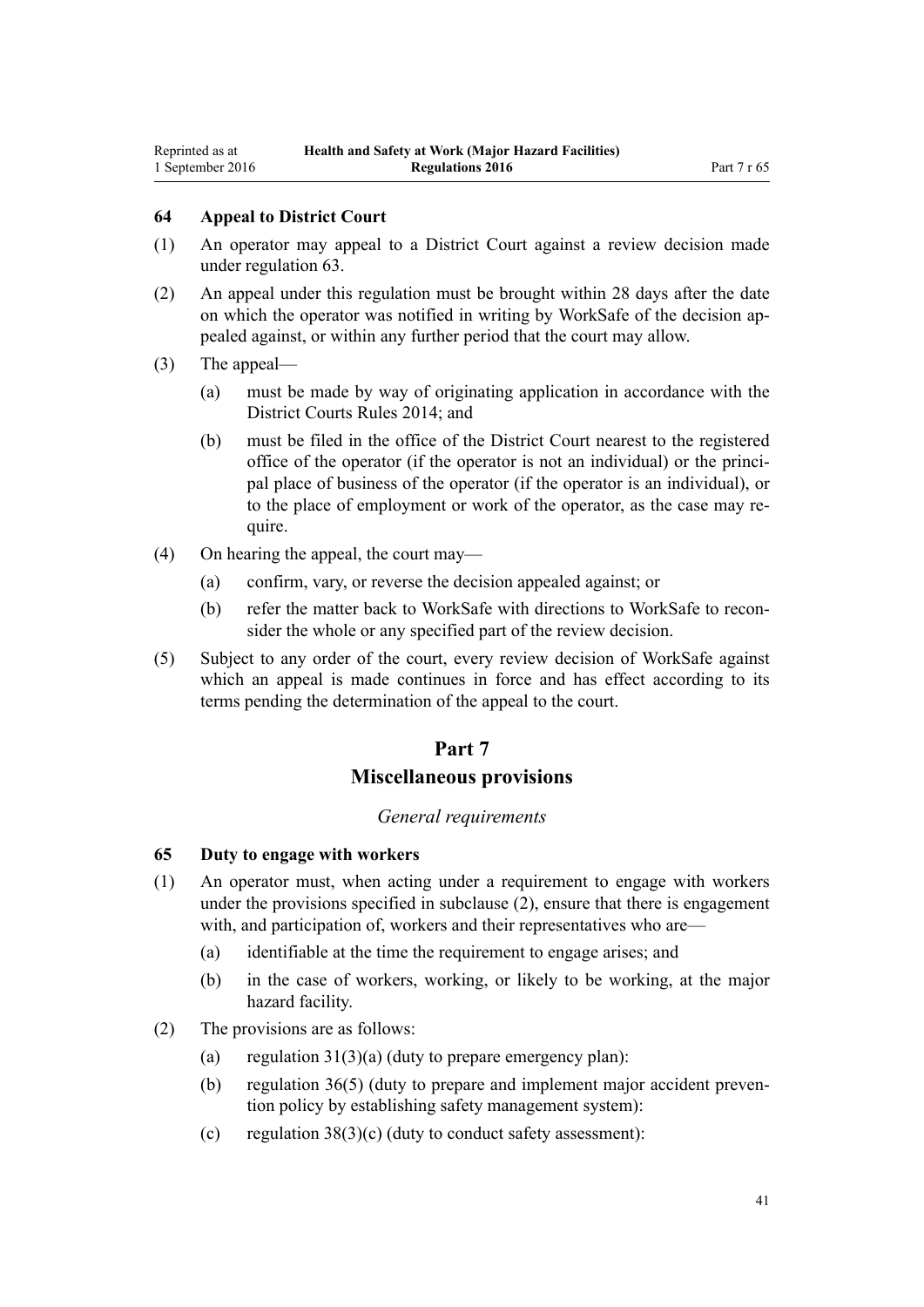### 64 Appeal to District Court

(1) An operator may appeal to a District Court against a review decision made under regulation 63.

(2) An appeal under this regulation must be brought within 28 days after the date on which the operator was notified in writing by WorkSafe of the decision appealed against, or within any further period that the court may allow.

(3) The appeal—

  (a) must be made by way of originating application in accordance with the District Courts Rules 2014; and

  (b) must be filed in the office of the District Court nearest to the registered office of the operator (if the operator is not an individual) or the principal place of business of the operator (if the operator is an individual), or to the place of employment or work of the operator, as the case may require.

(4) On hearing the appeal, the court may—

  (a) confirm, vary, or reverse the decision appealed against; or

  (b) refer the matter back to WorkSafe with directions to WorkSafe to reconsider the whole or any specified part of the review decision.

(5) Subject to any order of the court, every review decision of WorkSafe against which an appeal is made continues in force and has effect according to its terms pending the determination of the appeal to the court.

## Part 7
## Miscellaneous provisions

*General requirements*

### 65 Duty to engage with workers

(1) An operator must, when acting under a requirement to engage with workers under the provisions specified in subclause (2), ensure that there is engagement with, and participation of, workers and their representatives who are—

  (a) identifiable at the time the requirement to engage arises; and

  (b) in the case of workers, working, or likely to be working, at the major hazard facility.

(2) The provisions are as follows:

  (a) regulation 31(3)(a) (duty to prepare emergency plan):

  (b) regulation 36(5) (duty to prepare and implement major accident prevention policy by establishing safety management system):

  (c) regulation 38(3)(c) (duty to conduct safety assessment):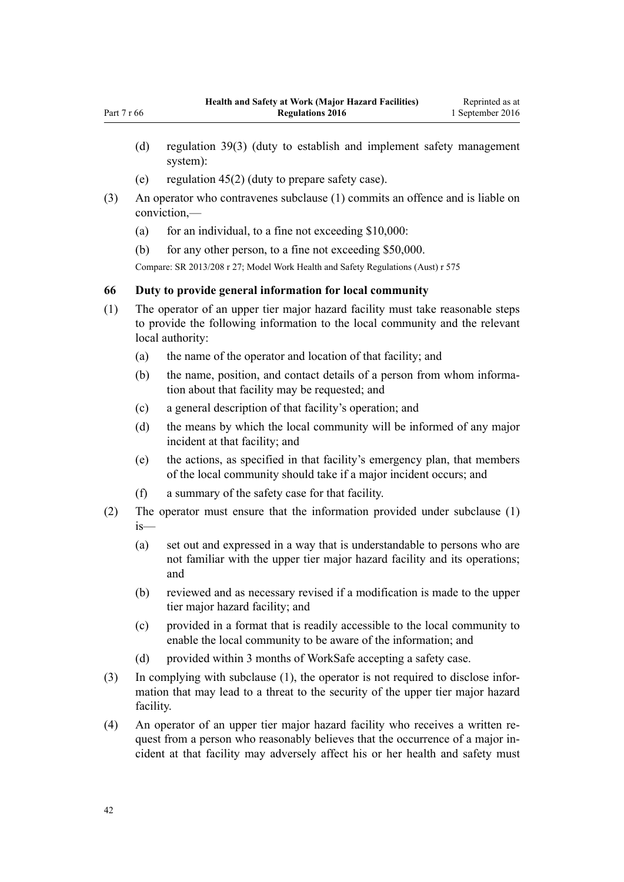(d) regulation 39(3) (duty to establish and implement safety management system):

(e) regulation 45(2) (duty to prepare safety case).

(3) An operator who contravenes subclause (1) commits an offence and is liable on conviction,—

(a) for an individual, to a fine not exceeding $10,000:

(b) for any other person, to a fine not exceeding $50,000.

Compare: SR 2013/208 r 27; Model Work Health and Safety Regulations (Aust) r 575

### 66 Duty to provide general information for local community

(1) The operator of an upper tier major hazard facility must take reasonable steps to provide the following information to the local community and the relevant local authority:

(a) the name of the operator and location of that facility; and

(b) the name, position, and contact details of a person from whom information about that facility may be requested; and

(c) a general description of that facility's operation; and

(d) the means by which the local community will be informed of any major incident at that facility; and

(e) the actions, as specified in that facility's emergency plan, that members of the local community should take if a major incident occurs; and

(f) a summary of the safety case for that facility.

(2) The operator must ensure that the information provided under subclause (1) is—

(a) set out and expressed in a way that is understandable to persons who are not familiar with the upper tier major hazard facility and its operations; and

(b) reviewed and as necessary revised if a modification is made to the upper tier major hazard facility; and

(c) provided in a format that is readily accessible to the local community to enable the local community to be aware of the information; and

(d) provided within 3 months of WorkSafe accepting a safety case.

(3) In complying with subclause (1), the operator is not required to disclose information that may lead to a threat to the security of the upper tier major hazard facility.

(4) An operator of an upper tier major hazard facility who receives a written request from a person who reasonably believes that the occurrence of a major incident at that facility may adversely affect his or her health and safety must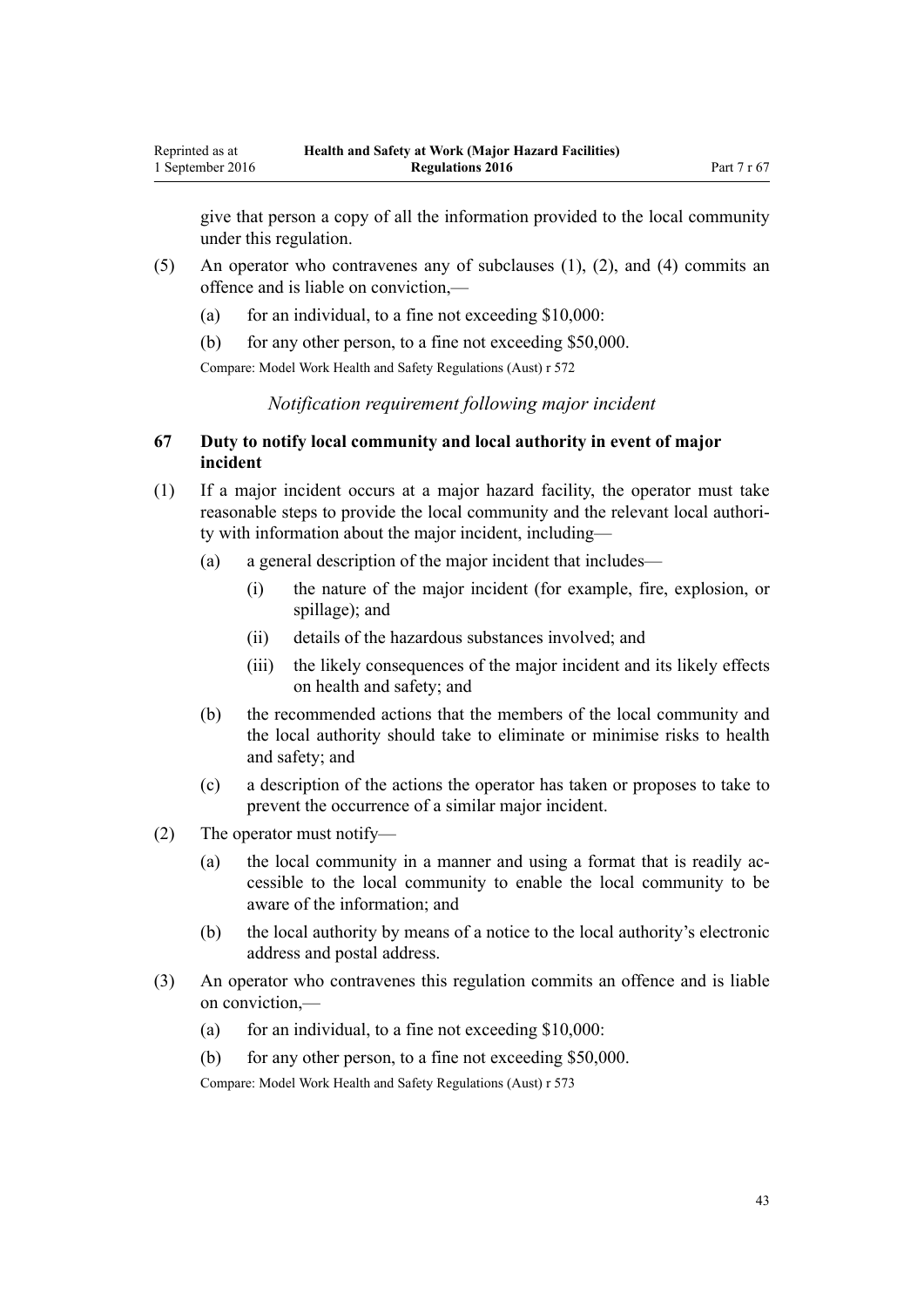give that person a copy of all the information provided to the local community under this regulation.

(5) An operator who contravenes any of subclauses (1), (2), and (4) commits an offence and is liable on conviction,—

(a) for an individual, to a fine not exceeding $10,000:

(b) for any other person, to a fine not exceeding $50,000.

Compare: Model Work Health and Safety Regulations (Aust) r 572

*Notification requirement following major incident*

### 67 Duty to notify local community and local authority in event of major incident

(1) If a major incident occurs at a major hazard facility, the operator must take reasonable steps to provide the local community and the relevant local authority with information about the major incident, including—

(a) a general description of the major incident that includes—

(i) the nature of the major incident (for example, fire, explosion, or spillage); and

(ii) details of the hazardous substances involved; and

(iii) the likely consequences of the major incident and its likely effects on health and safety; and

(b) the recommended actions that the members of the local community and the local authority should take to eliminate or minimise risks to health and safety; and

(c) a description of the actions the operator has taken or proposes to take to prevent the occurrence of a similar major incident.

(2) The operator must notify—

(a) the local community in a manner and using a format that is readily accessible to the local community to enable the local community to be aware of the information; and

(b) the local authority by means of a notice to the local authority's electronic address and postal address.

(3) An operator who contravenes this regulation commits an offence and is liable on conviction,—

(a) for an individual, to a fine not exceeding $10,000:

(b) for any other person, to a fine not exceeding $50,000.

Compare: Model Work Health and Safety Regulations (Aust) r 573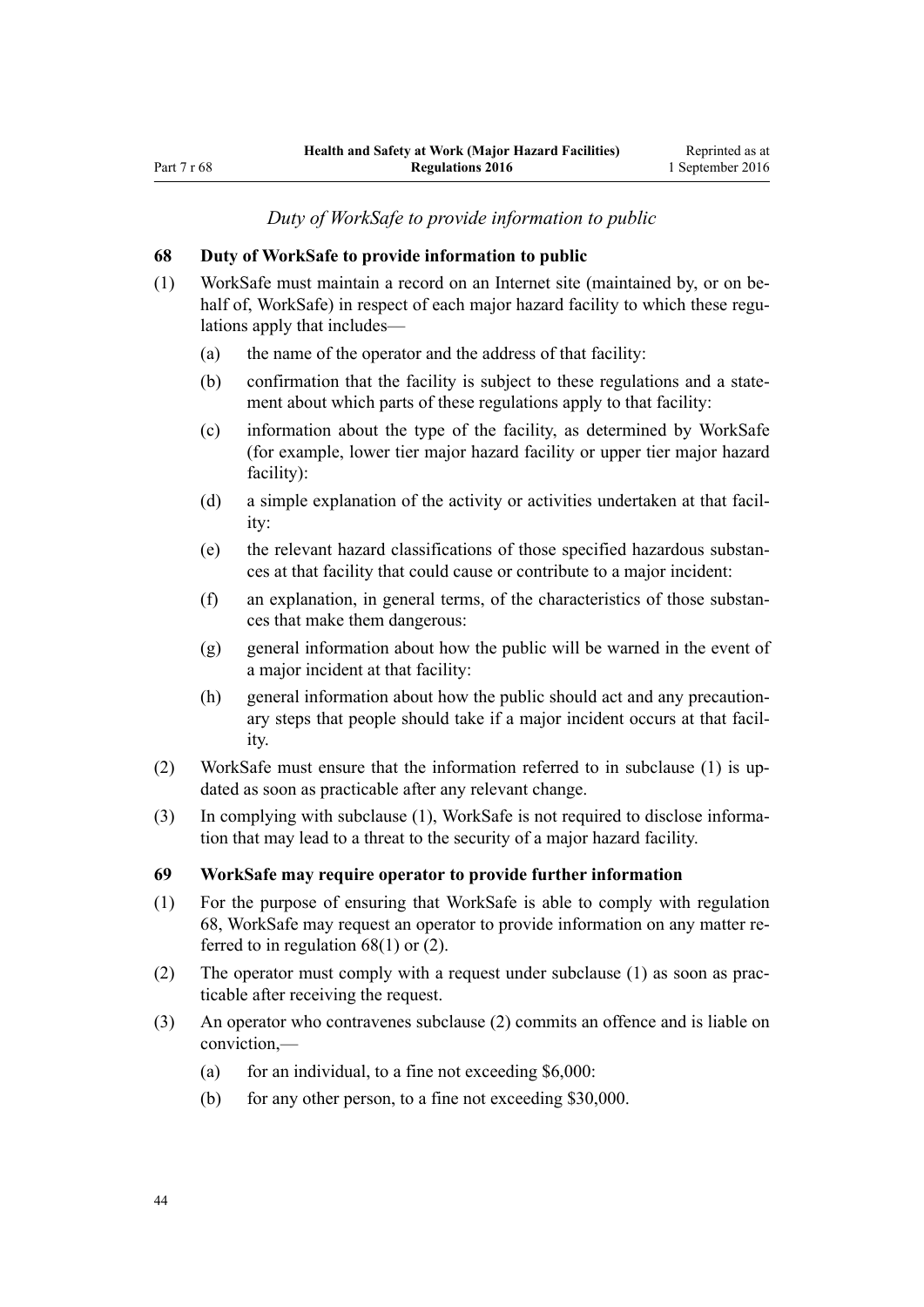*Duty of WorkSafe to provide information to public*

### 68 Duty of WorkSafe to provide information to public

(1) WorkSafe must maintain a record on an Internet site (maintained by, or on behalf of, WorkSafe) in respect of each major hazard facility to which these regulations apply that includes—

   (a) the name of the operator and the address of that facility:

   (b) confirmation that the facility is subject to these regulations and a statement about which parts of these regulations apply to that facility:

   (c) information about the type of the facility, as determined by WorkSafe (for example, lower tier major hazard facility or upper tier major hazard facility):

   (d) a simple explanation of the activity or activities undertaken at that facility:

   (e) the relevant hazard classifications of those specified hazardous substances at that facility that could cause or contribute to a major incident:

   (f) an explanation, in general terms, of the characteristics of those substances that make them dangerous:

   (g) general information about how the public will be warned in the event of a major incident at that facility:

   (h) general information about how the public should act and any precautionary steps that people should take if a major incident occurs at that facility.

(2) WorkSafe must ensure that the information referred to in subclause (1) is updated as soon as practicable after any relevant change.

(3) In complying with subclause (1), WorkSafe is not required to disclose information that may lead to a threat to the security of a major hazard facility.

### 69 WorkSafe may require operator to provide further information

(1) For the purpose of ensuring that WorkSafe is able to comply with regulation 68, WorkSafe may request an operator to provide information on any matter referred to in regulation 68(1) or (2).

(2) The operator must comply with a request under subclause (1) as soon as practicable after receiving the request.

(3) An operator who contravenes subclause (2) commits an offence and is liable on conviction,—

   (a) for an individual, to a fine not exceeding $6,000:

   (b) for any other person, to a fine not exceeding $30,000.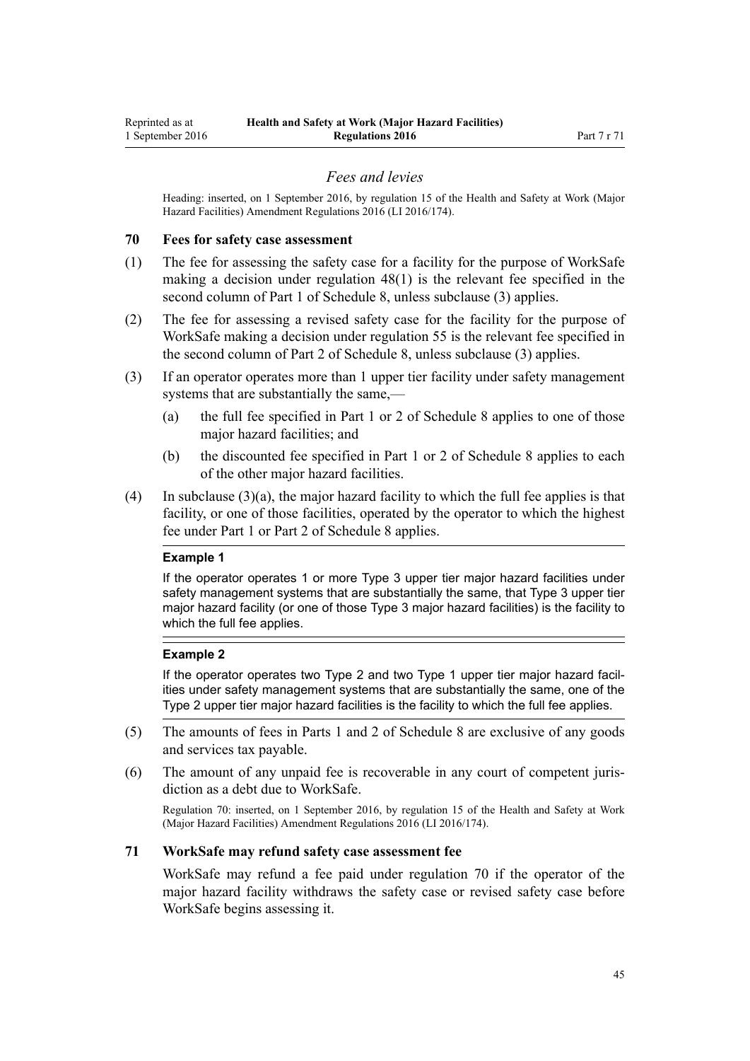### *Fees and levies*

Heading: inserted, on 1 September 2016, by regulation 15 of the Health and Safety at Work (Major Hazard Facilities) Amendment Regulations 2016 (LI 2016/174).

**70 Fees for safety case assessment**

(1) The fee for assessing the safety case for a facility for the purpose of WorkSafe making a decision under regulation 48(1) is the relevant fee specified in the second column of Part 1 of Schedule 8, unless subclause (3) applies.

(2) The fee for assessing a revised safety case for the facility for the purpose of WorkSafe making a decision under regulation 55 is the relevant fee specified in the second column of Part 2 of Schedule 8, unless subclause (3) applies.

(3) If an operator operates more than 1 upper tier facility under safety management systems that are substantially the same,—

(a) the full fee specified in Part 1 or 2 of Schedule 8 applies to one of those major hazard facilities; and

(b) the discounted fee specified in Part 1 or 2 of Schedule 8 applies to each of the other major hazard facilities.

(4) In subclause (3)(a), the major hazard facility to which the full fee applies is that facility, or one of those facilities, operated by the operator to which the highest fee under Part 1 or Part 2 of Schedule 8 applies.

**Example 1**

If the operator operates 1 or more Type 3 upper tier major hazard facilities under safety management systems that are substantially the same, that Type 3 upper tier major hazard facility (or one of those Type 3 major hazard facilities) is the facility to which the full fee applies.

**Example 2**

If the operator operates two Type 2 and two Type 1 upper tier major hazard facilities under safety management systems that are substantially the same, one of the Type 2 upper tier major hazard facilities is the facility to which the full fee applies.

(5) The amounts of fees in Parts 1 and 2 of Schedule 8 are exclusive of any goods and services tax payable.

(6) The amount of any unpaid fee is recoverable in any court of competent jurisdiction as a debt due to WorkSafe.

Regulation 70: inserted, on 1 September 2016, by regulation 15 of the Health and Safety at Work (Major Hazard Facilities) Amendment Regulations 2016 (LI 2016/174).

**71 WorkSafe may refund safety case assessment fee**

WorkSafe may refund a fee paid under regulation 70 if the operator of the major hazard facility withdraws the safety case or revised safety case before WorkSafe begins assessing it.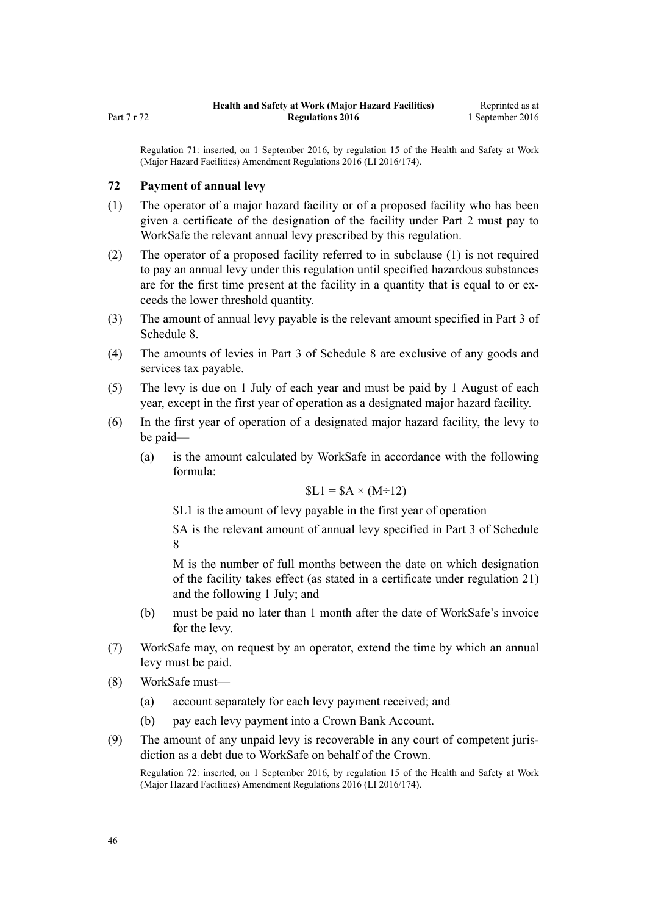Regulation 71: inserted, on 1 September 2016, by regulation 15 of the Health and Safety at Work (Major Hazard Facilities) Amendment Regulations 2016 (LI 2016/174).

## 72 Payment of annual levy

(1) The operator of a major hazard facility or of a proposed facility who has been given a certificate of the designation of the facility under Part 2 must pay to WorkSafe the relevant annual levy prescribed by this regulation.

(2) The operator of a proposed facility referred to in subclause (1) is not required to pay an annual levy under this regulation until specified hazardous substances are for the first time present at the facility in a quantity that is equal to or exceeds the lower threshold quantity.

(3) The amount of annual levy payable is the relevant amount specified in Part 3 of Schedule 8.

(4) The amounts of levies in Part 3 of Schedule 8 are exclusive of any goods and services tax payable.

(5) The levy is due on 1 July of each year and must be paid by 1 August of each year, except in the first year of operation as a designated major hazard facility.

(6) In the first year of operation of a designated major hazard facility, the levy to be paid—

   (a) is the amount calculated by WorkSafe in accordance with the following formula:

   $$\$L1 = \$A \times (M \div 12)$$

   $L1 is the amount of levy payable in the first year of operation

   $A is the relevant amount of annual levy specified in Part 3 of Schedule 8

   M is the number of full months between the date on which designation of the facility takes effect (as stated in a certificate under regulation 21) and the following 1 July; and

   (b) must be paid no later than 1 month after the date of WorkSafe's invoice for the levy.

(7) WorkSafe may, on request by an operator, extend the time by which an annual levy must be paid.

(8) WorkSafe must—

   (a) account separately for each levy payment received; and

   (b) pay each levy payment into a Crown Bank Account.

(9) The amount of any unpaid levy is recoverable in any court of competent jurisdiction as a debt due to WorkSafe on behalf of the Crown.

Regulation 72: inserted, on 1 September 2016, by regulation 15 of the Health and Safety at Work (Major Hazard Facilities) Amendment Regulations 2016 (LI 2016/174).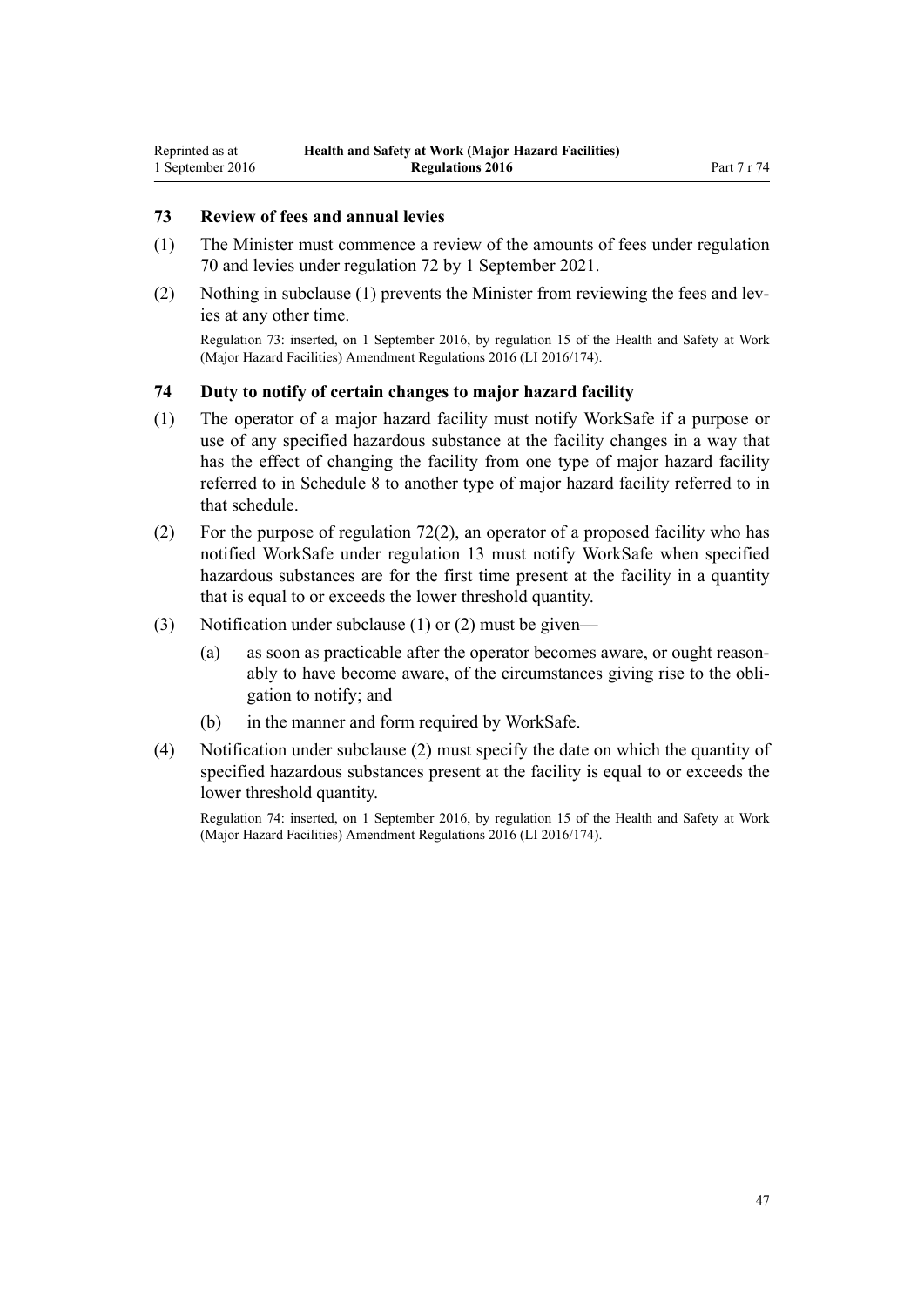### 73 Review of fees and annual levies

(1) The Minister must commence a review of the amounts of fees under regulation 70 and levies under regulation 72 by 1 September 2021.

(2) Nothing in subclause (1) prevents the Minister from reviewing the fees and levies at any other time.

Regulation 73: inserted, on 1 September 2016, by regulation 15 of the Health and Safety at Work (Major Hazard Facilities) Amendment Regulations 2016 (LI 2016/174).

### 74 Duty to notify of certain changes to major hazard facility

(1) The operator of a major hazard facility must notify WorkSafe if a purpose or use of any specified hazardous substance at the facility changes in a way that has the effect of changing the facility from one type of major hazard facility referred to in Schedule 8 to another type of major hazard facility referred to in that schedule.

(2) For the purpose of regulation 72(2), an operator of a proposed facility who has notified WorkSafe under regulation 13 must notify WorkSafe when specified hazardous substances are for the first time present at the facility in a quantity that is equal to or exceeds the lower threshold quantity.

(3) Notification under subclause (1) or (2) must be given—

- (a) as soon as practicable after the operator becomes aware, or ought reasonably to have become aware, of the circumstances giving rise to the obligation to notify; and
- (b) in the manner and form required by WorkSafe.

(4) Notification under subclause (2) must specify the date on which the quantity of specified hazardous substances present at the facility is equal to or exceeds the lower threshold quantity.

Regulation 74: inserted, on 1 September 2016, by regulation 15 of the Health and Safety at Work (Major Hazard Facilities) Amendment Regulations 2016 (LI 2016/174).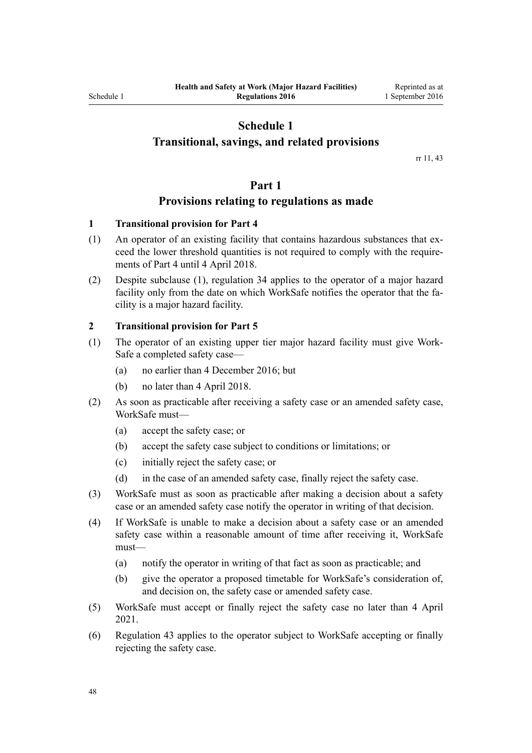# Schedule 1
## Transitional, savings, and related provisions

rr 11, 43

# Part 1
## Provisions relating to regulations as made

### 1 Transitional provision for Part 4

(1) An operator of an existing facility that contains hazardous substances that exceed the lower threshold quantities is not required to comply with the requirements of Part 4 until 4 April 2018.

(2) Despite subclause (1), regulation 34 applies to the operator of a major hazard facility only from the date on which WorkSafe notifies the operator that the facility is a major hazard facility.

### 2 Transitional provision for Part 5

(1) The operator of an existing upper tier major hazard facility must give WorkSafe a completed safety case—

- (a) no earlier than 4 December 2016; but
- (b) no later than 4 April 2018.

(2) As soon as practicable after receiving a safety case or an amended safety case, WorkSafe must—

- (a) accept the safety case; or
- (b) accept the safety case subject to conditions or limitations; or
- (c) initially reject the safety case; or
- (d) in the case of an amended safety case, finally reject the safety case.

(3) WorkSafe must as soon as practicable after making a decision about a safety case or an amended safety case notify the operator in writing of that decision.

(4) If WorkSafe is unable to make a decision about a safety case or an amended safety case within a reasonable amount of time after receiving it, WorkSafe must—

- (a) notify the operator in writing of that fact as soon as practicable; and
- (b) give the operator a proposed timetable for WorkSafe's consideration of, and decision on, the safety case or amended safety case.

(5) WorkSafe must accept or finally reject the safety case no later than 4 April 2021.

(6) Regulation 43 applies to the operator subject to WorkSafe accepting or finally rejecting the safety case.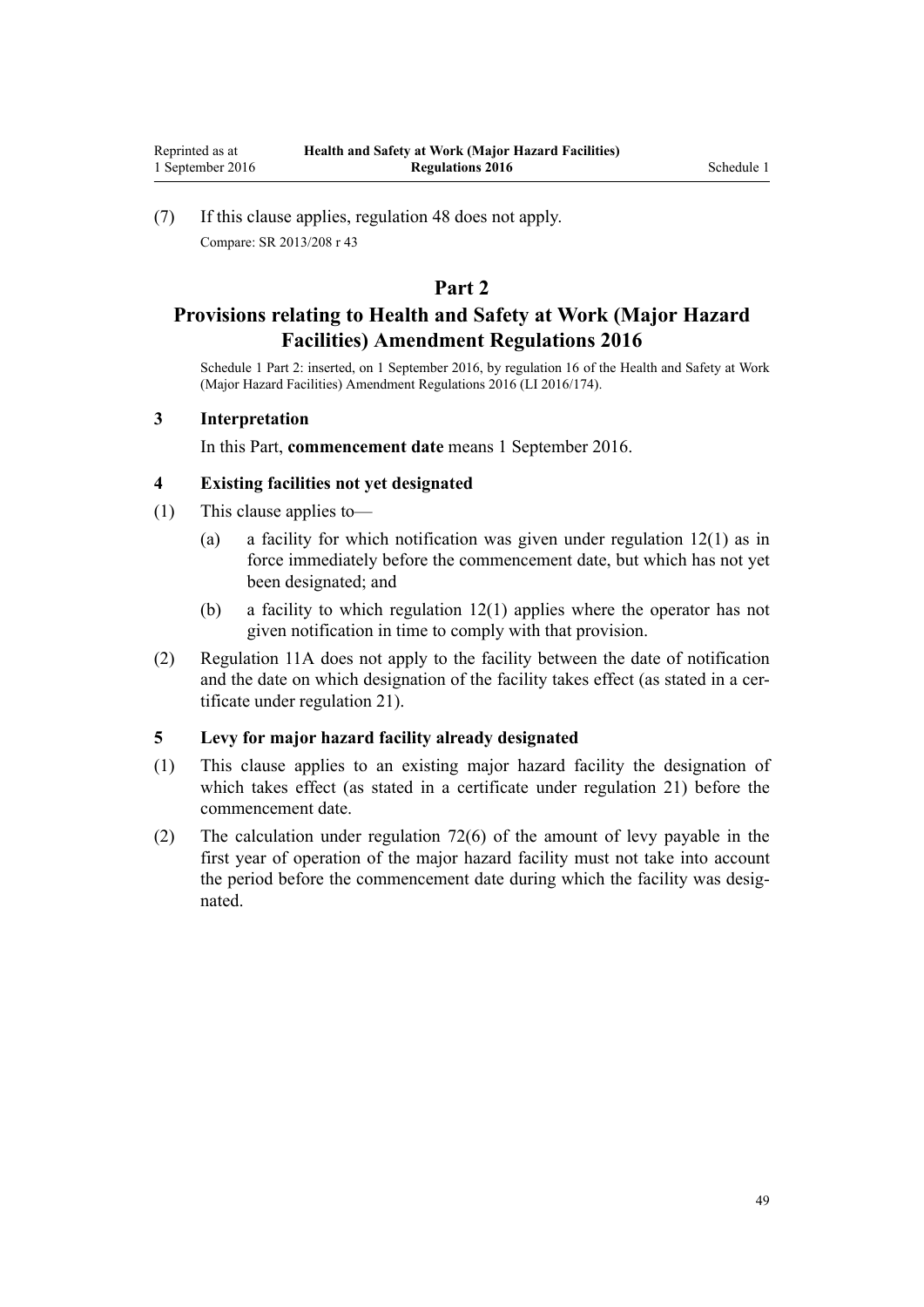(7) If this clause applies, regulation 48 does not apply.

Compare: SR 2013/208 r 43

## Part 2

## Provisions relating to Health and Safety at Work (Major Hazard Facilities) Amendment Regulations 2016

Schedule 1 Part 2: inserted, on 1 September 2016, by regulation 16 of the Health and Safety at Work (Major Hazard Facilities) Amendment Regulations 2016 (LI 2016/174).

### 3 Interpretation

In this Part, **commencement date** means 1 September 2016.

### 4 Existing facilities not yet designated

(1) This clause applies to—

(a) a facility for which notification was given under regulation 12(1) as in force immediately before the commencement date, but which has not yet been designated; and

(b) a facility to which regulation 12(1) applies where the operator has not given notification in time to comply with that provision.

(2) Regulation 11A does not apply to the facility between the date of notification and the date on which designation of the facility takes effect (as stated in a certificate under regulation 21).

### 5 Levy for major hazard facility already designated

(1) This clause applies to an existing major hazard facility the designation of which takes effect (as stated in a certificate under regulation 21) before the commencement date.

(2) The calculation under regulation 72(6) of the amount of levy payable in the first year of operation of the major hazard facility must not take into account the period before the commencement date during which the facility was designated.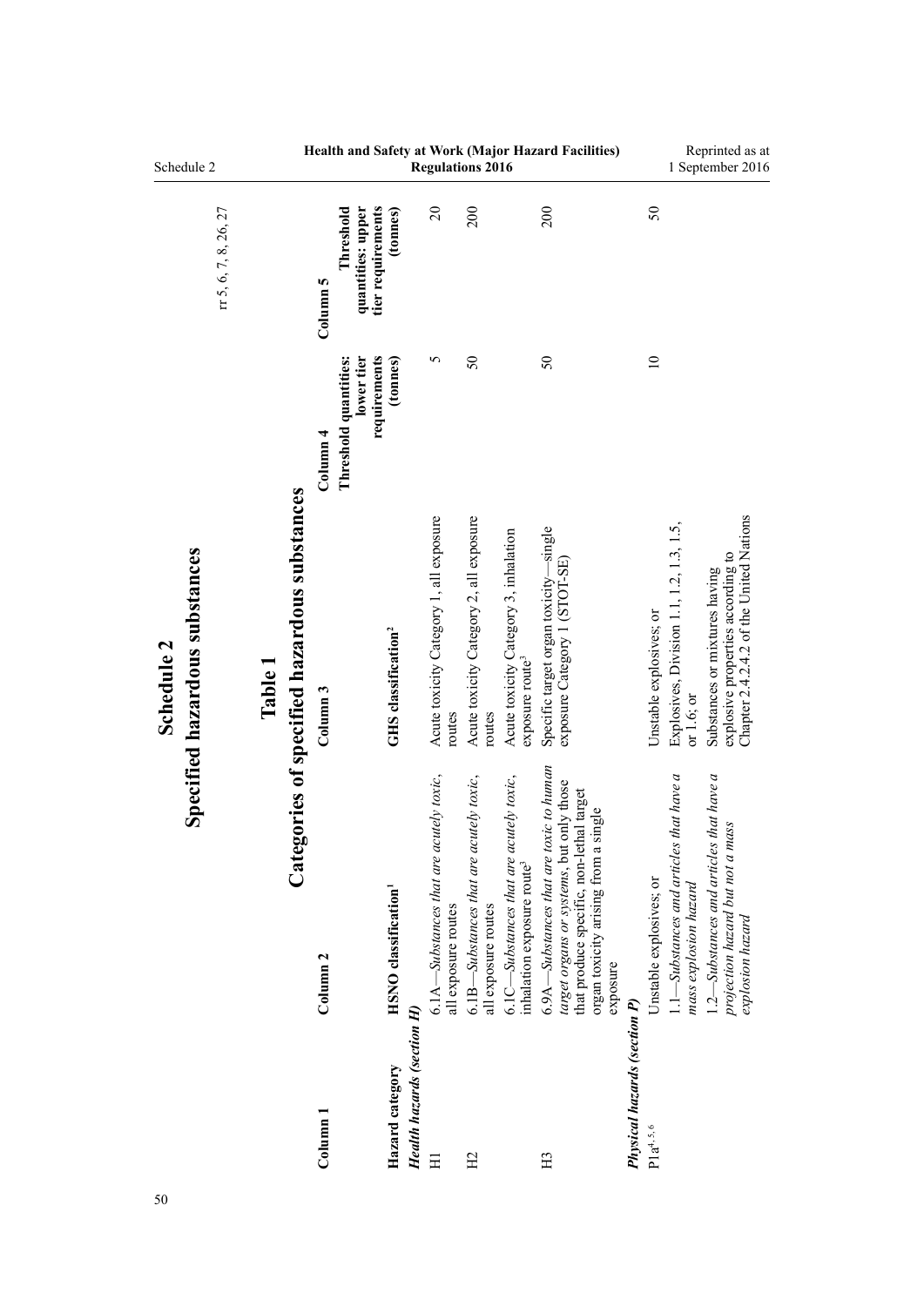# Schedule 2
## Specified hazardous substances

rr 5, 6, 7, 8, 26, 27

### Table 1
### Categories of specified hazardous substances

| Column 1 | Column 2 | Column 3 | Column 4 | Column 5 |
|---|---|---|---|---|
| **Hazard category** | **HSNO classification**[1] | **GHS classification**[2] | **Threshold quantities: lower tier requirements (tonnes)** | **Threshold quantities: upper tier requirements (tonnes)** |
| ***Health hazards (section H)*** | | | | |
| H1 | 6.1A—*Substances that are acutely toxic*, all exposure routes | Acute toxicity Category 1, all exposure routes | 5 | 20 |
| H2 | 6.1B—*Substances that are acutely toxic*, all exposure routes | Acute toxicity Category 2, all exposure routes | 50 | 200 |
| | 6.1C—*Substances that are acutely toxic*, inhalation exposure route[3] | Acute toxicity Category 3, inhalation exposure route[3] | | |
| H3 | 6.9A—*Substances that are toxic to human target organs or systems*, but only those that produce specific, non-lethal target organ toxicity arising from a single exposure | Specific target organ toxicity—single exposure Category 1 (STOT-SE) | 50 | 200 |
| ***Physical hazards (section P)*** | | | | |
| P1a[4, 5, 6] | Unstable explosives; or | Unstable explosives; or | 10 | 50 |
| | 1.1—*Substances and articles that have a mass explosion hazard* | Explosives, Division 1.1, 1.2, 1.3, 1.5, or 1.6; or | | |
| | 1.2—*Substances and articles that have a projection hazard but not a mass explosion hazard* | Substances or mixtures having explosive properties according to Chapter 2.1.4.2 of the United Nations | | |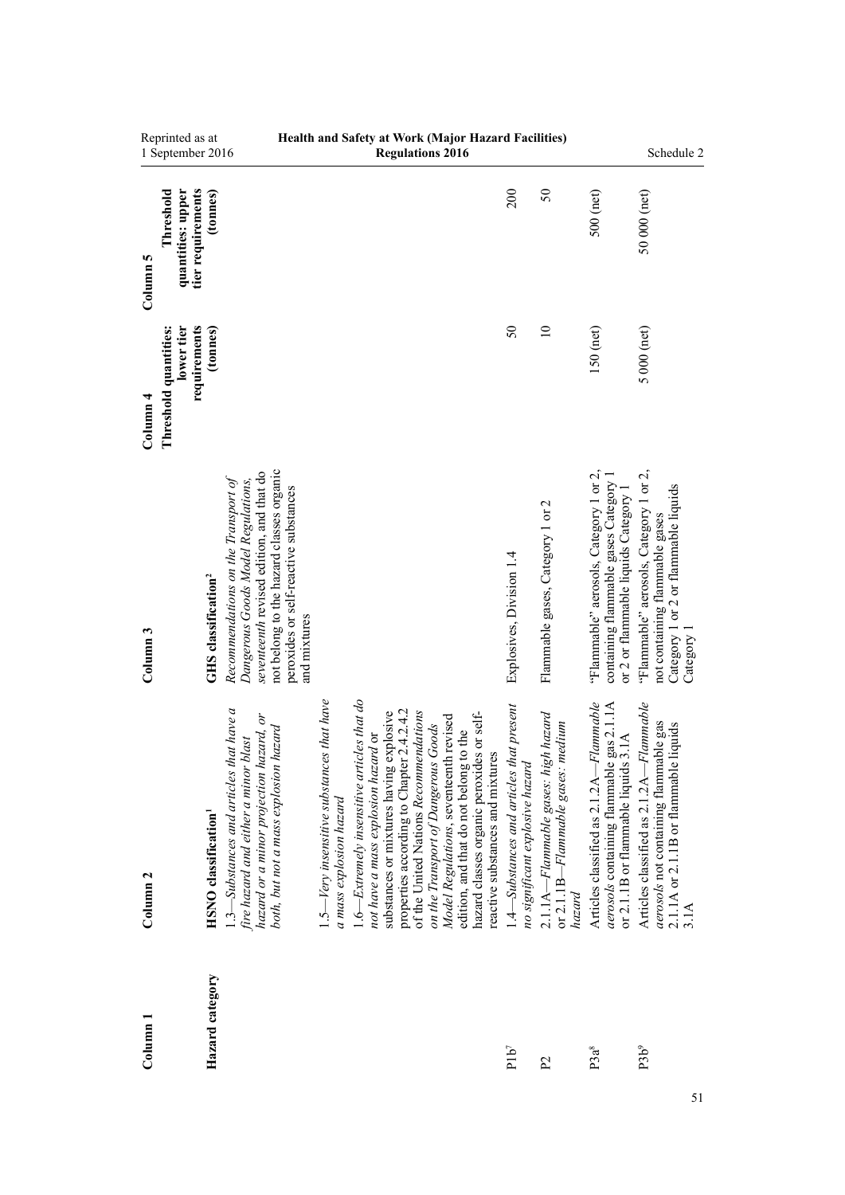| Column 1 | Column 2 | Column 3 | Column 4 | Column 5 |
|---|---|---|---|---|
| **Hazard category** | **HSNO classification**[1] | **GHS classification**[2] | **Threshold quantities: lower tier requirements (tonnes)** | **Threshold quantities: upper tier requirements (tonnes)** |
| | 1.3—*Substances and articles that have a fire hazard and either a minor blast hazard or a minor projection hazard, or both, but not a mass explosion hazard* | *Recommendations on the Transport of Dangerous Goods Model Regulations, seventeenth* revised edition, and that do not belong to the hazard classes organic peroxides or self-reactive substances and mixtures | | |
| | 1.5—*Very insensitive substances that have a mass explosion hazard* | | | |
| | 1.6—*Extremely insensitive articles that do not have a mass explosion hazard* or substances or mixtures having explosive properties according to Chapter 2.4.2.4.2 of the United Nations *Recommendations on the Transport of Dangerous Goods Model Regulations*, seventeenth revised edition, and that do not belong to the hazard classes organic peroxides or self-reactive substances and mixtures | | | |
| P1b[7] | 1.4—*Substances and articles that present no significant explosive hazard* | Explosives, Division 1.4 | 50 | 200 |
| P2 | 2.1.1A—*Flammable gases: high hazard* or 2.1.1B—*Flammable gases: medium hazard* | Flammable gases, Category 1 or 2 | 10 | 50 |
| P3a[8] | Articles classified as 2.1.2A—*Flammable aerosols* containing flammable gas 2.1.1A or 2.1.1B or flammable liquids 3.1A | "Flammable" aerosols, Category 1 or 2, containing flammable gases Category 1 or 2 or flammable liquids Category 1 | 150 (net) | 500 (net) |
| P3b[9] | Articles classified as 2.1.2A—*Flammable aerosols* not containing flammable gas 2.1.1A or 2.1.1B or flammable liquids 3.1A | "Flammable" aerosols, Category 1 or 2, not containing flammable gases Category 1 or 2 or flammable liquids Category 1 | 5 000 (net) | 50 000 (net) |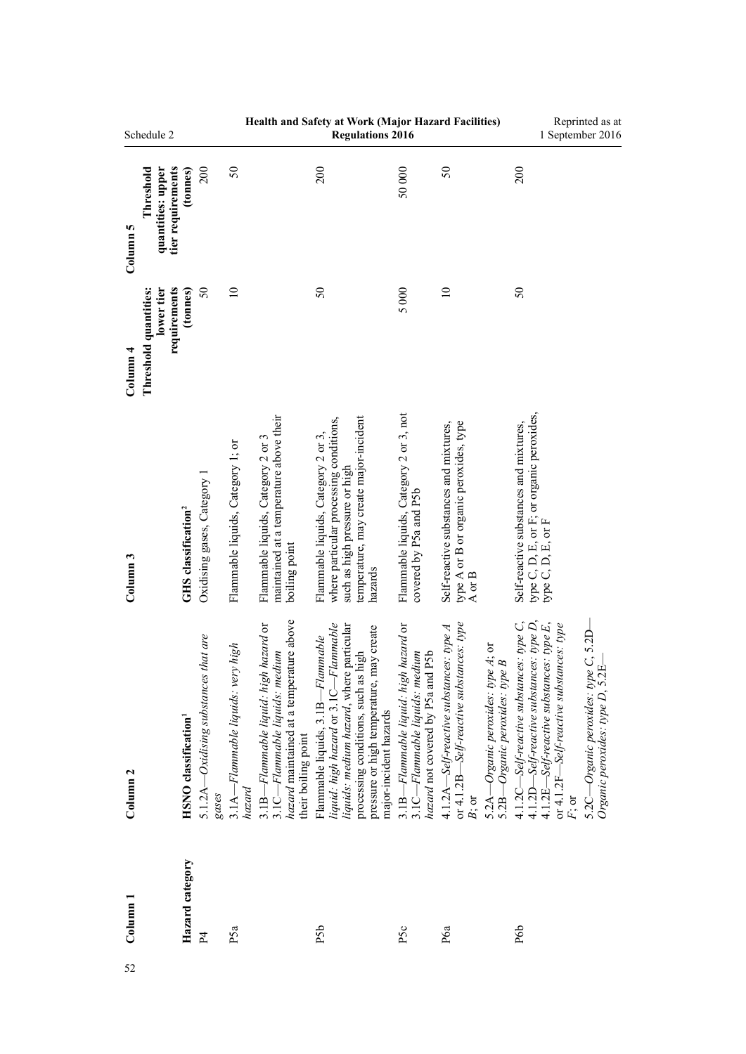| Column 1 | Column 2 | Column 3 | Column 4 | Column 5 |
|---|---|---|---|---|
| **Hazard category** | **HSNO classification**[1] | **GHS classification**[2] | **Threshold quantities: lower tier requirements (tonnes)** | **Threshold quantities: upper tier requirements (tonnes)** |
| P4 | 5.1.2A—*Oxidising substances that are gases* | Oxidising gases, Category 1 | 50 | 200 |
| P5a | 3.1A—*Flammable liquids: very high hazard*<br><br>3.1B—*Flammable liquid: high hazard* or 3.1C—*Flammable liquids: medium hazard* maintained at a temperature above their boiling point | Flammable liquids, Category 1; or<br><br>Flammable liquids, Category 2 or 3 maintained at a temperature above their boiling point | 10 | 50 |
| P5b | Flammable liquids, 3.1B—*Flammable liquid: high hazard* or 3.1C—*Flammable liquids: medium hazard*, where particular processing conditions, such as high pressure or high temperature, may create major-incident hazards | Flammable liquids, Category 2 or 3, where particular processing conditions, such as high pressure or high temperature, may create major-incident hazards | 50 | 200 |
| P5c | 3.1B—*Flammable liquid: high hazard* or 3.1C—*Flammable liquids: medium hazard* not covered by P5a and P5b | Flammable liquids, Category 2 or 3, not covered by P5a and P5b | 5 000 | 50 000 |
| P6a | 4.1.2A—*Self-reactive substances: type A* or 4.1.2B—*Self-reactive substances: type B*; or<br><br>5.2A—*Organic peroxides: type A*; or 5.2B—*Organic peroxides: type B* | Self-reactive substances and mixtures, type A or B or organic peroxides, type A or B | 10 | 50 |
| P6b | 4.1.2C—*Self-reactive substances: type C*, 4.1.2D—*Self-reactive substances: type D*, 4.1.2E—*Self-reactive substances: type E*, or 4.1.2F—*Self-reactive substances: type F*; or<br><br>5.2C—*Organic peroxides: type C*, 5.2D—*Organic peroxides: type D*, 5.2E— | Self-reactive substances and mixtures, type C, D, E, or F; or organic peroxides, type C, D, E, or F | 50 | 200 |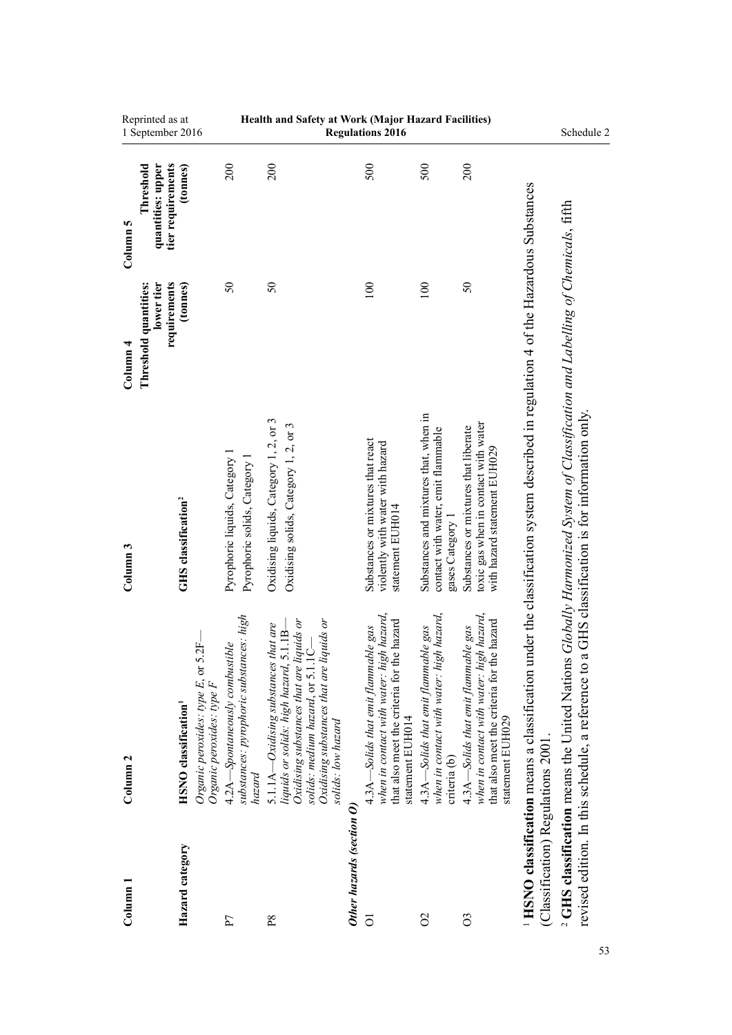| Column 1 | Column 2 | Column 3 | Column 4 | Column 5 |
|---|---|---|---|---|
| **Hazard category** | **HSNO classification**[1] | **GHS classification**[2] | **Threshold quantities: lower tier requirements (tonnes)** | **Threshold quantities: upper tier requirements (tonnes)** |
| | *Organic peroxides: type E*, or 5.2F—*Organic peroxides: type F* | | | |
| P7 | 4.2A—*Spontaneously combustible substances: pyrophoric substances: high hazard* | Pyrophoric liquids, Category 1<br>Pyrophoric solids, Category 1 | 50 | 200 |
| P8 | 5.1.1A—*Oxidising substances that are liquids or solids: high hazard*, 5.1.1B—*Oxidising substances that are liquids or solids: medium hazard*, or 5.1.1C—*Oxidising substances that are liquids or solids: low hazard* | Oxidising liquids, Category 1, 2, or 3<br>Oxidising solids, Category 1, 2, or 3 | 50 | 200 |
| ***Other hazards (section O)*** | | | | |
| O1 | 4.3A—*Solids that emit flammable gas when in contact with water: high hazard*, that also meet the criteria for the hazard statement EUH014 | Substances or mixtures that react violently with water with hazard statement EUH014 | 100 | 500 |
| O2 | 4.3A—*Solids that emit flammable gas when in contact with water: high hazard*, criteria (b) | Substances and mixtures that, when in contact with water, emit flammable gases Category 1 | 100 | 500 |
| O3 | 4.3A—*Solids that emit flammable gas when in contact with water: high hazard*, that also meet the criteria for the hazard statement EUH029 | Substances or mixtures that liberate toxic gas when in contact with water with hazard statement EUH029 | 50 | 200 |

[1] **HSNO classification** means a classification under the classification system described in regulation 4 of the Hazardous Substances (Classification) Regulations 2001.

[2] **GHS classification** means the United Nations *Globally Harmonized System of Classification and Labelling of Chemicals*, fifth revised edition. In this schedule, a reference to a GHS classification is for information only.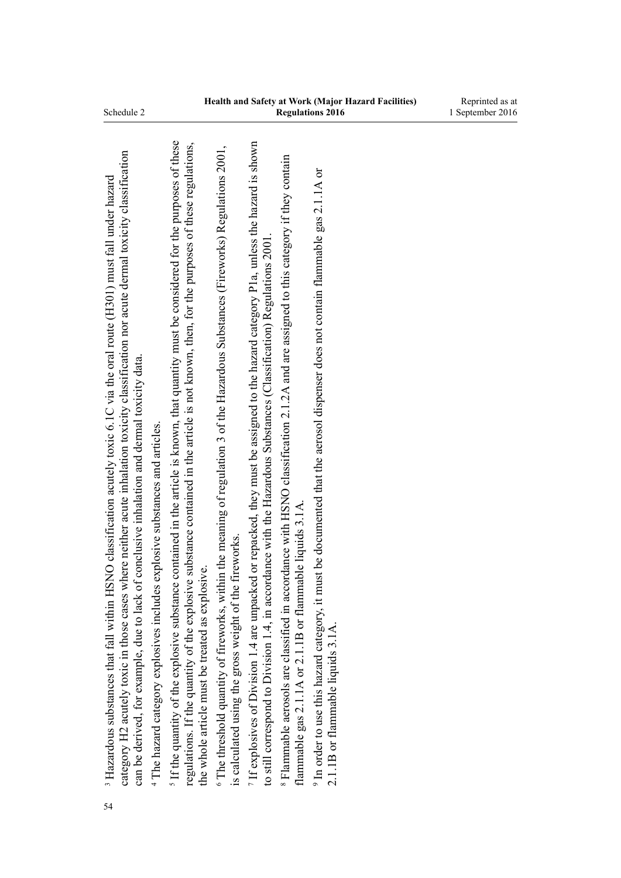[3] Hazardous substances that fall within HSNO classification acutely toxic 6.1C via the oral route (H301) must fall under hazard category H2 acutely toxic in those cases where neither acute inhalation toxicity classification nor acute dermal toxicity classification can be derived, for example, due to lack of conclusive inhalation and dermal toxicity data.

[4] The hazard category explosives includes explosive substances and articles.

[5] If the quantity of the explosive substance contained in the article is known, that quantity must be considered for the purposes of these regulations. If the quantity of the explosive substance contained in the article is not known, then, for the purposes of these regulations, the whole article must be treated as explosive.

[6] The threshold quantity of fireworks, within the meaning of regulation 3 of the Hazardous Substances (Fireworks) Regulations 2001, is calculated using the gross weight of the fireworks.

[7] If explosives of Division 1.4 are unpacked or repacked, they must be assigned to the hazard category P1a, unless the hazard is shown to still correspond to Division 1.4, in accordance with the Hazardous Substances (Classification) Regulations 2001.

[8] Flammable aerosols are classified in accordance with HSNO classification 2.1.2A and are assigned to this category if they contain flammable gas 2.1.1A or 2.1.1B or flammable liquids 3.1A.

[9] In order to use this hazard category, it must be documented that the aerosol dispenser does not contain flammable gas 2.1.1A or 2.1.1B or flammable liquids 3.1A.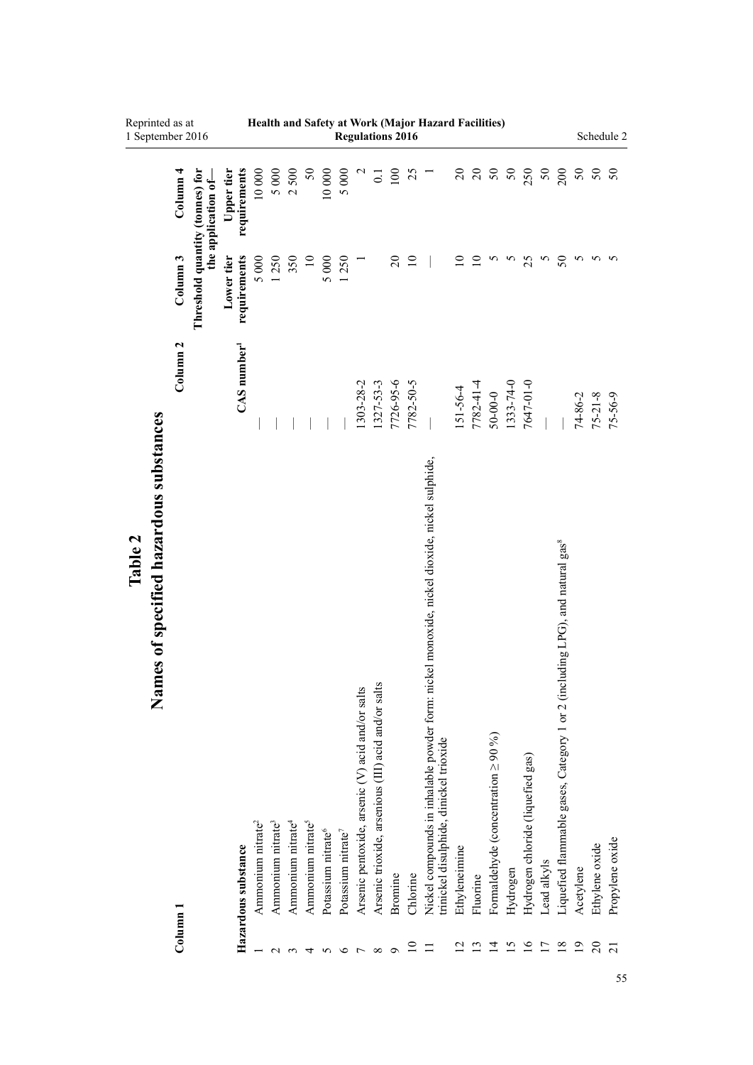# Table 2
## Names of specified hazardous substances

| Column 1 | | Column 2 | Column 3 | Column 4 |
|---|---|---|---|---|
| | | | Threshold quantity (tonnes) for the application of— | |
| | Hazardous substance | CAS number[1] | Lower tier requirements | Upper tier requirements |
| 1 | Ammonium nitrate[2] | — | 5 000 | 10 000 |
| 2 | Ammonium nitrate[3] | — | 1 250 | 5 000 |
| 3 | Ammonium nitrate[4] | — | 350 | 2 500 |
| 4 | Ammonium nitrate[5] | — | 10 | 50 |
| 5 | Potassium nitrate[6] | — | 5 000 | 10 000 |
| 6 | Potassium nitrate[7] | — | 1 250 | 5 000 |
| 7 | Arsenic pentoxide, arsenic (V) acid and/or salts | 1303-28-2 | 1 | 2 |
| 8 | Arsenic trioxide, arsenious (III) acid and/or salts | 1327-53-3 | | 0.1 |
| 9 | Bromine | 7726-95-6 | 20 | 100 |
| 10 | Chlorine | 7782-50-5 | 10 | 25 |
| 11 | Nickel compounds in inhalable powder form: nickel monoxide, nickel dioxide, nickel sulphide, trinickel disulphide, dinickel trioxide | — | — | 1 |
| 12 | Ethyleneimine | 151-56-4 | 10 | 20 |
| 13 | Fluorine | 7782-41-4 | 10 | 20 |
| 14 | Formaldehyde (concentration ≥ 90 %) | 50-00-0 | 5 | 50 |
| 15 | Hydrogen | 1333-74-0 | 5 | 50 |
| 16 | Hydrogen chloride (liquefied gas) | 7647-01-0 | 25 | 250 |
| 17 | Lead alkyls | — | 5 | 50 |
| 18 | Liquefied flammable gases, Category 1 or 2 (including LPG), and natural gas[8] | — | 50 | 200 |
| 19 | Acetylene | 74-86-2 | 5 | 50 |
| 20 | Ethylene oxide | 75-21-8 | 5 | 50 |
| 21 | Propylene oxide | 75-56-9 | 5 | 50 |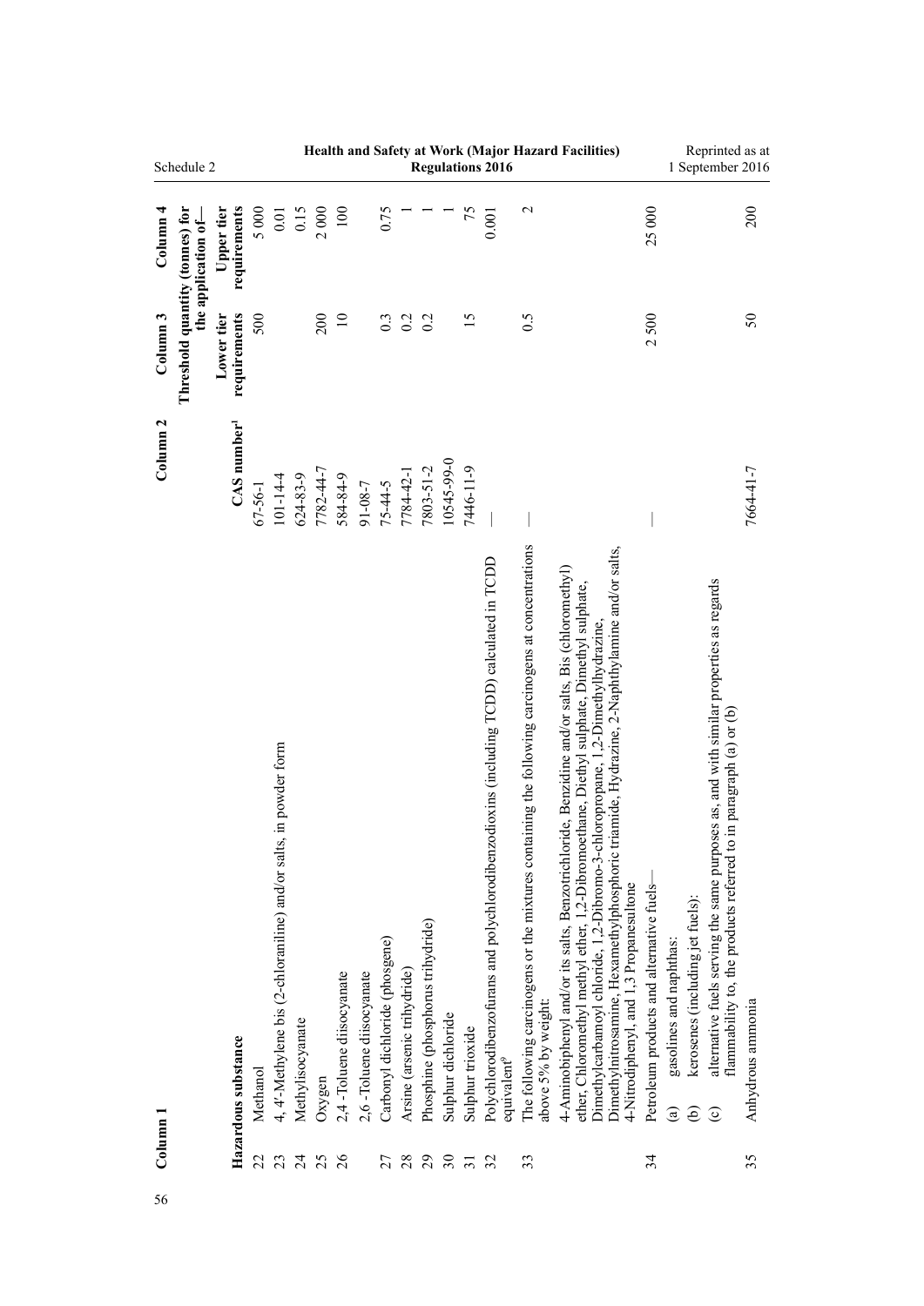| | Column 1 | Column 2 | Column 3 | Column 4 |
|---|---|---|---|---|
| | | | Threshold quantity (tonnes) for the application of— | |
| | Hazardous substance | CAS number[1] | Lower tier requirements | Upper tier requirements |
| 22 | Methanol | 67-56-1 | 500 | 5 000 |
| 23 | 4, 4′-Methylene bis (2-chloraniline) and/or salts, in powder form | 101-14-4 | | 0.01 |
| 24 | Methylisocyanate | 624-83-9 | | 0.15 |
| 25 | Oxygen | 7782-44-7 | 200 | 2 000 |
| 26 | 2,4 -Toluene diisocyanate | 584-84-9 | 10 | 100 |
| | 2,6 -Toluene diisocyanate | 91-08-7 | | |
| 27 | Carbonyl dichloride (phosgene) | 75-44-5 | 0.3 | 0.75 |
| 28 | Arsine (arsenic trihydride) | 7784-42-1 | 0.2 | 1 |
| 29 | Phosphine (phosphorus trihydride) | 7803-51-2 | 0.2 | 1 |
| 30 | Sulphur dichloride | 10545-99-0 | | 1 |
| 31 | Sulphur trioxide | 7446-11-9 | 15 | 75 |
| 32 | Polychlorodibenzofurans and polychlorodibenzodioxins (including TCDD) calculated in TCDD equivalent[9] | — | | 0.001 |
| 33 | The following carcinogens or the mixtures containing the following carcinogens at concentrations above 5% by weight: 4-Aminobiphenyl and/or its salts, Benzotrichloride, Benzidine and/or salts, Bis (chloromethyl) ether, Chloromethyl methyl ether, 1,2-Dibromoethane, Diethyl sulphate, Dimethyl sulphate, Dimethylcarbamoyl chloride, 1,2-Dibromo-3-chloropropane, 1,2-Dimethylhydrazine, Dimethylnitrosamine, Hexamethylphosphoric triamide, Hydrazine, 2-Naphthylamine and/or salts, 4-Nitrodiphenyl, and 1,3 Propanesultone | — | 0.5 | 2 |
| 34 | Petroleum products and alternative fuels— (a) gasolines and naphthas: (b) kerosenes (including jet fuels): (c) alternative fuels serving the same purposes as, and with similar properties as regards flammability to, the products referred to in paragraph (a) or (b) | — | 2 500 | 25 000 |
| 35 | Anhydrous ammonia | 7664-41-7 | 50 | 200 |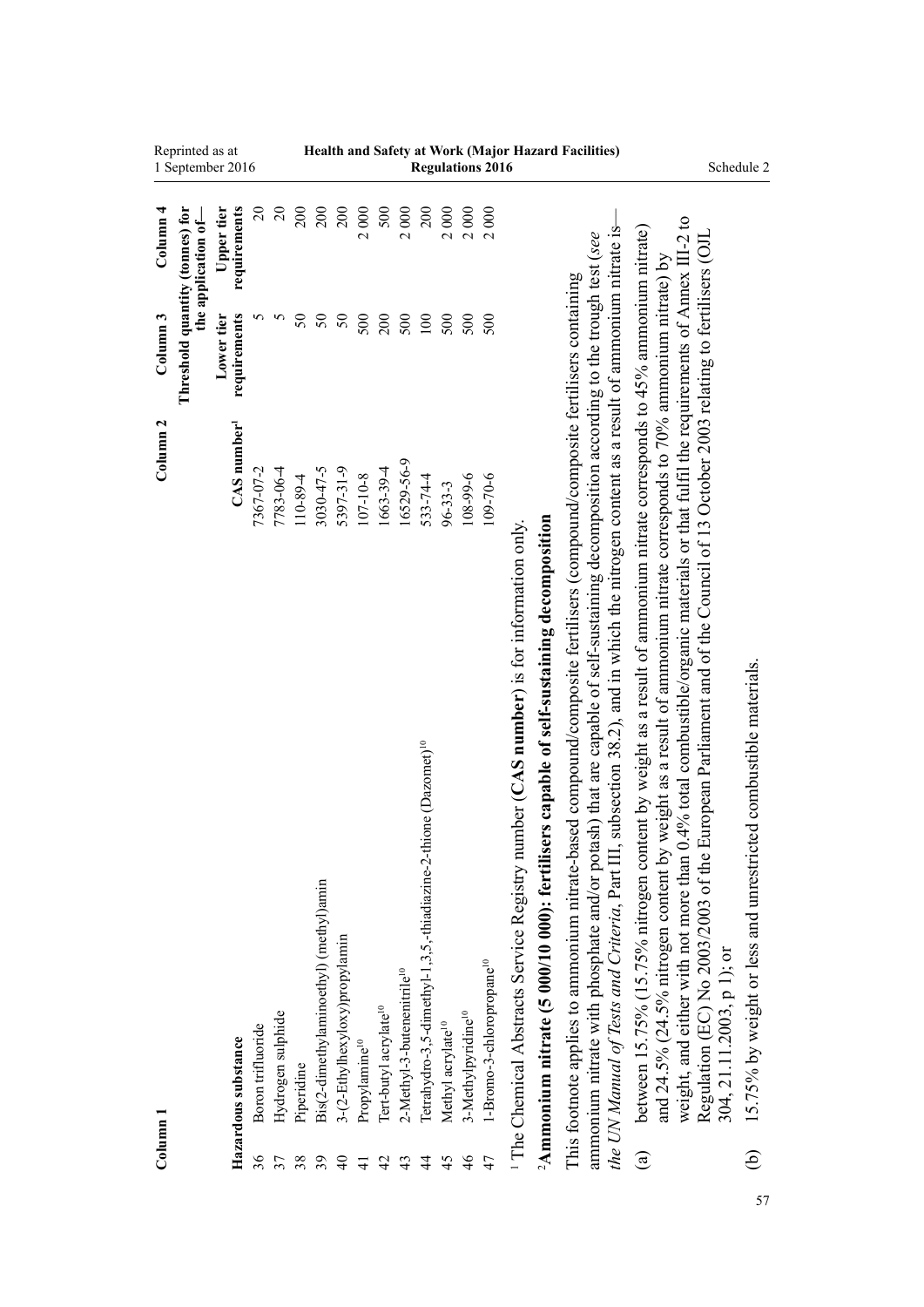| Column 1 | | Column 2 | Column 3 | Column 4 |
|---|---|---|---|---|
| | | | Threshold quantity (tonnes) for the application of— | |
| | Hazardous substance | CAS number[1] | Lower tier requirements | Upper tier requirements |
| 36 | Boron trifluoride | 7367-07-2 | 5 | 20 |
| 37 | Hydrogen sulphide | 7783-06-4 | 5 | 20 |
| 38 | Piperidine | 110-89-4 | 50 | 200 |
| 39 | Bis(2-dimethylaminoethyl) (methyl)amin | 3030-47-5 | 50 | 200 |
| 40 | 3-(2-Ethylhexyloxy)propylamin | 5397-31-9 | 50 | 200 |
| 41 | Propylamine[10] | 107-10-8 | 500 | 2 000 |
| 42 | Tert-butyl acrylate[10] | 1663-39-4 | 200 | 500 |
| 43 | 2-Methyl-3-butenenitrile[10] | 16529-56-9 | 500 | 2 000 |
| 44 | Tetrahydro-3,5-dimethyl-1,3,5,-thiadiazine-2-thione (Dazomet)[10] | 533-74-4 | 100 | 200 |
| 45 | Methyl acrylate[10] | 96-33-3 | 500 | 2 000 |
| 46 | 3-Methylpyridine[10] | 108-99-6 | 500 | 2 000 |
| 47 | 1-Bromo-3-chloropropane[10] | 109-70-6 | 500 | 2 000 |

[1] The Chemical Abstracts Service Registry number (**CAS number**) is for information only.

[2]**Ammonium nitrate (5 000/10 000): fertilisers capable of self-sustaining decomposition**

This footnote applies to ammonium nitrate-based compound/composite fertilisers (compound/composite fertilisers containing ammonium nitrate with phosphate and/or potash) that are capable of self-sustaining decomposition according to the trough test (*see the UN Manual of Tests and Criteria*, Part III, subsection 38.2), and in which the nitrogen content as a result of ammonium nitrate is—

(a) between 15.75% (15.75% nitrogen content by weight as a result of ammonium nitrate corresponds to 45% ammonium nitrate) and 24.5% (24.5% nitrogen content by weight as a result of ammonium nitrate corresponds to 70% ammonium nitrate) by weight, and either with not more than 0.4% total combustible/organic materials or that fulfil the requirements of Annex III-2 to Regulation (EC) No 2003/2003 of the European Parliament and of the Council of 13 October 2003 relating to fertilisers (OJL 304, 21.11.2003, p 1); or

(b) 15.75% by weight or less and unrestricted combustible materials.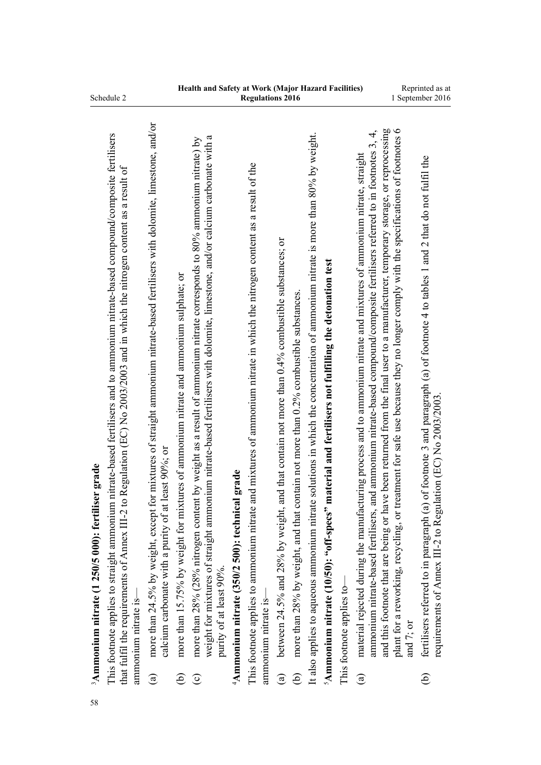[3]**Ammonium nitrate (1 250/5 000): fertiliser grade**

This footnote applies to straight ammonium nitrate-based fertilisers and to ammonium nitrate-based compound/composite fertilisers that fulfil the requirements of Annex III-2 to Regulation (EC) No 2003/2003 and in which the nitrogen content as a result of ammonium nitrate is—

(a) more than 24.5% by weight, except for mixtures of straight ammonium nitrate-based fertilisers with dolomite, limestone, and/or calcium carbonate with a purity of at least 90%; or

(b) more than 15.75% by weight for mixtures of ammonium nitrate and ammonium sulphate; or

(c) more than 28% (28% nitrogen content by weight as a result of ammonium nitrate corresponds to 80% ammonium nitrate) by weight for mixtures of straight ammonium nitrate-based fertilisers with dolomite, limestone, and/or calcium carbonate with a purity of at least 90%.

[4]**Ammonium nitrate (350/2 500): technical grade**

This footnote applies to ammonium nitrate and mixtures of ammonium nitrate in which the nitrogen content as a result of the ammonium nitrate is—

(a) between 24.5% and 28% by weight, and that contain not more than 0.4% combustible substances; or

(b) more than 28% by weight, and that contain not more than 0.2% combustible substances.

It also applies to aqueous ammonium nitrate solutions in which the concentration of ammonium nitrate is more than 80% by weight.

[5]**Ammonium nitrate (10/50): "off-specs" material and fertilisers not fulfilling the detonation test**

This footnote applies to—

(a) material rejected during the manufacturing process and to ammonium nitrate and mixtures of ammonium nitrate, straight ammonium nitrate-based fertilisers, and ammonium nitrate-based compound/composite fertilisers referred to in footnotes 3, 4, and this footnote that are being or have been returned from the final user to a manufacturer, temporary storage, or reprocessing plant for a reworking, recycling, or treatment for safe use because they no longer comply with the specifications of footnotes 6 and 7; or

(b) fertilisers referred to in paragraph (a) of footnote 3 and paragraph (a) of footnote 4 to tables 1 and 2 that do not fulfil the requirements of Annex III-2 to Regulation (EC) No 2003/2003.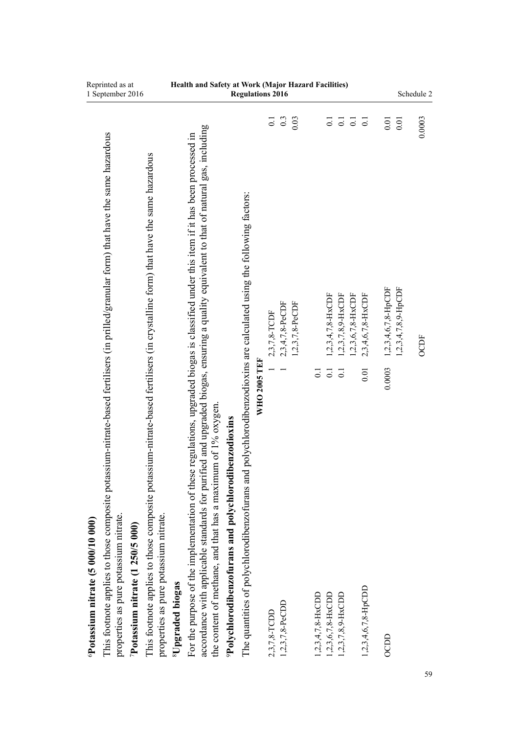[6]**Potassium nitrate (5 000/10 000)**

This footnote applies to those composite potassium-nitrate-based fertilisers (in prilled/granular form) that have the same hazardous properties as pure potassium nitrate.

[7]**Potassium nitrate (1 250/5 000)**

This footnote applies to those composite potassium-nitrate-based fertilisers (in crystalline form) that have the same hazardous properties as pure potassium nitrate.

[8]**Upgraded biogas**

For the purpose of the implementation of these regulations, upgraded biogas is classified under this item if it has been processed in accordance with applicable standards for purified and upgraded biogas, ensuring a quality equivalent to that of natural gas, including the content of methane, and that has a maximum of 1% oxygen.

[9]**Polychlorodibenzofurans and polychlorodibenzodioxins**

The quantities of polychlorodibenzofurans and polychlorodibenzodioxins are calculated using the following factors:

| | WHO 2005 TEF | | |
|---|---|---|---|
| 2,3,7,8-TCDD | 1 | 2,3,7,8-TCDF | 0.1 |
| 1,2,3,7,8-PeCDD | 1 | 2,3,4,7,8-PeCDF | 0.3 |
| | | 1,2,3,7,8-PeCDF | 0.03 |
| 1,2,3,4,7,8-HxCDD | 0.1 | | |
| 1,2,3,6,7,8-HxCDD | 0.1 | 1,2,3,4,7,8-HxCDF | 0.1 |
| 1,2,3,7,8,9-HxCDD | 0.1 | 1,2,3,7,8,9-HxCDF | 0.1 |
| | | 1,2,3,6,7,8-HxCDF | 0.1 |
| 1,2,3,4,6,7,8-HpCDD | 0.01 | 2,3,4,6,7,8-HxCDF | 0.1 |
| OCDD | 0.0003 | 1,2,3,4,6,7,8-HpCDF | 0.01 |
| | | 1,2,3,4,7,8,9-HpCDF | 0.01 |
| | | OCDF | 0.0003 |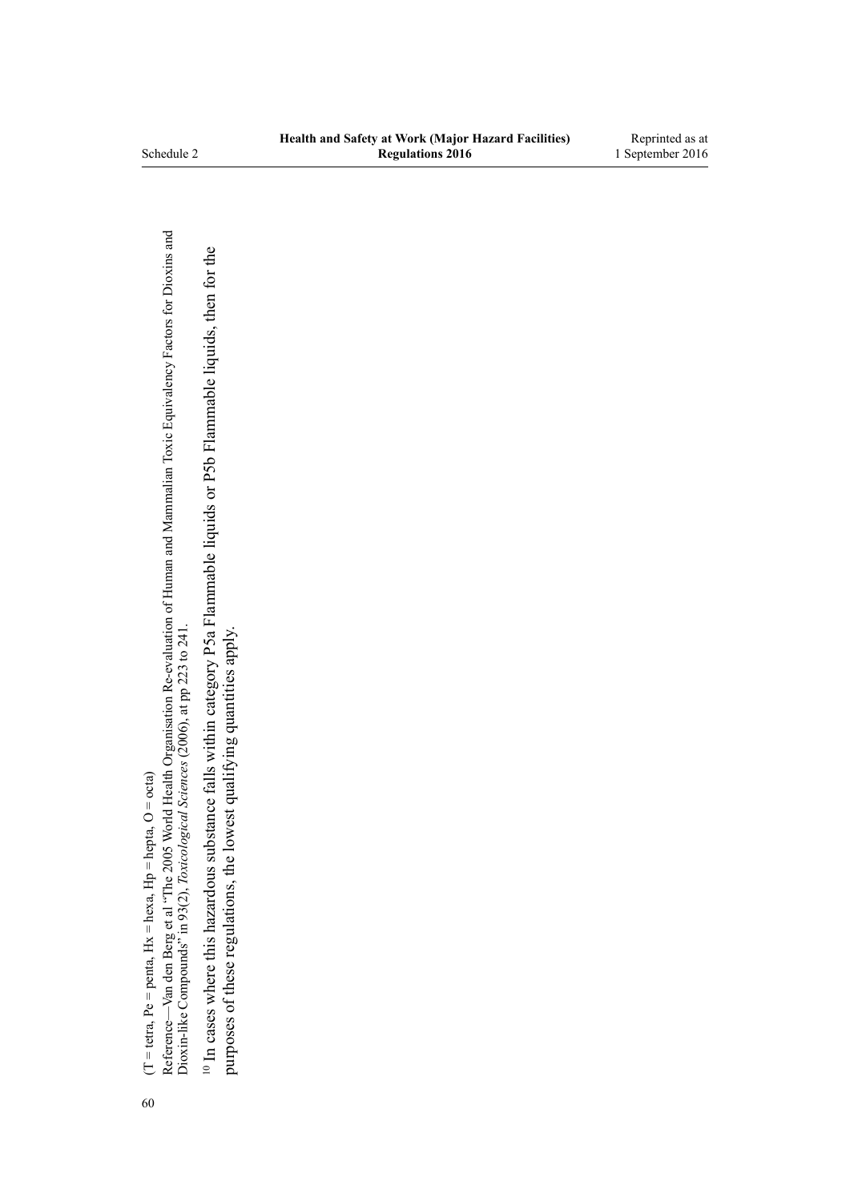(T = tetra, Pe = penta, Hx = hexa, Hp = hepta, O = octa)

Reference—Van den Berg et al "The 2005 World Health Organisation Re-evaluation of Human and Mammalian Toxic Equivalency Factors for Dioxins and Dioxin-like Compounds" in 93(2), *Toxicological Sciences* (2006), at pp 223 to 241.

[10] In cases where this hazardous substance falls within category P5a Flammable liquids or P5b Flammable liquids, then for the purposes of these regulations, the lowest qualifying quantities apply.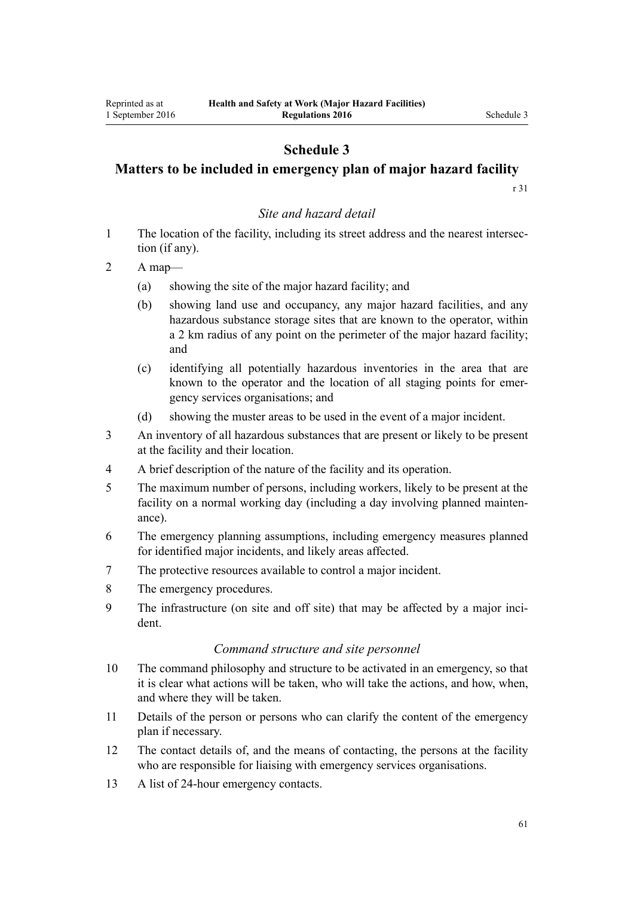# Schedule 3
## Matters to be included in emergency plan of major hazard facility

r 31

*Site and hazard detail*

1 The location of the facility, including its street address and the nearest intersection (if any).

2 A map—

   (a) showing the site of the major hazard facility; and

   (b) showing land use and occupancy, any major hazard facilities, and any hazardous substance storage sites that are known to the operator, within a 2 km radius of any point on the perimeter of the major hazard facility; and

   (c) identifying all potentially hazardous inventories in the area that are known to the operator and the location of all staging points for emergency services organisations; and

   (d) showing the muster areas to be used in the event of a major incident.

3 An inventory of all hazardous substances that are present or likely to be present at the facility and their location.

4 A brief description of the nature of the facility and its operation.

5 The maximum number of persons, including workers, likely to be present at the facility on a normal working day (including a day involving planned maintenance).

6 The emergency planning assumptions, including emergency measures planned for identified major incidents, and likely areas affected.

7 The protective resources available to control a major incident.

8 The emergency procedures.

9 The infrastructure (on site and off site) that may be affected by a major incident.

*Command structure and site personnel*

10 The command philosophy and structure to be activated in an emergency, so that it is clear what actions will be taken, who will take the actions, and how, when, and where they will be taken.

11 Details of the person or persons who can clarify the content of the emergency plan if necessary.

12 The contact details of, and the means of contacting, the persons at the facility who are responsible for liaising with emergency services organisations.

13 A list of 24-hour emergency contacts.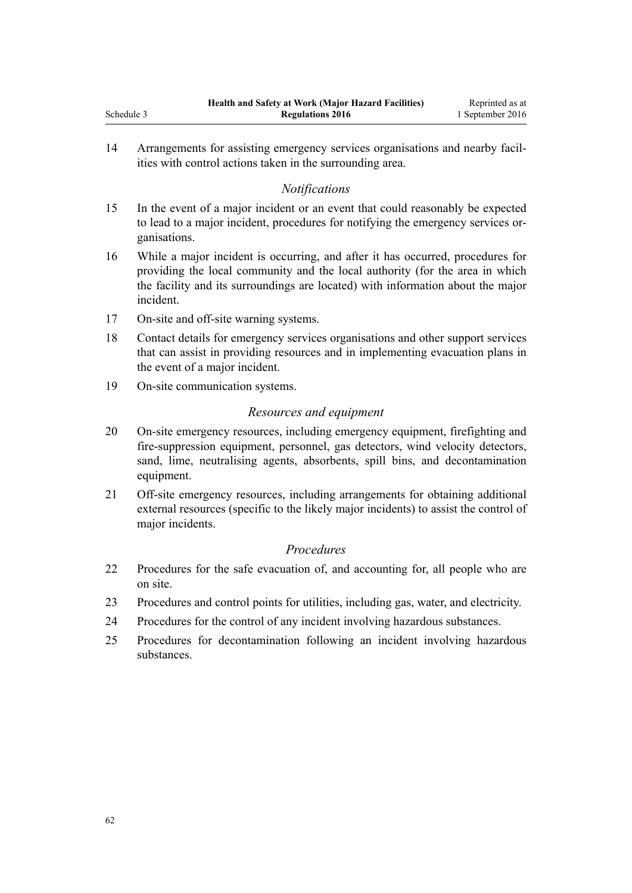14 Arrangements for assisting emergency services organisations and nearby facilities with control actions taken in the surrounding area.

*Notifications*

15 In the event of a major incident or an event that could reasonably be expected to lead to a major incident, procedures for notifying the emergency services organisations.

16 While a major incident is occurring, and after it has occurred, procedures for providing the local community and the local authority (for the area in which the facility and its surroundings are located) with information about the major incident.

17 On-site and off-site warning systems.

18 Contact details for emergency services organisations and other support services that can assist in providing resources and in implementing evacuation plans in the event of a major incident.

19 On-site communication systems.

*Resources and equipment*

20 On-site emergency resources, including emergency equipment, firefighting and fire-suppression equipment, personnel, gas detectors, wind velocity detectors, sand, lime, neutralising agents, absorbents, spill bins, and decontamination equipment.

21 Off-site emergency resources, including arrangements for obtaining additional external resources (specific to the likely major incidents) to assist the control of major incidents.

*Procedures*

22 Procedures for the safe evacuation of, and accounting for, all people who are on site.

23 Procedures and control points for utilities, including gas, water, and electricity.

24 Procedures for the control of any incident involving hazardous substances.

25 Procedures for decontamination following an incident involving hazardous substances.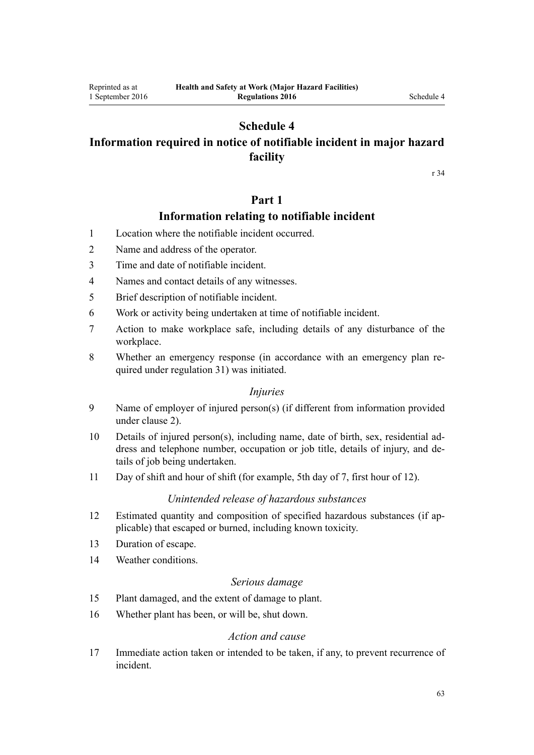# Schedule 4
## Information required in notice of notifiable incident in major hazard facility

r 34

## Part 1
### Information relating to notifiable incident

1 Location where the notifiable incident occurred.

2 Name and address of the operator.

3 Time and date of notifiable incident.

4 Names and contact details of any witnesses.

5 Brief description of notifiable incident.

6 Work or activity being undertaken at time of notifiable incident.

7 Action to make workplace safe, including details of any disturbance of the workplace.

8 Whether an emergency response (in accordance with an emergency plan required under regulation 31) was initiated.

*Injuries*

9 Name of employer of injured person(s) (if different from information provided under clause 2).

10 Details of injured person(s), including name, date of birth, sex, residential address and telephone number, occupation or job title, details of injury, and details of job being undertaken.

11 Day of shift and hour of shift (for example, 5th day of 7, first hour of 12).

*Unintended release of hazardous substances*

12 Estimated quantity and composition of specified hazardous substances (if applicable) that escaped or burned, including known toxicity.

13 Duration of escape.

14 Weather conditions.

*Serious damage*

15 Plant damaged, and the extent of damage to plant.

16 Whether plant has been, or will be, shut down.

*Action and cause*

17 Immediate action taken or intended to be taken, if any, to prevent recurrence of incident.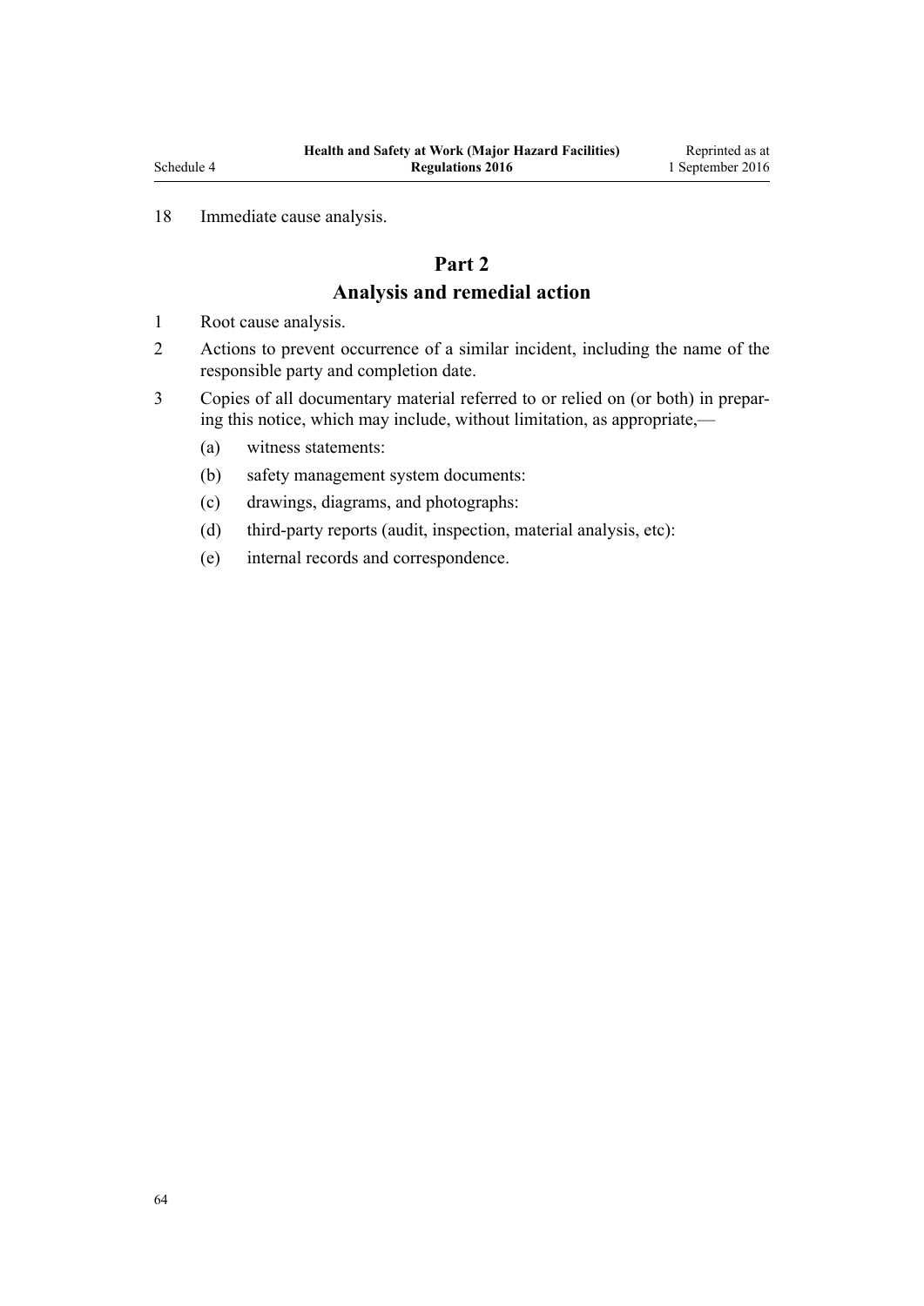18 Immediate cause analysis.

## Part 2
## Analysis and remedial action

1 Root cause analysis.

2 Actions to prevent occurrence of a similar incident, including the name of the responsible party and completion date.

3 Copies of all documentary material referred to or relied on (or both) in preparing this notice, which may include, without limitation, as appropriate,—

   (a) witness statements:

   (b) safety management system documents:

   (c) drawings, diagrams, and photographs:

   (d) third-party reports (audit, inspection, material analysis, etc):

   (e) internal records and correspondence.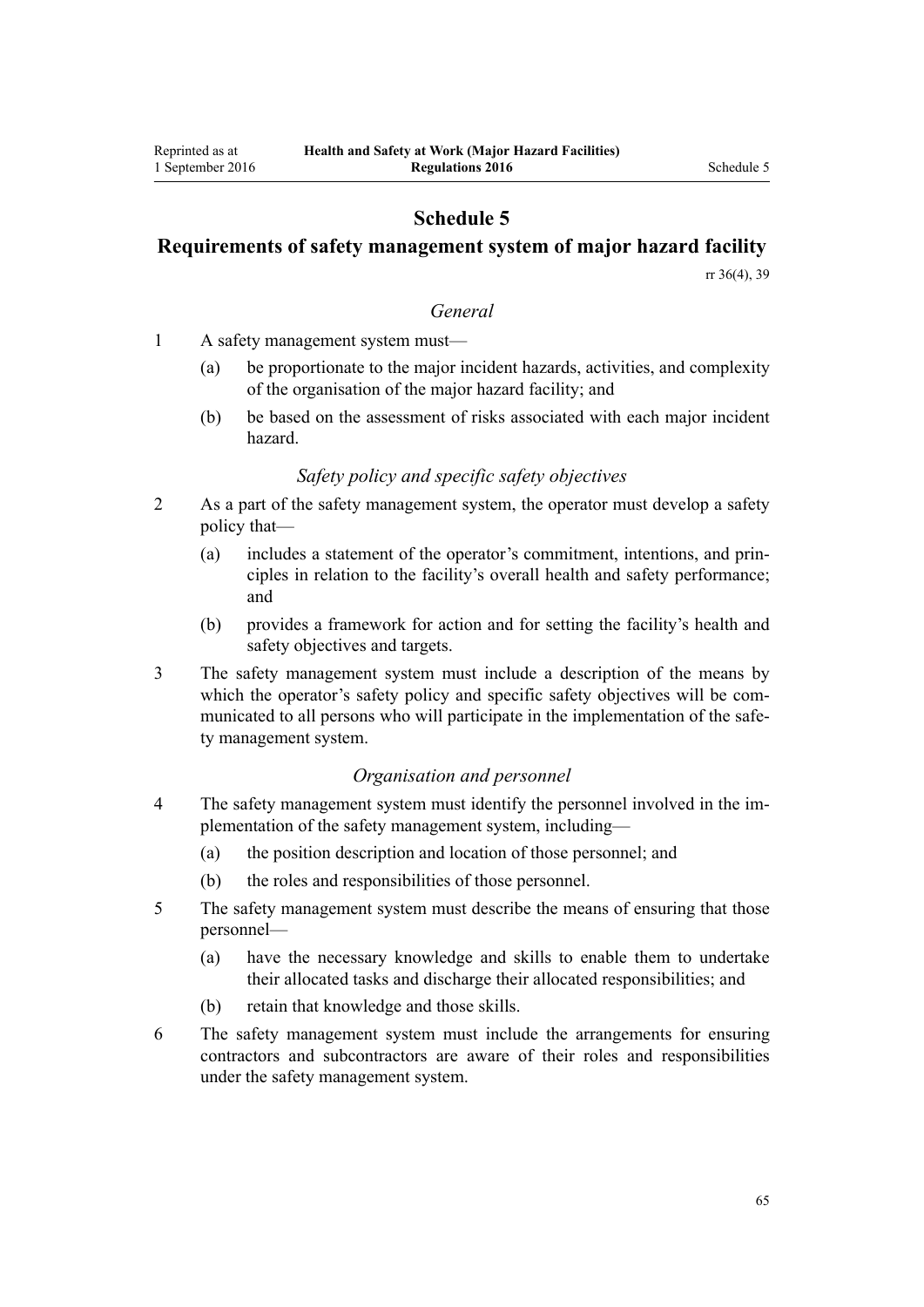# Schedule 5
## Requirements of safety management system of major hazard facility

rr 36(4), 39

### *General*

1 A safety management system must—

(a) be proportionate to the major incident hazards, activities, and complexity of the organisation of the major hazard facility; and

(b) be based on the assessment of risks associated with each major incident hazard.

### *Safety policy and specific safety objectives*

2 As a part of the safety management system, the operator must develop a safety policy that—

(a) includes a statement of the operator's commitment, intentions, and principles in relation to the facility's overall health and safety performance; and

(b) provides a framework for action and for setting the facility's health and safety objectives and targets.

3 The safety management system must include a description of the means by which the operator's safety policy and specific safety objectives will be communicated to all persons who will participate in the implementation of the safety management system.

### *Organisation and personnel*

4 The safety management system must identify the personnel involved in the implementation of the safety management system, including—

(a) the position description and location of those personnel; and

(b) the roles and responsibilities of those personnel.

5 The safety management system must describe the means of ensuring that those personnel—

(a) have the necessary knowledge and skills to enable them to undertake their allocated tasks and discharge their allocated responsibilities; and

(b) retain that knowledge and those skills.

6 The safety management system must include the arrangements for ensuring contractors and subcontractors are aware of their roles and responsibilities under the safety management system.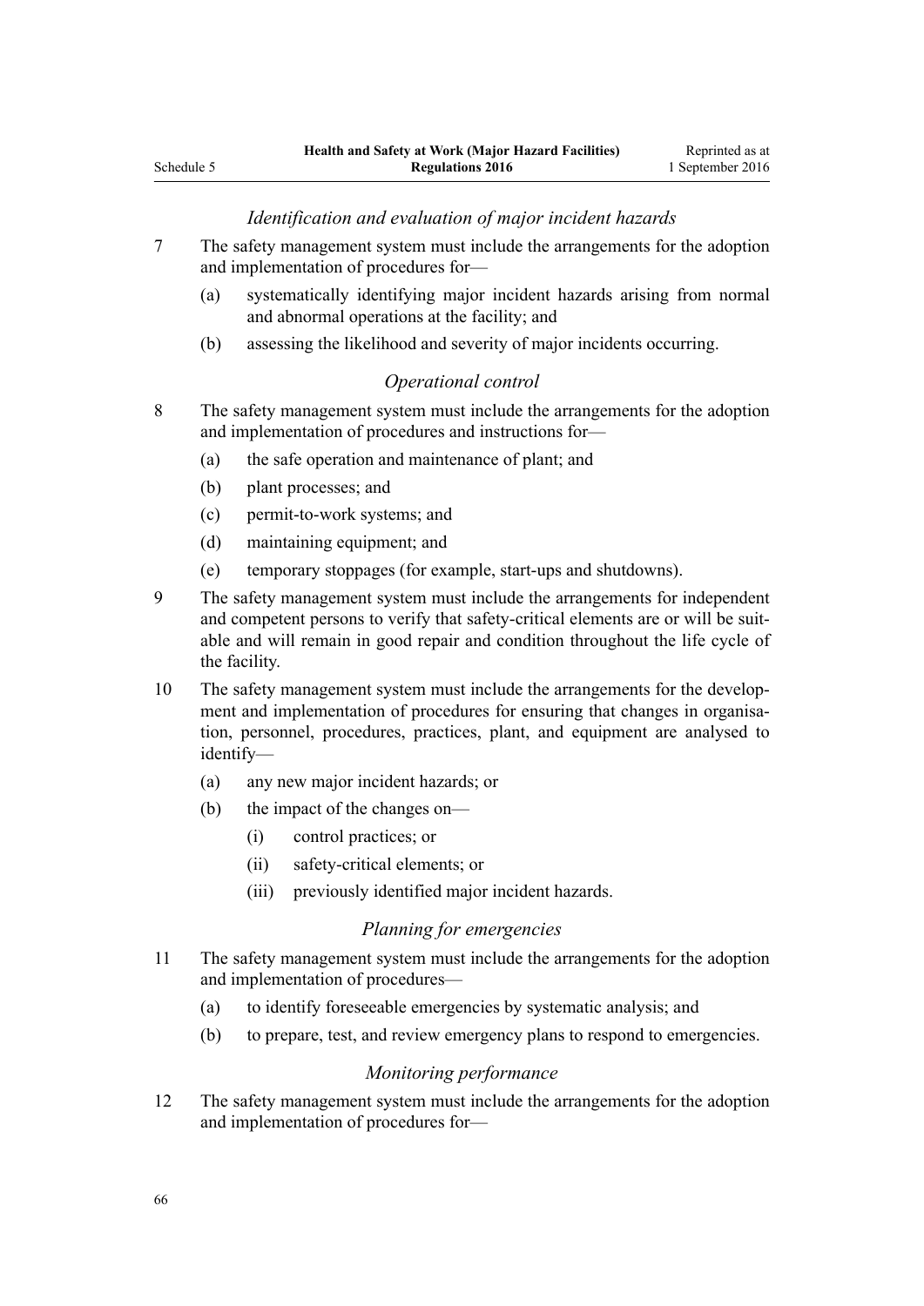*Identification and evaluation of major incident hazards*

7 The safety management system must include the arrangements for the adoption and implementation of procedures for—

- (a) systematically identifying major incident hazards arising from normal and abnormal operations at the facility; and
- (b) assessing the likelihood and severity of major incidents occurring.

*Operational control*

8 The safety management system must include the arrangements for the adoption and implementation of procedures and instructions for—

- (a) the safe operation and maintenance of plant; and
- (b) plant processes; and
- (c) permit-to-work systems; and
- (d) maintaining equipment; and
- (e) temporary stoppages (for example, start-ups and shutdowns).

9 The safety management system must include the arrangements for independent and competent persons to verify that safety-critical elements are or will be suitable and will remain in good repair and condition throughout the life cycle of the facility.

10 The safety management system must include the arrangements for the development and implementation of procedures for ensuring that changes in organisation, personnel, procedures, practices, plant, and equipment are analysed to identify—

- (a) any new major incident hazards; or
- (b) the impact of the changes on—
  - (i) control practices; or
  - (ii) safety-critical elements; or
  - (iii) previously identified major incident hazards.

*Planning for emergencies*

11 The safety management system must include the arrangements for the adoption and implementation of procedures—

- (a) to identify foreseeable emergencies by systematic analysis; and
- (b) to prepare, test, and review emergency plans to respond to emergencies.

*Monitoring performance*

12 The safety management system must include the arrangements for the adoption and implementation of procedures for—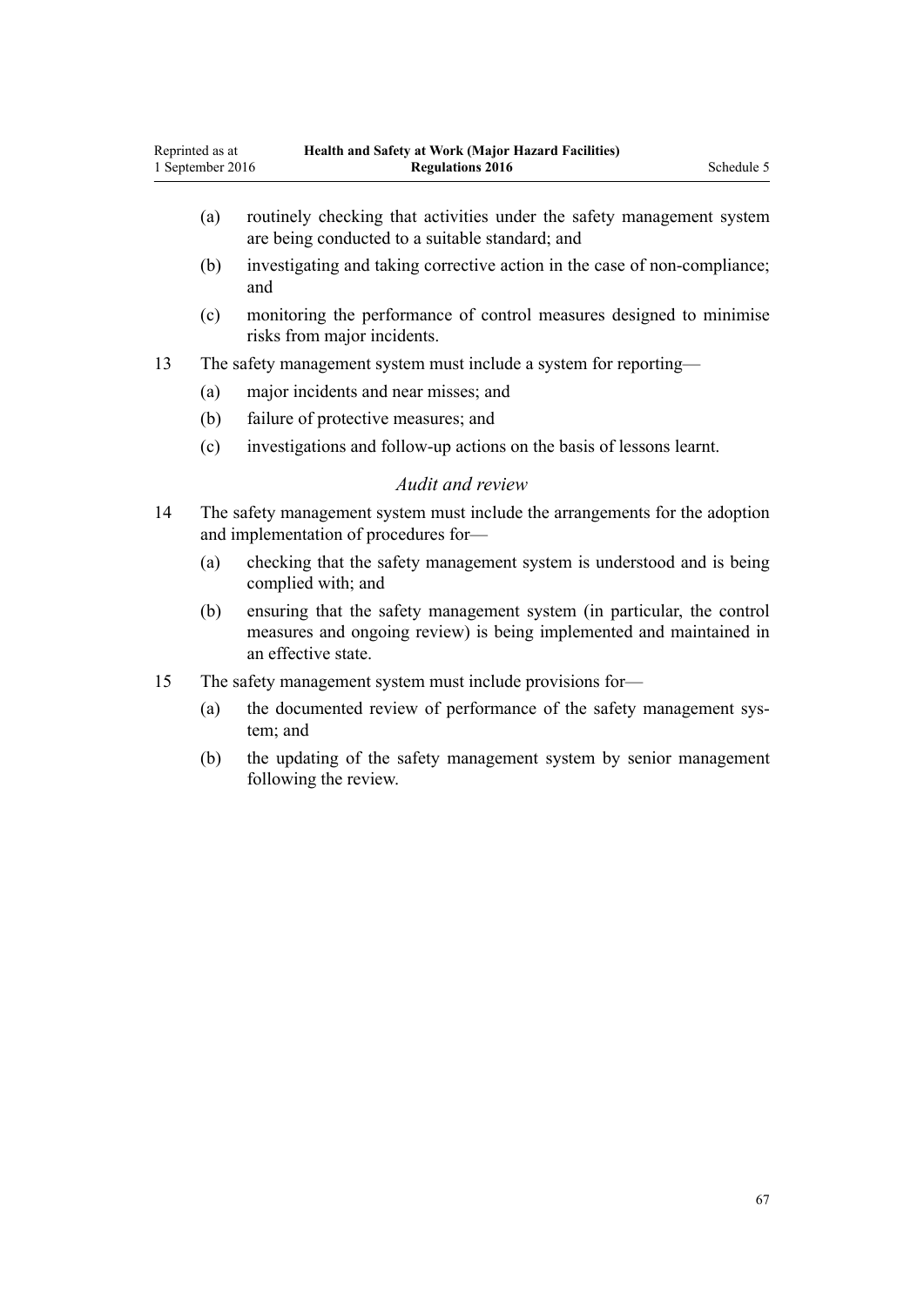(a) routinely checking that activities under the safety management system are being conducted to a suitable standard; and

(b) investigating and taking corrective action in the case of non-compliance; and

(c) monitoring the performance of control measures designed to minimise risks from major incidents.

13 The safety management system must include a system for reporting—

(a) major incidents and near misses; and

(b) failure of protective measures; and

(c) investigations and follow-up actions on the basis of lessons learnt.

### *Audit and review*

14 The safety management system must include the arrangements for the adoption and implementation of procedures for—

(a) checking that the safety management system is understood and is being complied with; and

(b) ensuring that the safety management system (in particular, the control measures and ongoing review) is being implemented and maintained in an effective state.

15 The safety management system must include provisions for—

(a) the documented review of performance of the safety management system; and

(b) the updating of the safety management system by senior management following the review.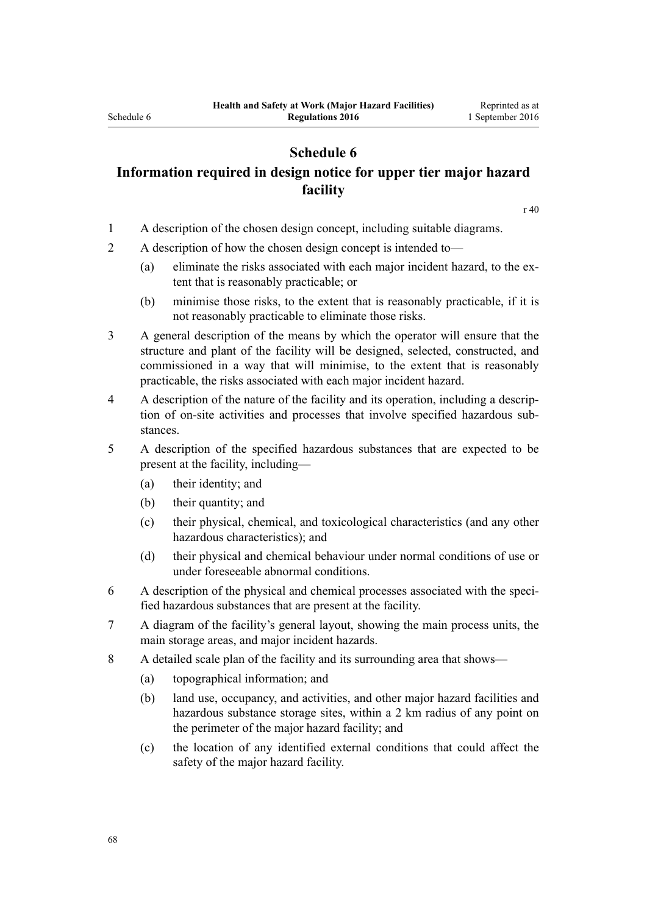# Schedule 6
## Information required in design notice for upper tier major hazard facility

r 40

1 A description of the chosen design concept, including suitable diagrams.

2 A description of how the chosen design concept is intended to—

   (a) eliminate the risks associated with each major incident hazard, to the extent that is reasonably practicable; or

   (b) minimise those risks, to the extent that is reasonably practicable, if it is not reasonably practicable to eliminate those risks.

3 A general description of the means by which the operator will ensure that the structure and plant of the facility will be designed, selected, constructed, and commissioned in a way that will minimise, to the extent that is reasonably practicable, the risks associated with each major incident hazard.

4 A description of the nature of the facility and its operation, including a description of on-site activities and processes that involve specified hazardous substances.

5 A description of the specified hazardous substances that are expected to be present at the facility, including—

   (a) their identity; and

   (b) their quantity; and

   (c) their physical, chemical, and toxicological characteristics (and any other hazardous characteristics); and

   (d) their physical and chemical behaviour under normal conditions of use or under foreseeable abnormal conditions.

6 A description of the physical and chemical processes associated with the specified hazardous substances that are present at the facility.

7 A diagram of the facility's general layout, showing the main process units, the main storage areas, and major incident hazards.

8 A detailed scale plan of the facility and its surrounding area that shows—

   (a) topographical information; and

   (b) land use, occupancy, and activities, and other major hazard facilities and hazardous substance storage sites, within a 2 km radius of any point on the perimeter of the major hazard facility; and

   (c) the location of any identified external conditions that could affect the safety of the major hazard facility.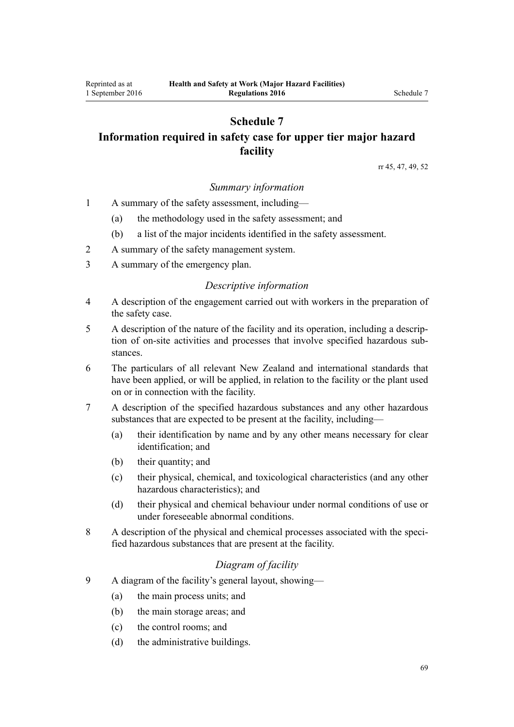# Schedule 7
# Information required in safety case for upper tier major hazard facility

rr 45, 47, 49, 52

*Summary information*

1 A summary of the safety assessment, including—

   (a) the methodology used in the safety assessment; and

   (b) a list of the major incidents identified in the safety assessment.

2 A summary of the safety management system.

3 A summary of the emergency plan.

*Descriptive information*

4 A description of the engagement carried out with workers in the preparation of the safety case.

5 A description of the nature of the facility and its operation, including a description of on-site activities and processes that involve specified hazardous substances.

6 The particulars of all relevant New Zealand and international standards that have been applied, or will be applied, in relation to the facility or the plant used on or in connection with the facility.

7 A description of the specified hazardous substances and any other hazardous substances that are expected to be present at the facility, including—

   (a) their identification by name and by any other means necessary for clear identification; and

   (b) their quantity; and

   (c) their physical, chemical, and toxicological characteristics (and any other hazardous characteristics); and

   (d) their physical and chemical behaviour under normal conditions of use or under foreseeable abnormal conditions.

8 A description of the physical and chemical processes associated with the specified hazardous substances that are present at the facility.

*Diagram of facility*

9 A diagram of the facility's general layout, showing—

   (a) the main process units; and

   (b) the main storage areas; and

   (c) the control rooms; and

   (d) the administrative buildings.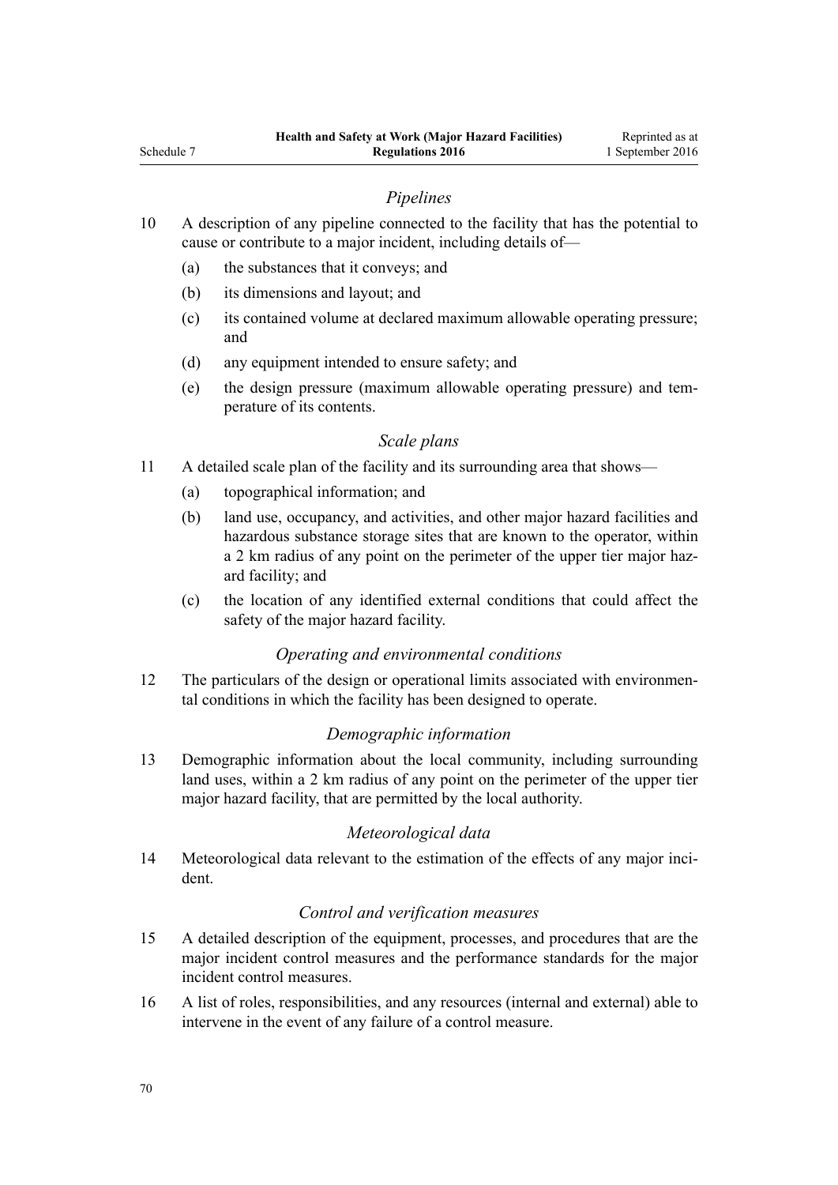### *Pipelines*

10 A description of any pipeline connected to the facility that has the potential to cause or contribute to a major incident, including details of—

(a) the substances that it conveys; and

(b) its dimensions and layout; and

(c) its contained volume at declared maximum allowable operating pressure; and

(d) any equipment intended to ensure safety; and

(e) the design pressure (maximum allowable operating pressure) and temperature of its contents.

### *Scale plans*

11 A detailed scale plan of the facility and its surrounding area that shows—

(a) topographical information; and

(b) land use, occupancy, and activities, and other major hazard facilities and hazardous substance storage sites that are known to the operator, within a 2 km radius of any point on the perimeter of the upper tier major hazard facility; and

(c) the location of any identified external conditions that could affect the safety of the major hazard facility.

### *Operating and environmental conditions*

12 The particulars of the design or operational limits associated with environmental conditions in which the facility has been designed to operate.

### *Demographic information*

13 Demographic information about the local community, including surrounding land uses, within a 2 km radius of any point on the perimeter of the upper tier major hazard facility, that are permitted by the local authority.

### *Meteorological data*

14 Meteorological data relevant to the estimation of the effects of any major incident.

### *Control and verification measures*

15 A detailed description of the equipment, processes, and procedures that are the major incident control measures and the performance standards for the major incident control measures.

16 A list of roles, responsibilities, and any resources (internal and external) able to intervene in the event of any failure of a control measure.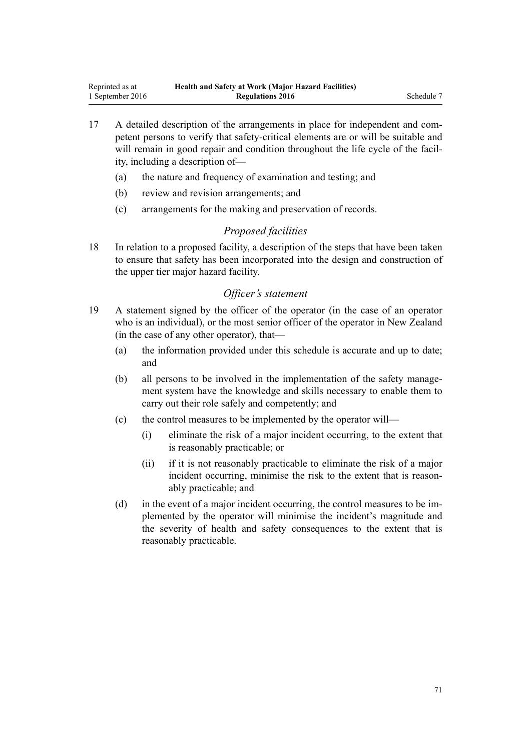17 A detailed description of the arrangements in place for independent and competent persons to verify that safety-critical elements are or will be suitable and will remain in good repair and condition throughout the life cycle of the facility, including a description of—

(a) the nature and frequency of examination and testing; and

(b) review and revision arrangements; and

(c) arrangements for the making and preservation of records.

### *Proposed facilities*

18 In relation to a proposed facility, a description of the steps that have been taken to ensure that safety has been incorporated into the design and construction of the upper tier major hazard facility.

### *Officer's statement*

19 A statement signed by the officer of the operator (in the case of an operator who is an individual), or the most senior officer of the operator in New Zealand (in the case of any other operator), that—

(a) the information provided under this schedule is accurate and up to date; and

(b) all persons to be involved in the implementation of the safety management system have the knowledge and skills necessary to enable them to carry out their role safely and competently; and

(c) the control measures to be implemented by the operator will—

(i) eliminate the risk of a major incident occurring, to the extent that is reasonably practicable; or

(ii) if it is not reasonably practicable to eliminate the risk of a major incident occurring, minimise the risk to the extent that is reasonably practicable; and

(d) in the event of a major incident occurring, the control measures to be implemented by the operator will minimise the incident's magnitude and the severity of health and safety consequences to the extent that is reasonably practicable.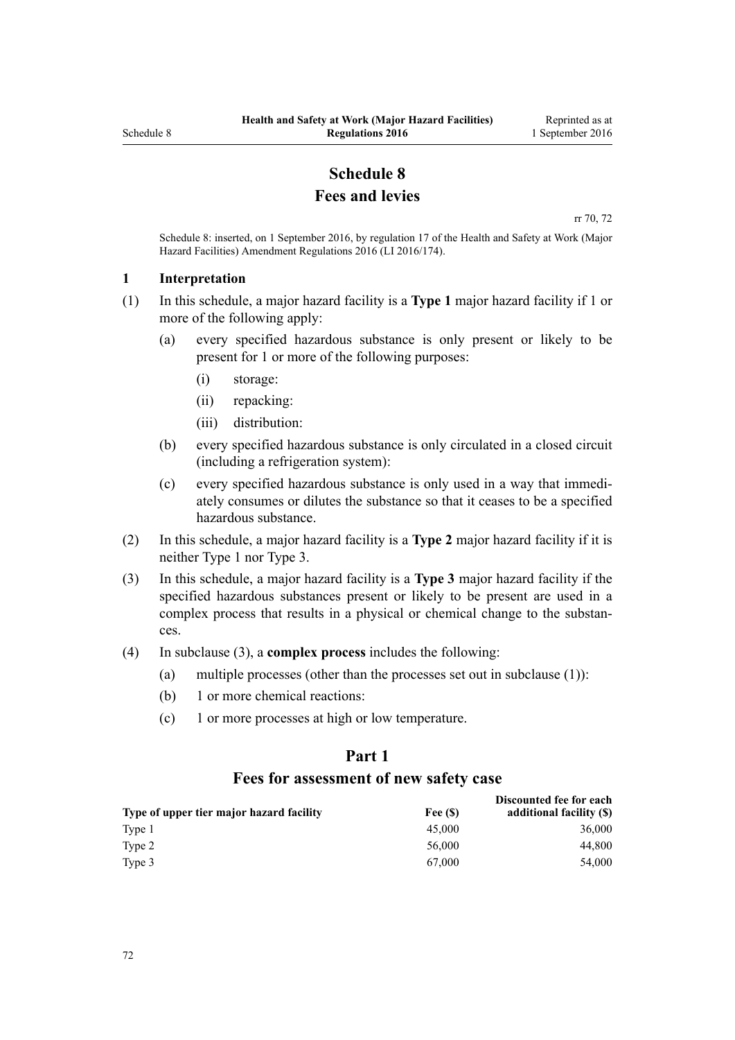# Schedule 8
# Fees and levies

rr 70, 72

Schedule 8: inserted, on 1 September 2016, by regulation 17 of the Health and Safety at Work (Major Hazard Facilities) Amendment Regulations 2016 (LI 2016/174).

### 1 Interpretation

(1) In this schedule, a major hazard facility is a **Type 1** major hazard facility if 1 or more of the following apply:

- (a) every specified hazardous substance is only present or likely to be present for 1 or more of the following purposes:
  - (i) storage:
  - (ii) repacking:
  - (iii) distribution:
- (b) every specified hazardous substance is only circulated in a closed circuit (including a refrigeration system):
- (c) every specified hazardous substance is only used in a way that immediately consumes or dilutes the substance so that it ceases to be a specified hazardous substance.

(2) In this schedule, a major hazard facility is a **Type 2** major hazard facility if it is neither Type 1 nor Type 3.

(3) In this schedule, a major hazard facility is a **Type 3** major hazard facility if the specified hazardous substances present or likely to be present are used in a complex process that results in a physical or chemical change to the substances.

(4) In subclause (3), a **complex process** includes the following:

- (a) multiple processes (other than the processes set out in subclause (1)):
- (b) 1 or more chemical reactions:
- (c) 1 or more processes at high or low temperature.

## Part 1
## Fees for assessment of new safety case

| Type of upper tier major hazard facility | Fee ($) | Discounted fee for each additional facility ($) |
|---|---|---|
| Type 1 | 45,000 | 36,000 |
| Type 2 | 56,000 | 44,800 |
| Type 3 | 67,000 | 54,000 |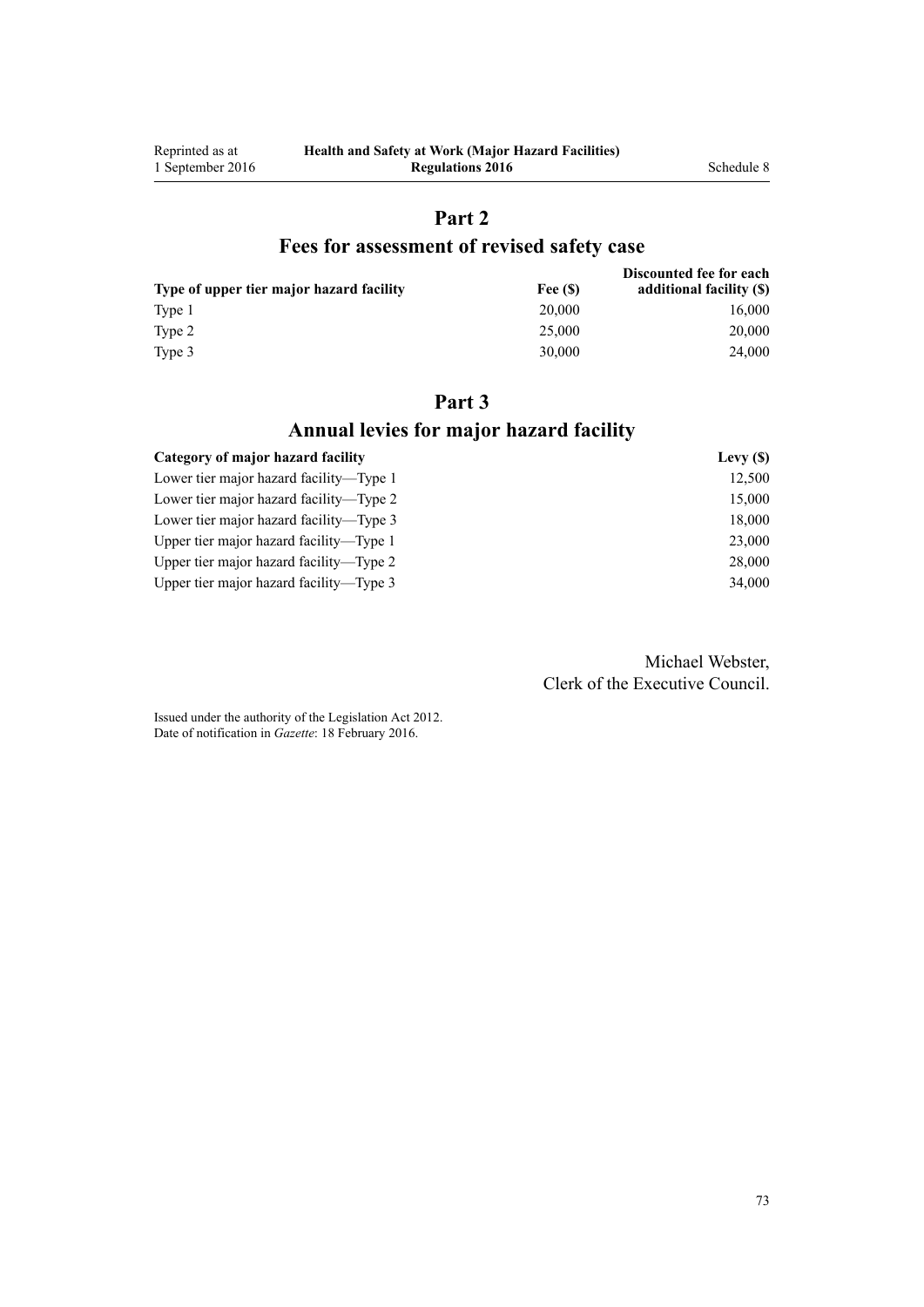## Part 2

## Fees for assessment of revised safety case

| Type of upper tier major hazard facility | Fee ($) | Discounted fee for each additional facility ($) |
|---|---|---|
| Type 1 | 20,000 | 16,000 |
| Type 2 | 25,000 | 20,000 |
| Type 3 | 30,000 | 24,000 |

## Part 3

## Annual levies for major hazard facility

| Category of major hazard facility | Levy ($) |
|---|---|
| Lower tier major hazard facility—Type 1 | 12,500 |
| Lower tier major hazard facility—Type 2 | 15,000 |
| Lower tier major hazard facility—Type 3 | 18,000 |
| Upper tier major hazard facility—Type 1 | 23,000 |
| Upper tier major hazard facility—Type 2 | 28,000 |
| Upper tier major hazard facility—Type 3 | 34,000 |

Michael Webster,
Clerk of the Executive Council.

Issued under the authority of the Legislation Act 2012.
Date of notification in *Gazette*: 18 February 2016.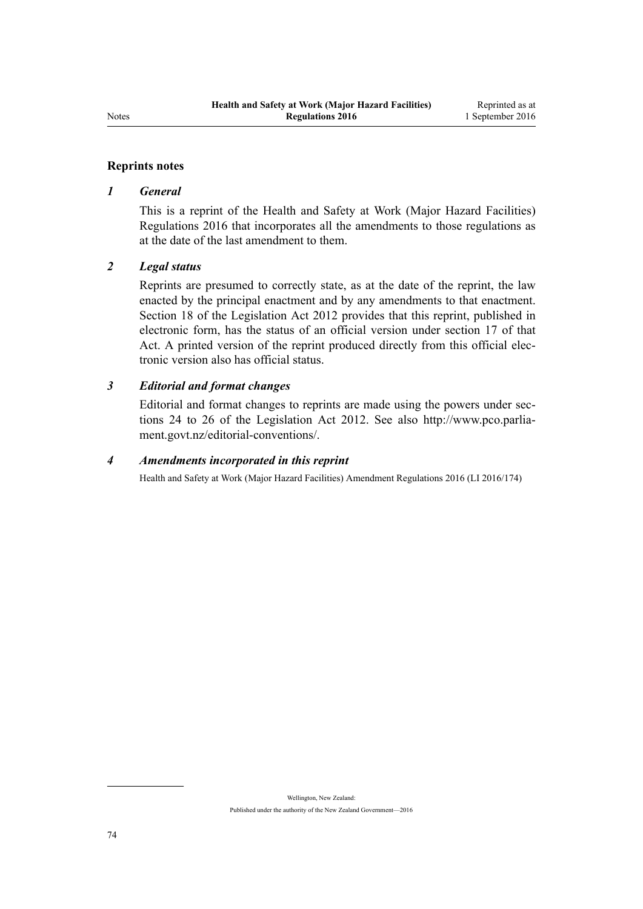## Reprints notes

### *1 General*

This is a reprint of the Health and Safety at Work (Major Hazard Facilities) Regulations 2016 that incorporates all the amendments to those regulations as at the date of the last amendment to them.

### *2 Legal status*

Reprints are presumed to correctly state, as at the date of the reprint, the law enacted by the principal enactment and by any amendments to that enactment. Section 18 of the Legislation Act 2012 provides that this reprint, published in electronic form, has the status of an official version under section 17 of that Act. A printed version of the reprint produced directly from this official electronic version also has official status.

### *3 Editorial and format changes*

Editorial and format changes to reprints are made using the powers under sections 24 to 26 of the Legislation Act 2012. See also http://www.pco.parliament.govt.nz/editorial-conventions/.

### *4 Amendments incorporated in this reprint*

Health and Safety at Work (Major Hazard Facilities) Amendment Regulations 2016 (LI 2016/174)

Wellington, New Zealand:

Published under the authority of the New Zealand Government—2016